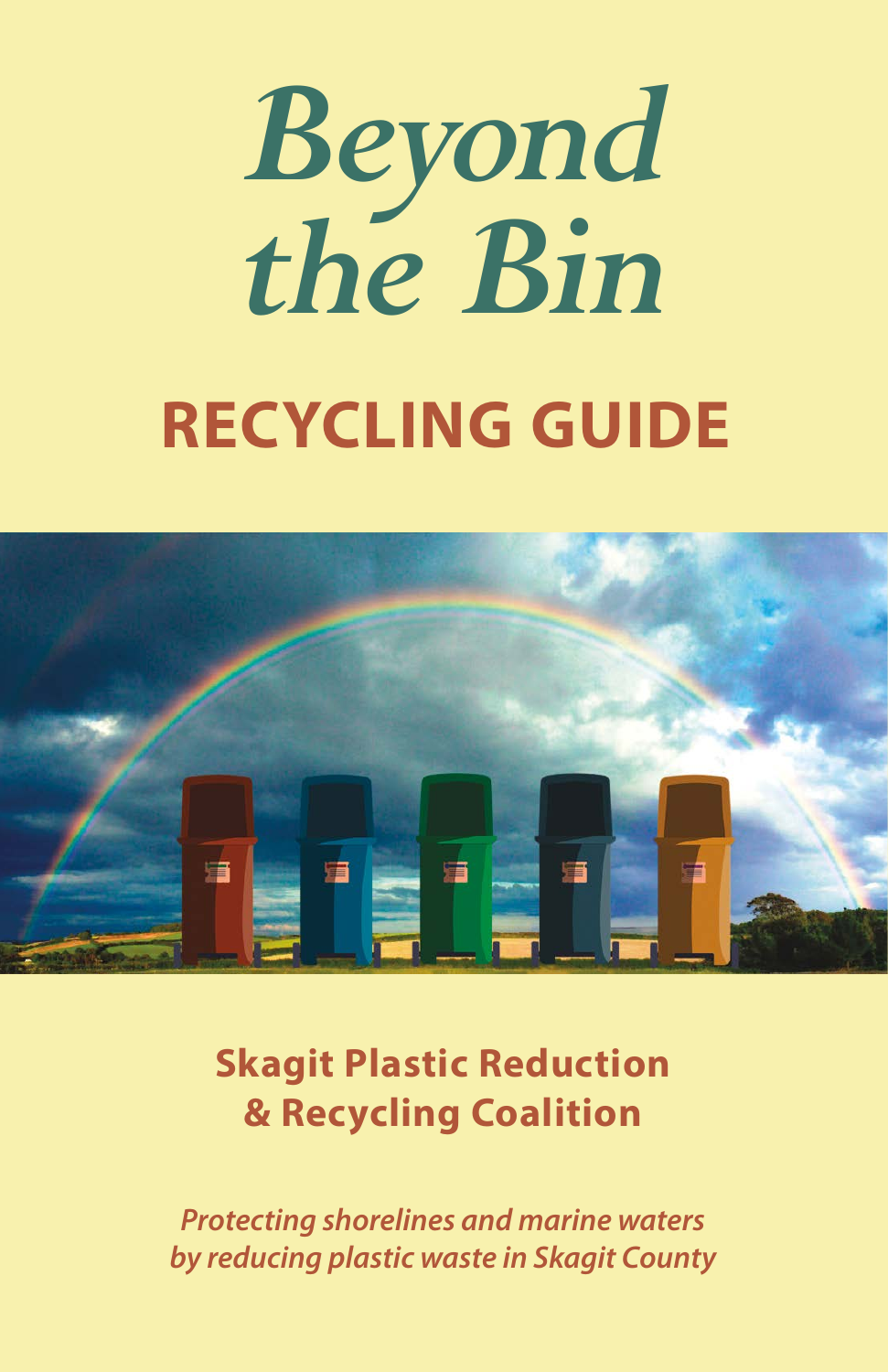# *Beyond the Bin*

## RECYCLING GUIDE

**Skagit Plastic Reduction & Recycling Coalition**

***Protecting shorelines and marine waters by reducing plastic waste in Skagit County***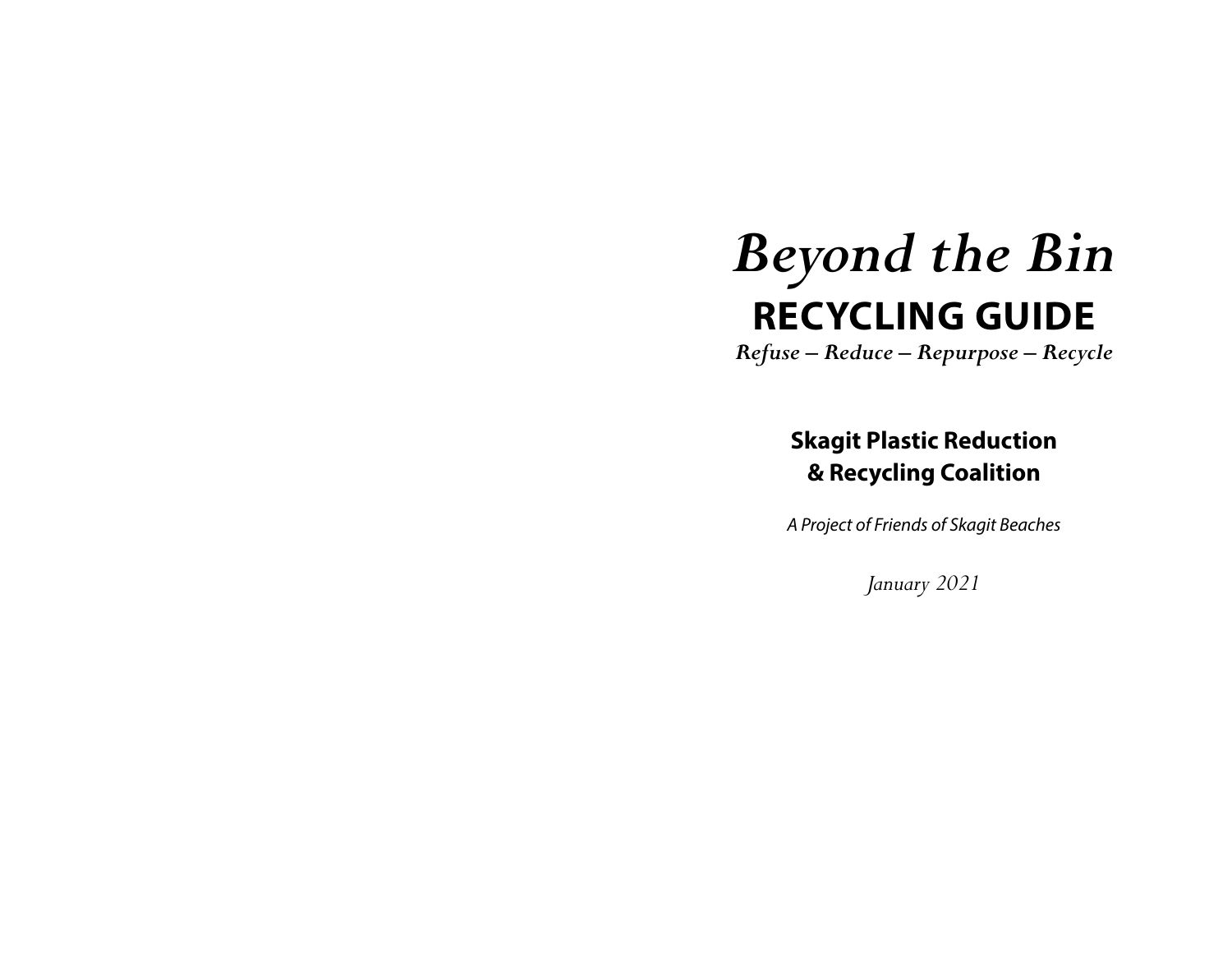# *Beyond the Bin*

## RECYCLING GUIDE

*Refuse – Reduce – Repurpose – Recycle*

**Skagit Plastic Reduction & Recycling Coalition**

*A Project of Friends of Skagit Beaches*

*January 2021*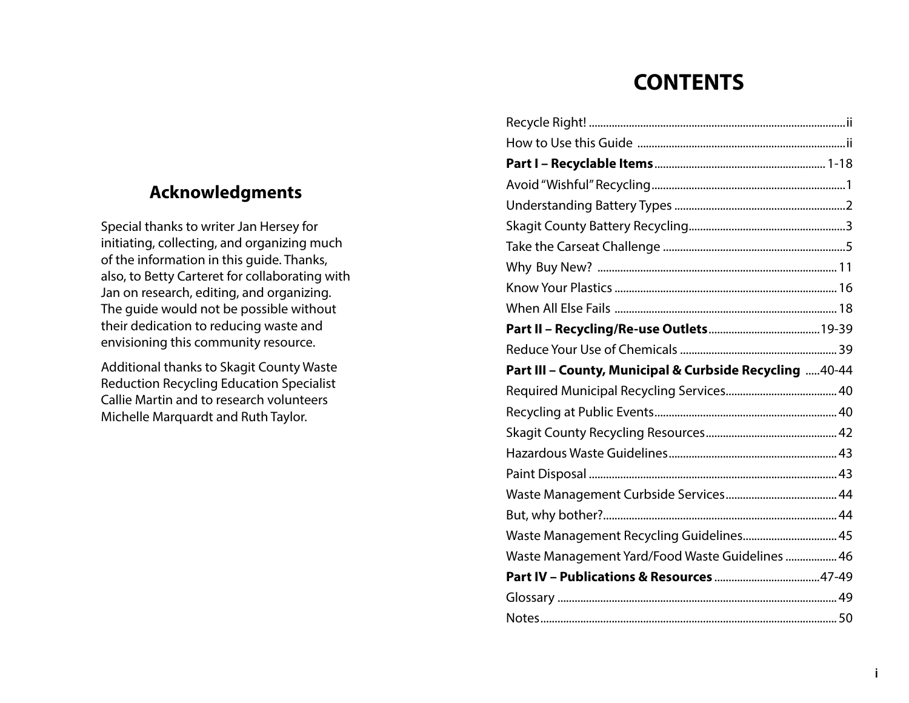## Acknowledgments

Special thanks to writer Jan Hersey for initiating, collecting, and organizing much of the information in this guide. Thanks, also, to Betty Carteret for collaborating with Jan on research, editing, and organizing. The guide would not be possible without their dedication to reducing waste and envisioning this community resource.

Additional thanks to Skagit County Waste Reduction Recycling Education Specialist Callie Martin and to research volunteers Michelle Marquardt and Ruth Taylor.

# CONTENTS

Recycle Right! .......... ii
How to Use this Guide .......... ii
**Part I – Recyclable Items** .......... 1-18
Avoid "Wishful" Recycling .......... 1
Understanding Battery Types .......... 2
Skagit County Battery Recycling .......... 3
Take the Carseat Challenge .......... 5
Why Buy New? .......... 11
Know Your Plastics .......... 16
When All Else Fails .......... 18
**Part II – Recycling/Re-use Outlets** .......... 19-39
Reduce Your Use of Chemicals .......... 39
**Part III – County, Municipal & Curbside Recycling** .......... 40-44
Required Municipal Recycling Services .......... 40
Recycling at Public Events .......... 40
Skagit County Recycling Resources .......... 42
Hazardous Waste Guidelines .......... 43
Paint Disposal .......... 43
Waste Management Curbside Services .......... 44
But, why bother? .......... 44
Waste Management Recycling Guidelines .......... 45
Waste Management Yard/Food Waste Guidelines .......... 46
**Part IV – Publications & Resources** .......... 47-49
Glossary .......... 49
Notes .......... 50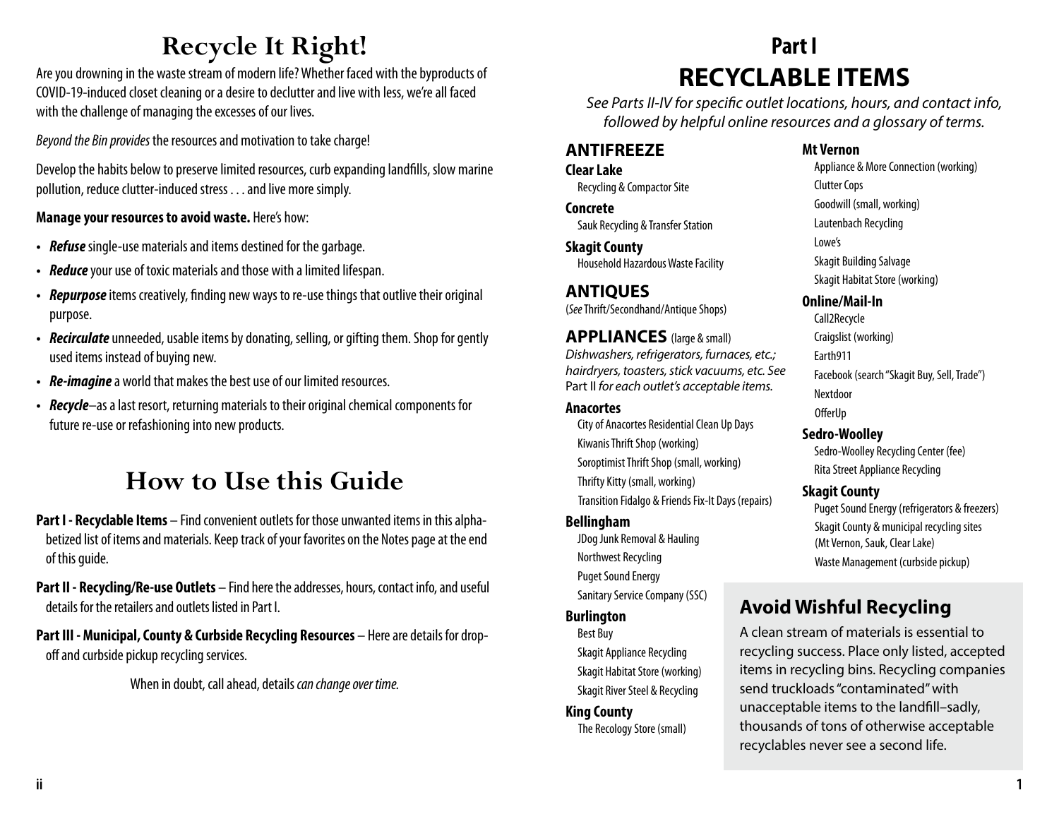# Recycle It Right!

Are you drowning in the waste stream of modern life? Whether faced with the byproducts of COVID-19-induced closet cleaning or a desire to declutter and live with less, we're all faced with the challenge of managing the excesses of our lives.

*Beyond the Bin provides* the resources and motivation to take charge!

Develop the habits below to preserve limited resources, curb expanding landfills, slow marine pollution, reduce clutter-induced stress . . . and live more simply.

**Manage your resources to avoid waste.** Here's how:

- ***Refuse*** single-use materials and items destined for the garbage.
- ***Reduce*** your use of toxic materials and those with a limited lifespan.
- ***Repurpose*** items creatively, finding new ways to re-use things that outlive their original purpose.
- ***Recirculate*** unneeded, usable items by donating, selling, or gifting them. Shop for gently used items instead of buying new.
- ***Re-imagine*** a world that makes the best use of our limited resources.
- ***Recycle***–as a last resort, returning materials to their original chemical components for future re-use or refashioning into new products.

# How to Use this Guide

**Part I - Recyclable Items** – Find convenient outlets for those unwanted items in this alphabetized list of items and materials. Keep track of your favorites on the Notes page at the end of this guide.

**Part II - Recycling/Re-use Outlets** – Find here the addresses, hours, contact info, and useful details for the retailers and outlets listed in Part I.

**Part III - Municipal, County & Curbside Recycling Resources** – Here are details for drop-off and curbside pickup recycling services.

When in doubt, call ahead, details *can change over time.*

# Part I
# RECYCLABLE ITEMS

*See Parts II-IV for specific outlet locations, hours, and contact info, followed by helpful online resources and a glossary of terms.*

## ANTIFREEZE

**Clear Lake**
Recycling & Compactor Site

**Concrete**
Sauk Recycling & Transfer Station

**Skagit County**
Household Hazardous Waste Facility

## ANTIQUES

(*See* Thrift/Secondhand/Antique Shops)

## APPLIANCES (large & small)

*Dishwashers, refrigerators, furnaces, etc.; hairdryers, toasters, stick vacuums, etc. See* Part II *for each outlet's acceptable items.*

**Anacortes**
City of Anacortes Residential Clean Up Days
Kiwanis Thrift Shop (working)
Soroptimist Thrift Shop (small, working)
Thrifty Kitty (small, working)
Transition Fidalgo & Friends Fix-It Days (repairs)

**Bellingham**
JDog Junk Removal & Hauling
Northwest Recycling
Puget Sound Energy
Sanitary Service Company (SSC)

**Burlington**
Best Buy
Skagit Appliance Recycling
Skagit Habitat Store (working)
Skagit River Steel & Recycling

**King County**
The Recology Store (small)

**Mt Vernon**
Appliance & More Connection (working)
Clutter Cops
Goodwill (small, working)
Lautenbach Recycling
Lowe's
Skagit Building Salvage
Skagit Habitat Store (working)

**Online/Mail-In**
Call2Recycle
Craigslist (working)
Earth911
Facebook (search "Skagit Buy, Sell, Trade")
Nextdoor
OfferUp

**Sedro-Woolley**
Sedro-Woolley Recycling Center (fee)
Rita Street Appliance Recycling

**Skagit County**
Puget Sound Energy (refrigerators & freezers)
Skagit County & municipal recycling sites (Mt Vernon, Sauk, Clear Lake)
Waste Management (curbside pickup)

## Avoid Wishful Recycling

A clean stream of materials is essential to recycling success. Place only listed, accepted items in recycling bins. Recycling companies send truckloads "contaminated" with unacceptable items to the landfill–sadly, thousands of tons of otherwise acceptable recyclables never see a second life.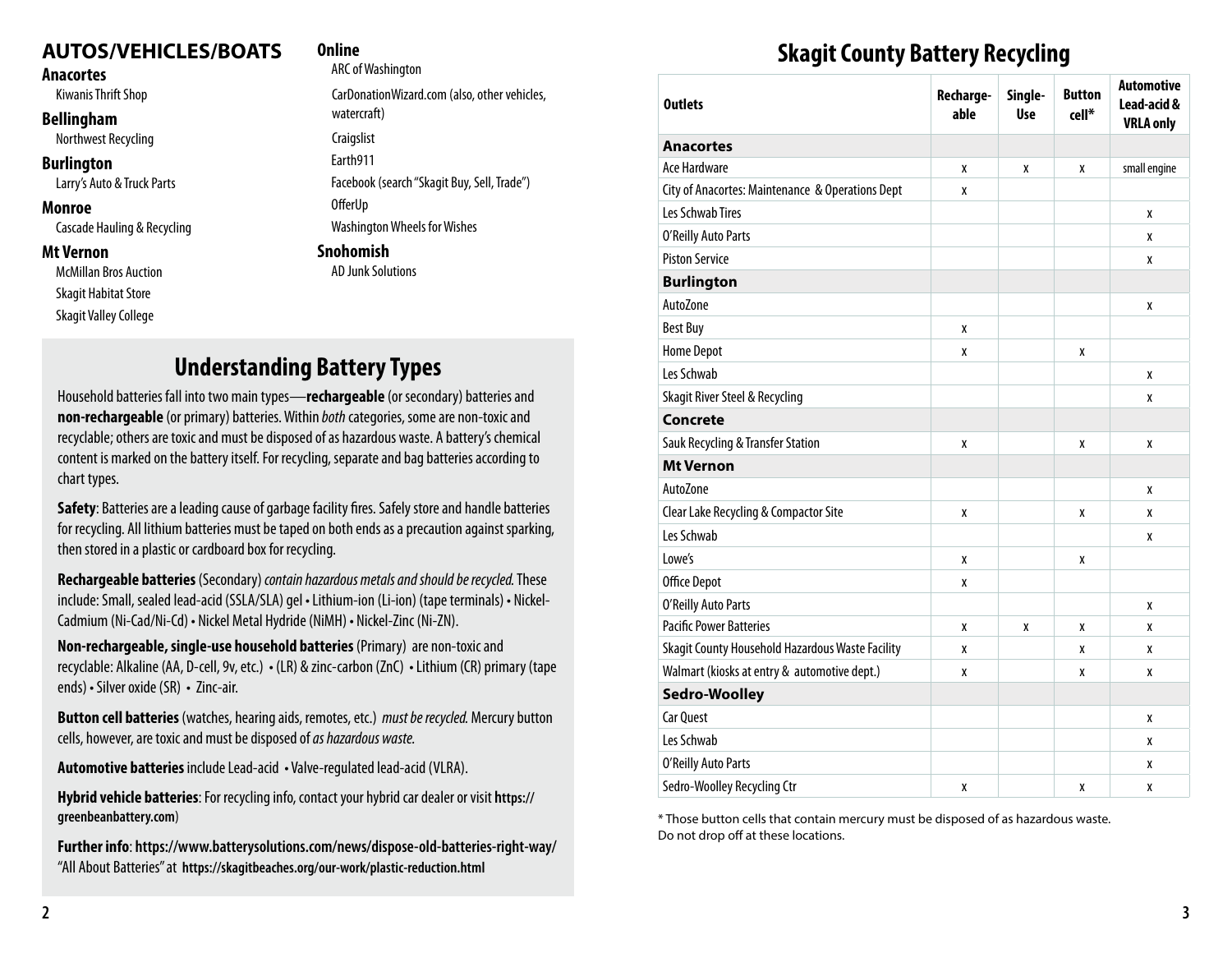## AUTOS/VEHICLES/BOATS

### Anacortes
Kiwanis Thrift Shop

### Bellingham
Northwest Recycling

### Burlington
Larry's Auto & Truck Parts

### Monroe
Cascade Hauling & Recycling

### Mt Vernon
McMillan Bros Auction

Skagit Habitat Store

Skagit Valley College

### Online
ARC of Washington

CarDonationWizard.com (also, other vehicles, watercraft)

Craigslist

Earth911

Facebook (search "Skagit Buy, Sell, Trade")

OfferUp

Washington Wheels for Wishes

### Snohomish
AD Junk Solutions

## Understanding Battery Types

Household batteries fall into two main types—**rechargeable** (or secondary) batteries and **non-rechargeable** (or primary) batteries. Within *both* categories, some are non-toxic and recyclable; others are toxic and must be disposed of as hazardous waste. A battery's chemical content is marked on the battery itself. For recycling, separate and bag batteries according to chart types.

**Safety**: Batteries are a leading cause of garbage facility fires. Safely store and handle batteries for recycling. All lithium batteries must be taped on both ends as a precaution against sparking, then stored in a plastic or cardboard box for recycling.

**Rechargeable batteries** (Secondary) *contain hazardous metals and should be recycled.* These include: Small, sealed lead-acid (SSLA/SLA) gel • Lithium-ion (Li-ion) (tape terminals) • Nickel-Cadmium (Ni-Cad/Ni-Cd) • Nickel Metal Hydride (NiMH) • Nickel-Zinc (Ni-ZN).

**Non-rechargeable, single-use household batteries** (Primary) are non-toxic and recyclable: Alkaline (AA, D-cell, 9v, etc.) • (LR) & zinc-carbon (ZnC) • Lithium (CR) primary (tape ends) • Silver oxide (SR) • Zinc-air.

**Button cell batteries** (watches, hearing aids, remotes, etc.) *must be recycled.* Mercury button cells, however, are toxic and must be disposed of *as hazardous waste.*

**Automotive batteries** include Lead-acid • Valve-regulated lead-acid (VLRA).

**Hybrid vehicle batteries**: For recycling info, contact your hybrid car dealer or visit **https://greenbeanbattery.com**)

**Further info**: **https://www.batterysolutions.com/news/dispose-old-batteries-right-way/**
"All About Batteries" at **https://skagitbeaches.org/our-work/plastic-reduction.html**

## Skagit County Battery Recycling

| Outlets | Recharge-able | Single-Use | Button cell* | Automotive Lead-acid & VRLA only |
|---|---|---|---|---|
| **Anacortes** | | | | |
| Ace Hardware | x | x | x | small engine |
| City of Anacortes: Maintenance & Operations Dept | x | | | |
| Les Schwab Tires | | | | x |
| O'Reilly Auto Parts | | | | x |
| Piston Service | | | | x |
| **Burlington** | | | | |
| AutoZone | | | | x |
| Best Buy | x | | | |
| Home Depot | x | | x | |
| Les Schwab | | | | x |
| Skagit River Steel & Recycling | | | | x |
| **Concrete** | | | | |
| Sauk Recycling & Transfer Station | x | | x | x |
| **Mt Vernon** | | | | |
| AutoZone | | | | x |
| Clear Lake Recycling & Compactor Site | x | | x | x |
| Les Schwab | | | | x |
| Lowe's | x | | x | |
| Office Depot | x | | | |
| O'Reilly Auto Parts | | | | x |
| Pacific Power Batteries | x | x | x | x |
| Skagit County Household Hazardous Waste Facility | x | | x | x |
| Walmart (kiosks at entry & automotive dept.) | x | | x | x |
| **Sedro-Woolley** | | | | |
| Car Quest | | | | x |
| Les Schwab | | | | x |
| O'Reilly Auto Parts | | | | x |
| Sedro-Woolley Recycling Ctr | x | | x | x |

* Those button cells that contain mercury must be disposed of as hazardous waste. Do not drop off at these locations.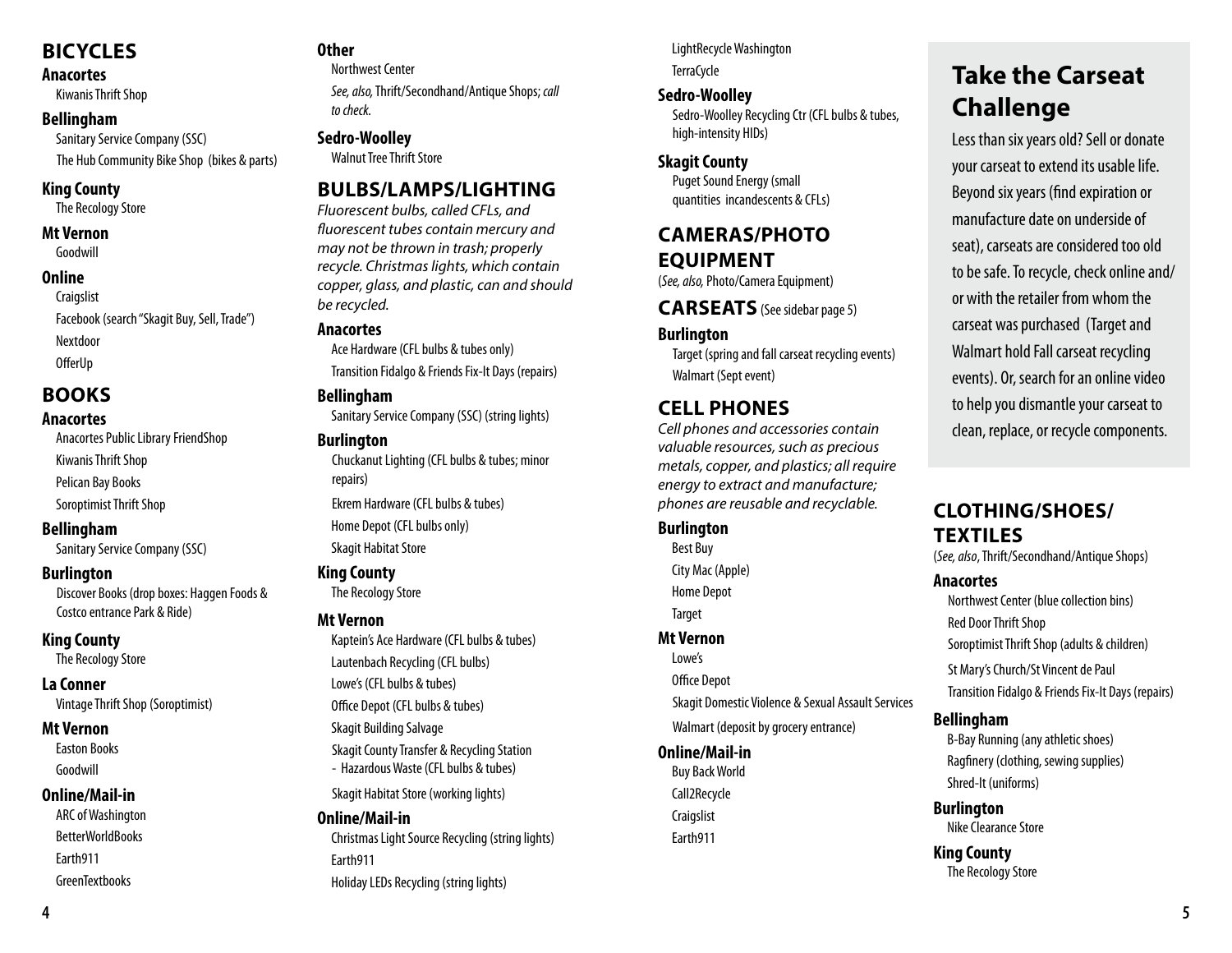## BICYCLES

**Anacortes**

Kiwanis Thrift Shop

**Bellingham**

Sanitary Service Company (SSC)

The Hub Community Bike Shop (bikes & parts)

**King County**

The Recology Store

**Mt Vernon**

Goodwill

**Online**

Craigslist

Facebook (search "Skagit Buy, Sell, Trade")

Nextdoor

OfferUp

**Other**

Northwest Center

*See, also,* Thrift/Secondhand/Antique Shops; *call to check.*

**Sedro-Woolley**

Walnut Tree Thrift Store

## BOOKS

**Anacortes**

Anacortes Public Library FriendShop

Kiwanis Thrift Shop

Pelican Bay Books

Soroptimist Thrift Shop

**Bellingham**

Sanitary Service Company (SSC)

**Burlington**

Discover Books (drop boxes: Haggen Foods & Costco entrance Park & Ride)

**King County**

The Recology Store

**La Conner**

Vintage Thrift Shop (Soroptimist)

**Mt Vernon**

Easton Books

Goodwill

**Online/Mail-in**

ARC of Washington

BetterWorldBooks

Earth911

GreenTextbooks

## BULBS/LAMPS/LIGHTING

*Fluorescent bulbs, called CFLs, and fluorescent tubes contain mercury and may not be thrown in trash; properly recycle. Christmas lights, which contain copper, glass, and plastic, can and should be recycled.*

**Anacortes**

Ace Hardware (CFL bulbs & tubes only)

Transition Fidalgo & Friends Fix-It Days (repairs)

**Bellingham**

Sanitary Service Company (SSC) (string lights)

**Burlington**

Chuckanut Lighting (CFL bulbs & tubes; minor repairs)

Ekrem Hardware (CFL bulbs & tubes)

Home Depot (CFL bulbs only)

Skagit Habitat Store

**King County**

The Recology Store

**Mt Vernon**

Kaptein's Ace Hardware (CFL bulbs & tubes)

Lautenbach Recycling (CFL bulbs)

Lowe's (CFL bulbs & tubes)

Office Depot (CFL bulbs & tubes)

Skagit Building Salvage

Skagit County Transfer & Recycling Station - Hazardous Waste (CFL bulbs & tubes)

Skagit Habitat Store (working lights)

**Online/Mail-in**

Christmas Light Source Recycling (string lights)

Earth911

Holiday LEDs Recycling (string lights)

LightRecycle Washington

TerraCycle

**Sedro-Woolley**

Sedro-Woolley Recycling Ctr (CFL bulbs & tubes, high-intensity HIDs)

**Skagit County**

Puget Sound Energy (small quantities incandescents & CFLs)

## CAMERAS/PHOTO EQUIPMENT

(*See, also,* Photo/Camera Equipment)

## CARSEATS (See sidebar page 5)

**Burlington**

Target (spring and fall carseat recycling events)

Walmart (Sept event)

## CELL PHONES

*Cell phones and accessories contain valuable resources, such as precious metals, copper, and plastics; all require energy to extract and manufacture; phones are reusable and recyclable.*

**Burlington**

Best Buy

City Mac (Apple)

Home Depot

Target

**Mt Vernon**

Lowe's

Office Depot

Skagit Domestic Violence & Sexual Assault Services

Walmart (deposit by grocery entrance)

**Online/Mail-in**

Buy Back World

Call2Recycle

Craigslist

Earth911

## Take the Carseat Challenge

Less than six years old? Sell or donate your carseat to extend its usable life. Beyond six years (find expiration or manufacture date on underside of seat), carseats are considered too old to be safe. To recycle, check online and/or with the retailer from whom the carseat was purchased (Target and Walmart hold Fall carseat recycling events). Or, search for an online video to help you dismantle your carseat to clean, replace, or recycle components.

## CLOTHING/SHOES/TEXTILES

(*See, also*, Thrift/Secondhand/Antique Shops)

**Anacortes**

Northwest Center (blue collection bins)

Red Door Thrift Shop

Soroptimist Thrift Shop (adults & children)

St Mary's Church/St Vincent de Paul

Transition Fidalgo & Friends Fix-It Days (repairs)

**Bellingham**

B-Bay Running (any athletic shoes)

Ragfinery (clothing, sewing supplies)

Shred-It (uniforms)

**Burlington**

Nike Clearance Store

**King County**

The Recology Store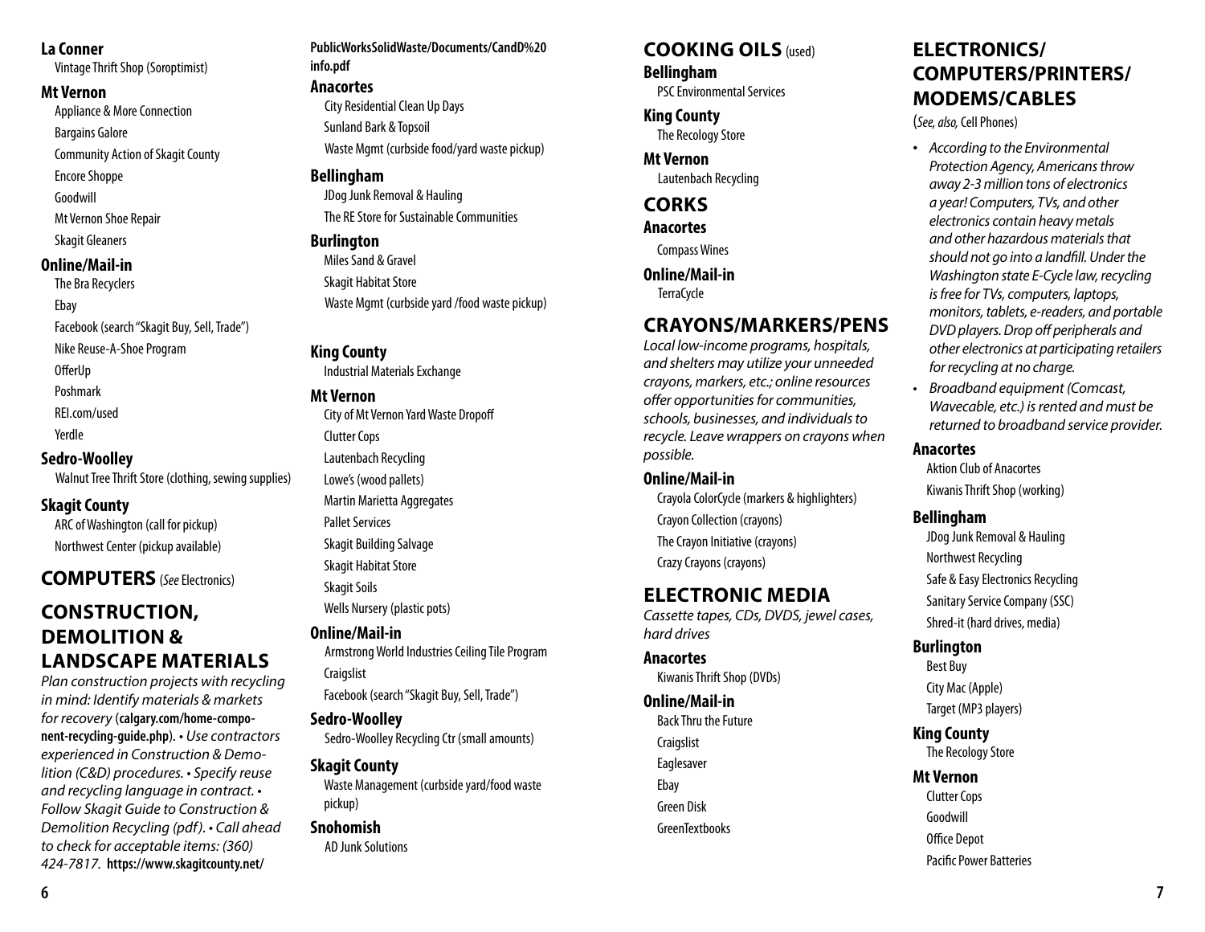### La Conner

Vintage Thrift Shop (Soroptimist)

### Mt Vernon

Appliance & More Connection

Bargains Galore

Community Action of Skagit County

Encore Shoppe

Goodwill

Mt Vernon Shoe Repair

Skagit Gleaners

### Online/Mail-in

The Bra Recyclers

Ebay

Facebook (search "Skagit Buy, Sell, Trade")

Nike Reuse-A-Shoe Program

OfferUp

Poshmark

REI.com/used

Yerdle

### Sedro-Woolley

Walnut Tree Thrift Store (clothing, sewing supplies)

### Skagit County

ARC of Washington (call for pickup)

Northwest Center (pickup available)

## COMPUTERS (*See* Electronics)

## CONSTRUCTION, DEMOLITION & LANDSCAPE MATERIALS

*Plan construction projects with recycling in mind: Identify materials & markets for recovery* (**calgary.com/home-component-recycling-guide.php**). • *Use contractors experienced in Construction & Demolition (C&D) procedures.* • *Specify reuse and recycling language in contract.* • *Follow Skagit Guide to Construction & Demolition Recycling (pdf).* • *Call ahead to check for acceptable items: (360) 424-7817.* **https://www.skagitcounty.net/PublicWorksSolidWaste/Documents/CandD%20info.pdf**

### Anacortes

City Residential Clean Up Days

Sunland Bark & Topsoil

Waste Mgmt (curbside food/yard waste pickup)

### Bellingham

JDog Junk Removal & Hauling

The RE Store for Sustainable Communities

### Burlington

Miles Sand & Gravel

Skagit Habitat Store

Waste Mgmt (curbside yard /food waste pickup)

### King County

Industrial Materials Exchange

### Mt Vernon

City of Mt Vernon Yard Waste Dropoff

Clutter Cops

Lautenbach Recycling

Lowe's (wood pallets)

Martin Marietta Aggregates

Pallet Services

Skagit Building Salvage

Skagit Habitat Store

Skagit Soils

Wells Nursery (plastic pots)

### Online/Mail-in

Armstrong World Industries Ceiling Tile Program

Craigslist

Facebook (search "Skagit Buy, Sell, Trade")

### Sedro-Woolley

Sedro-Woolley Recycling Ctr (small amounts)

### Skagit County

Waste Management (curbside yard/food waste pickup)

### Snohomish

AD Junk Solutions

## COOKING OILS (used)

### Bellingham

PSC Environmental Services

### King County

The Recology Store

### Mt Vernon

Lautenbach Recycling

## CORKS

### Anacortes

Compass Wines

### Online/Mail-in

TerraCycle

## CRAYONS/MARKERS/PENS

*Local low-income programs, hospitals, and shelters may utilize your unneeded crayons, markers, etc.; online resources offer opportunities for communities, schools, businesses, and individuals to recycle. Leave wrappers on crayons when possible.*

### Online/Mail-in

Crayola ColorCycle (markers & highlighters)

Crayon Collection (crayons)

The Crayon Initiative (crayons)

Crazy Crayons (crayons)

## ELECTRONIC MEDIA

*Cassette tapes, CDs, DVDS, jewel cases, hard drives*

### Anacortes

Kiwanis Thrift Shop (DVDs)

### Online/Mail-in

Back Thru the Future

Craigslist

Eaglesaver

Ebay

Green Disk

GreenTextbooks

## ELECTRONICS/ COMPUTERS/PRINTERS/ MODEMS/CABLES

(*See, also,* Cell Phones)

- *According to the Environmental Protection Agency, Americans throw away 2-3 million tons of electronics a year! Computers, TVs, and other electronics contain heavy metals and other hazardous materials that should not go into a landfill. Under the Washington state E-Cycle law, recycling is free for TVs, computers, laptops, monitors, tablets, e-readers, and portable DVD players. Drop off peripherals and other electronics at participating retailers for recycling at no charge.*
- *Broadband equipment (Comcast, Wavecable, etc.) is rented and must be returned to broadband service provider.*

### Anacortes

Aktion Club of Anacortes

Kiwanis Thrift Shop (working)

### Bellingham

JDog Junk Removal & Hauling

Northwest Recycling

Safe & Easy Electronics Recycling

Sanitary Service Company (SSC)

Shred-it (hard drives, media)

### Burlington

Best Buy

City Mac (Apple)

Target (MP3 players)

### King County

The Recology Store

### Mt Vernon

Clutter Cops

Goodwill

Office Depot

Pacific Power Batteries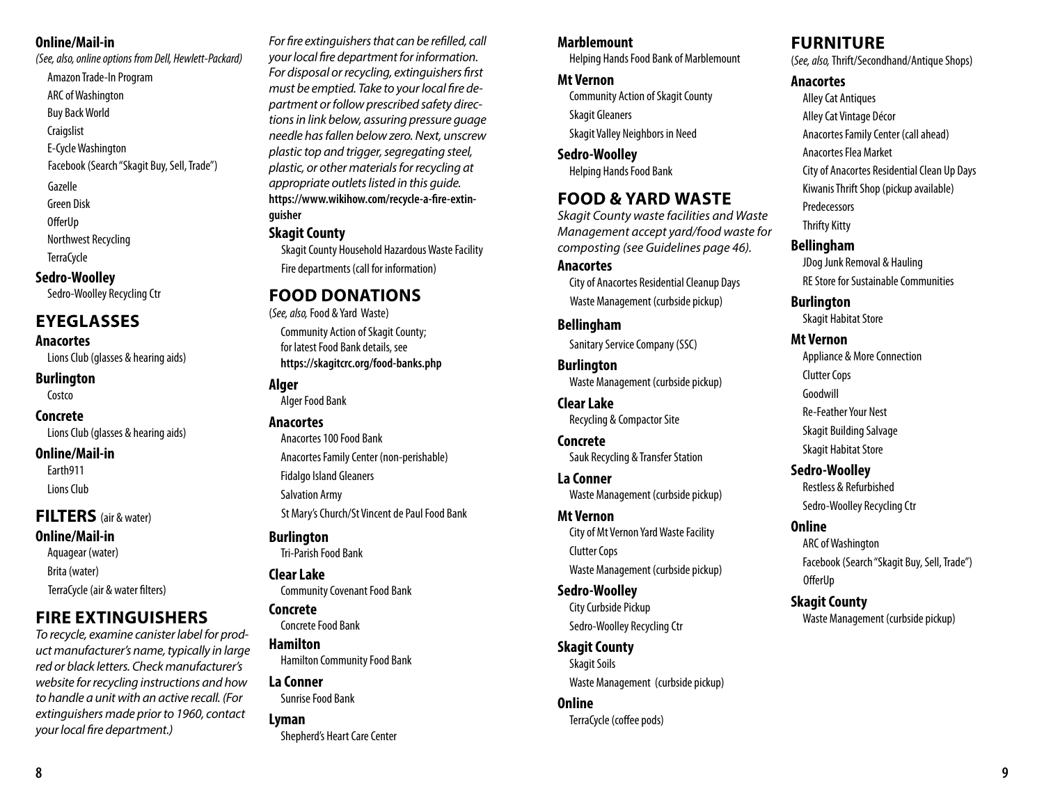**Online/Mail-in**

*(See, also, online options from Dell, Hewlett-Packard)*

Amazon Trade-In Program
ARC of Washington
Buy Back World
Craigslist
E-Cycle Washington
Facebook (Search "Skagit Buy, Sell, Trade")
Gazelle
Green Disk
OfferUp
Northwest Recycling
TerraCycle

**Sedro-Woolley**

Sedro-Woolley Recycling Ctr

## EYEGLASSES

**Anacortes**

Lions Club (glasses & hearing aids)

**Burlington**

Costco

**Concrete**

Lions Club (glasses & hearing aids)

**Online/Mail-in**

Earth911
Lions Club

## FILTERS (air & water)

**Online/Mail-in**

Aquagear (water)
Brita (water)
TerraCycle (air & water filters)

## FIRE EXTINGUISHERS

*To recycle, examine canister label for product manufacturer's name, typically in large red or black letters. Check manufacturer's website for recycling instructions and how to handle a unit with an active recall. (For extinguishers made prior to 1960, contact your local fire department.)*

*For fire extinguishers that can be refilled, call your local fire department for information. For disposal or recycling, extinguishers first must be emptied. Take to your local fire department or follow prescribed safety directions in link below, assuring pressure guage needle has fallen below zero. Next, unscrew plastic top and trigger, segregating steel, plastic, or other materials for recycling at appropriate outlets listed in this guide.*
**https://www.wikihow.com/recycle-a-fire-extinguisher**

**Skagit County**

Skagit County Household Hazardous Waste Facility
Fire departments (call for information)

## FOOD DONATIONS

(*See, also,* Food & Yard Waste)

Community Action of Skagit County; for latest Food Bank details, see **https://skagitcrc.org/food-banks.php**

**Alger**

Alger Food Bank

**Anacortes**

Anacortes 100 Food Bank
Anacortes Family Center (non-perishable)
Fidalgo Island Gleaners
Salvation Army
St Mary's Church/St Vincent de Paul Food Bank

**Burlington**

Tri-Parish Food Bank

**Clear Lake**

Community Covenant Food Bank

**Concrete**

Concrete Food Bank

**Hamilton**

Hamilton Community Food Bank

**La Conner**

Sunrise Food Bank

**Lyman**

Shepherd's Heart Care Center

**Marblemount**

Helping Hands Food Bank of Marblemount

**Mt Vernon**

Community Action of Skagit County
Skagit Gleaners
Skagit Valley Neighbors in Need

**Sedro-Woolley**

Helping Hands Food Bank

## FOOD & YARD WASTE

*Skagit County waste facilities and Waste Management accept yard/food waste for composting (see Guidelines page 46).*

**Anacortes**

City of Anacortes Residential Cleanup Days
Waste Management (curbside pickup)

**Bellingham**

Sanitary Service Company (SSC)

**Burlington**

Waste Management (curbside pickup)

**Clear Lake**

Recycling & Compactor Site

**Concrete**

Sauk Recycling & Transfer Station

**La Conner**

Waste Management (curbside pickup)

**Mt Vernon**

City of Mt Vernon Yard Waste Facility
Clutter Cops
Waste Management (curbside pickup)

**Sedro-Woolley**

City Curbside Pickup
Sedro-Woolley Recycling Ctr

**Skagit County**

Skagit Soils
Waste Management (curbside pickup)

**Online**

TerraCycle (coffee pods)

## FURNITURE

(*See, also,* Thrift/Secondhand/Antique Shops)

**Anacortes**

Alley Cat Antiques
Alley Cat Vintage Décor
Anacortes Family Center (call ahead)
Anacortes Flea Market
City of Anacortes Residential Clean Up Days
Kiwanis Thrift Shop (pickup available)
Predecessors
Thrifty Kitty

**Bellingham**

JDog Junk Removal & Hauling
RE Store for Sustainable Communities

**Burlington**

Skagit Habitat Store

**Mt Vernon**

Appliance & More Connection
Clutter Cops
Goodwill
Re-Feather Your Nest
Skagit Building Salvage
Skagit Habitat Store

**Sedro-Woolley**

Restless & Refurbished
Sedro-Woolley Recycling Ctr

**Online**

ARC of Washington
Facebook (Search "Skagit Buy, Sell, Trade")
OfferUp

**Skagit County**

Waste Management (curbside pickup)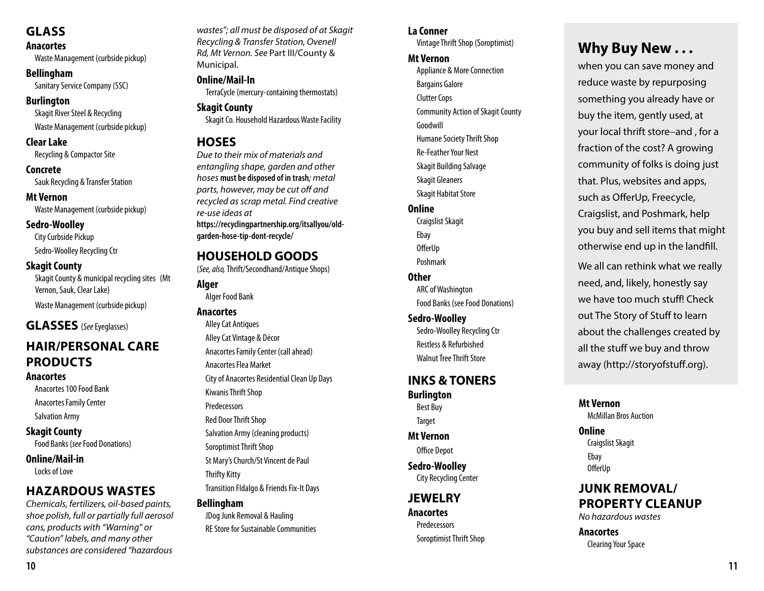## GLASS

**Anacortes**

Waste Management (curbside pickup)

**Bellingham**

Sanitary Service Company (SSC)

**Burlington**

Skagit River Steel & Recycling

Waste Management (curbside pickup)

**Clear Lake**

Recycling & Compactor Site

**Concrete**

Sauk Recycling & Transfer Station

**Mt Vernon**

Waste Management (curbside pickup)

**Sedro-Woolley**

City Curbside Pickup

Sedro-Woolley Recycling Ctr

**Skagit County**

Skagit County & municipal recycling sites (Mt Vernon, Sauk, Clear Lake)

Waste Management (curbside pickup)

## GLASSES (*See* Eyeglasses)

## HAIR/PERSONAL CARE PRODUCTS

**Anacortes**

Anacortes 100 Food Bank

Anacortes Family Center

Salvation Army

**Skagit County**

Food Banks (*see* Food Donations)

**Online/Mail-in**

Locks of Love

## HAZARDOUS WASTES

*Chemicals, fertilizers, oil-based paints, shoe polish, full or partially full aerosol cans, products with "Warning" or "Caution" labels, and many other substances are considered "hazardous wastes"; all must be disposed of at Skagit Recycling & Transfer Station, Ovenell Rd, Mt Vernon. See* Part III/County & Municipal.

**Online/Mail-In**

TerraCycle (mercury-containing thermostats)

**Skagit County**

Skagit Co. Household Hazardous Waste Facility

## HOSES

*Due to their mix of materials and entangling shape, garden and other hoses* **must be disposed of in trash***; metal parts, however, may be cut off and recycled as scrap metal. Find creative re-use ideas at* **https://recyclingpartnership.org/itsallyou/old-garden-hose-tip-dont-recycle/**

## HOUSEHOLD GOODS

(*See, also,* Thrift/Secondhand/Antique Shops)

**Alger**

Alger Food Bank

**Anacortes**

Alley Cat Antiques

Alley Cat Vintage & Décor

Anacortes Family Center (call ahead)

Anacortes Flea Market

City of Anacortes Residential Clean Up Days

Kiwanis Thrift Shop

Predecessors

Red Door Thrift Shop

Salvation Army (cleaning products)

Soroptimist Thrift Shop

St Mary's Church/St Vincent de Paul

Thrifty Kitty

Transition FIdalgo & Friends Fix-It Days

**Bellingham**

JDog Junk Removal & Hauling

RE Store for Sustainable Communities

**La Conner**

Vintage Thrift Shop (Soroptimist)

**Mt Vernon**

Appliance & More Connection

Bargains Galore

Clutter Cops

Community Action of Skagit County

Goodwill

Humane Society Thrift Shop

Re-Feather Your Nest

Skagit Building Salvage

Skagit Gleaners

Skagit Habitat Store

**Online**

Craigslist Skagit

Ebay

OfferUp

Poshmark

**Other**

ARC of Washington

Food Banks (see Food Donations)

**Sedro-Woolley**

Sedro-Woolley Recycling Ctr

Restless & Refurbished

Walnut Tree Thrift Store

## INKS & TONERS

**Burlington**

Best Buy

Target

**Mt Vernon**

Office Depot

**Sedro-Woolley**

City Recycling Center

## JEWELRY

**Anacortes**

Predecessors

Soroptimist Thrift Shop

**Mt Vernon**

McMillan Bros Auction

**Online**

Craigslist Skagit

Ebay

OfferUp

### Why Buy New . . .

when you can save money and reduce waste by repurposing something you already have or buy the item, gently used, at your local thrift store–and , for a fraction of the cost? A growing community of folks is doing just that. Plus, websites and apps, such as OfferUp, Freecycle, Craigslist, and Poshmark, help you buy and sell items that might otherwise end up in the landfill.

We all can rethink what we really need, and, likely, honestly say we have too much stuff! Check out The Story of Stuff to learn about the challenges created by all the stuff we buy and throw away (http://storyofstuff.org).

## JUNK REMOVAL/ PROPERTY CLEANUP

*No hazardous wastes*

**Anacortes**

Clearing Your Space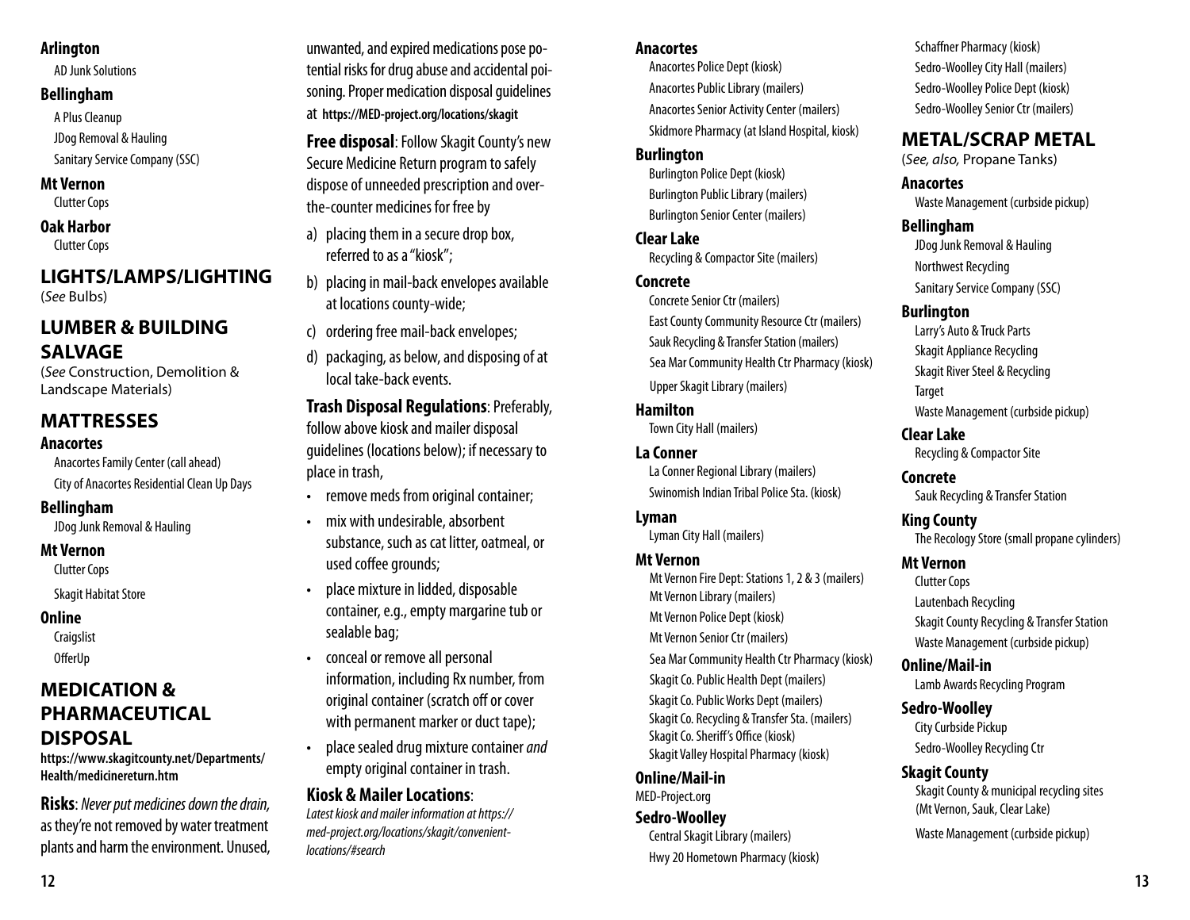### Arlington

AD Junk Solutions

### Bellingham

A Plus Cleanup

JDog Removal & Hauling

Sanitary Service Company (SSC)

### Mt Vernon

Clutter Cops

### Oak Harbor

Clutter Cops

## LIGHTS/LAMPS/LIGHTING

(*See* Bulbs)

## LUMBER & BUILDING SALVAGE

(*See* Construction, Demolition & Landscape Materials)

## MATTRESSES

### Anacortes

Anacortes Family Center (call ahead)

City of Anacortes Residential Clean Up Days

### Bellingham

JDog Junk Removal & Hauling

### Mt Vernon

Clutter Cops

Skagit Habitat Store

### Online

Craigslist

OfferUp

## MEDICATION & PHARMACEUTICAL DISPOSAL

**https://www.skagitcounty.net/Departments/Health/medicinereturn.htm**

**Risks**: *Never put medicines down the drain,* as they're not removed by water treatment plants and harm the environment. Unused, unwanted, and expired medications pose potential risks for drug abuse and accidental poisoning. Proper medication disposal guidelines at **https://MED-project.org/locations/skagit**

**Free disposal**: Follow Skagit County's new Secure Medicine Return program to safely dispose of unneeded prescription and over-the-counter medicines for free by

a) placing them in a secure drop box, referred to as a "kiosk";
b) placing in mail-back envelopes available at locations county-wide;
c) ordering free mail-back envelopes;
d) packaging, as below, and disposing of at local take-back events.

**Trash Disposal Regulations**: Preferably, follow above kiosk and mailer disposal guidelines (locations below); if necessary to place in trash,

- remove meds from original container;
- mix with undesirable, absorbent substance, such as cat litter, oatmeal, or used coffee grounds;
- place mixture in lidded, disposable container, e.g., empty margarine tub or sealable bag;
- conceal or remove all personal information, including Rx number, from original container (scratch off or cover with permanent marker or duct tape);
- place sealed drug mixture container *and* empty original container in trash.

**Kiosk & Mailer Locations**:

*Latest kiosk and mailer information at https://med-project.org/locations/skagit/convenient-locations/#search*

### Anacortes

Anacortes Police Dept (kiosk)

Anacortes Public Library (mailers)

Anacortes Senior Activity Center (mailers)

Skidmore Pharmacy (at Island Hospital, kiosk)

### Burlington

Burlington Police Dept (kiosk)

Burlington Public Library (mailers)

Burlington Senior Center (mailers)

### Clear Lake

Recycling & Compactor Site (mailers)

### Concrete

Concrete Senior Ctr (mailers)

East County Community Resource Ctr (mailers)

Sauk Recycling & Transfer Station (mailers)

Sea Mar Community Health Ctr Pharmacy (kiosk)

Upper Skagit Library (mailers)

### Hamilton

Town City Hall (mailers)

### La Conner

La Conner Regional Library (mailers)

Swinomish Indian Tribal Police Sta. (kiosk)

### Lyman

Lyman City Hall (mailers)

### Mt Vernon

Mt Vernon Fire Dept: Stations 1, 2 & 3 (mailers)

Mt Vernon Library (mailers)

Mt Vernon Police Dept (kiosk)

Mt Vernon Senior Ctr (mailers)

Sea Mar Community Health Ctr Pharmacy (kiosk)

Skagit Co. Public Health Dept (mailers)

Skagit Co. Public Works Dept (mailers)

Skagit Co. Recycling & Transfer Sta. (mailers)

Skagit Co. Sheriff's Office (kiosk)

Skagit Valley Hospital Pharmacy (kiosk)

### Online/Mail-in

MED-Project.org

### Sedro-Woolley

Central Skagit Library (mailers)

Hwy 20 Hometown Pharmacy (kiosk)

Schaffner Pharmacy (kiosk)

Sedro-Woolley City Hall (mailers)

Sedro-Woolley Police Dept (kiosk)

Sedro-Woolley Senior Ctr (mailers)

## METAL/SCRAP METAL

(*See, also,* Propane Tanks)

### Anacortes

Waste Management (curbside pickup)

### Bellingham

JDog Junk Removal & Hauling

Northwest Recycling

Sanitary Service Company (SSC)

### Burlington

Larry's Auto & Truck Parts

Skagit Appliance Recycling

Skagit River Steel & Recycling

Target

Waste Management (curbside pickup)

### Clear Lake

Recycling & Compactor Site

### Concrete

Sauk Recycling & Transfer Station

### King County

The Recology Store (small propane cylinders)

### Mt Vernon

Clutter Cops

Lautenbach Recycling

Skagit County Recycling & Transfer Station

Waste Management (curbside pickup)

### Online/Mail-in

Lamb Awards Recycling Program

### Sedro-Woolley

City Curbside Pickup

Sedro-Woolley Recycling Ctr

### Skagit County

Skagit County & municipal recycling sites (Mt Vernon, Sauk, Clear Lake)

Waste Management (curbside pickup)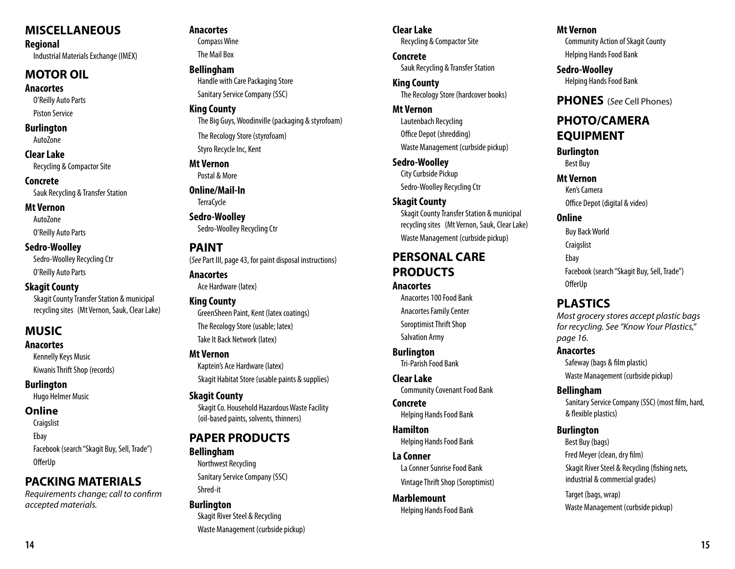## MISCELLANEOUS

**Regional**

Industrial Materials Exchange (IMEX)

## MOTOR OIL

**Anacortes**

O'Reilly Auto Parts

Piston Service

**Burlington**

AutoZone

**Clear Lake**

Recycling & Compactor Site

**Concrete**

Sauk Recycling & Transfer Station

**Mt Vernon**

AutoZone

O'Reilly Auto Parts

**Sedro-Woolley**

Sedro-Woolley Recycling Ctr

O'Reilly Auto Parts

**Skagit County**

Skagit County Transfer Station & municipal recycling sites (Mt Vernon, Sauk, Clear Lake)

## MUSIC

**Anacortes**

Kennelly Keys Music

Kiwanis Thrift Shop (records)

**Burlington**

Hugo Helmer Music

**Online**

Craigslist

Ebay

Facebook (search "Skagit Buy, Sell, Trade")

OfferUp

## PACKING MATERIALS

*Requirements change; call to confirm accepted materials.*

**Anacortes**

Compass Wine

The Mail Box

**Bellingham**

Handle with Care Packaging Store

Sanitary Service Company (SSC)

**King County**

The Big Guys, Woodinville (packaging & styrofoam)

The Recology Store (styrofoam)

Styro Recycle Inc, Kent

**Mt Vernon**

Postal & More

**Online/Mail-In**

TerraCycle

**Sedro-Woolley**

Sedro-Woolley Recycling Ctr

## PAINT

(*See* Part III, page 43, for paint disposal instructions)

**Anacortes**

Ace Hardware (latex)

**King County**

GreenSheen Paint, Kent (latex coatings)

The Recology Store (usable; latex)

Take It Back Network (latex)

**Mt Vernon**

Kaptein's Ace Hardware (latex)

Skagit Habitat Store (usable paints & supplies)

**Skagit County**

Skagit Co. Household Hazardous Waste Facility (oil-based paints, solvents, thinners)

## PAPER PRODUCTS

**Bellingham**

Northwest Recycling

Sanitary Service Company (SSC)

Shred-it

**Burlington**

Skagit River Steel & Recycling

Waste Management (curbside pickup)

**Clear Lake**

Recycling & Compactor Site

**Concrete**

Sauk Recycling & Transfer Station

**King County**

The Recology Store (hardcover books)

**Mt Vernon**

Lautenbach Recycling

Office Depot (shredding)

Waste Management (curbside pickup)

**Sedro-Woolley**

City Curbside Pickup

Sedro-Woolley Recycling Ctr

**Skagit County**

Skagit County Transfer Station & municipal recycling sites (Mt Vernon, Sauk, Clear Lake)

Waste Management (curbside pickup)

## PERSONAL CARE PRODUCTS

**Anacortes**

Anacortes 100 Food Bank

Anacortes Family Center

Soroptimist Thrift Shop

Salvation Army

**Burlington**

Tri-Parish Food Bank

**Clear Lake**

Community Covenant Food Bank

**Concrete**

Helping Hands Food Bank

**Hamilton**

Helping Hands Food Bank

**La Conner**

La Conner Sunrise Food Bank

Vintage Thrift Shop (Soroptimist)

**Marblemount**

Helping Hands Food Bank

**Mt Vernon**

Community Action of Skagit County

Helping Hands Food Bank

**Sedro-Woolley**

Helping Hands Food Bank

## PHONES (*See* Cell Phones)

## PHOTO/CAMERA EQUIPMENT

**Burlington**

Best Buy

**Mt Vernon**

Ken's Camera

Office Depot (digital & video)

**Online**

Buy Back World

Craigslist

Ebay

Facebook (search "Skagit Buy, Sell, Trade")

OfferUp

## PLASTICS

*Most grocery stores accept plastic bags for recycling. See "Know Your Plastics," page 16.*

**Anacortes**

Safeway (bags & film plastic)

Waste Management (curbside pickup)

**Bellingham**

Sanitary Service Company (SSC) (most film, hard, & flexible plastics)

**Burlington**

Best Buy (bags)

Fred Meyer (clean, dry film)

Skagit River Steel & Recycling (fishing nets, industrial & commercial grades)

Target (bags, wrap)

Waste Management (curbside pickup)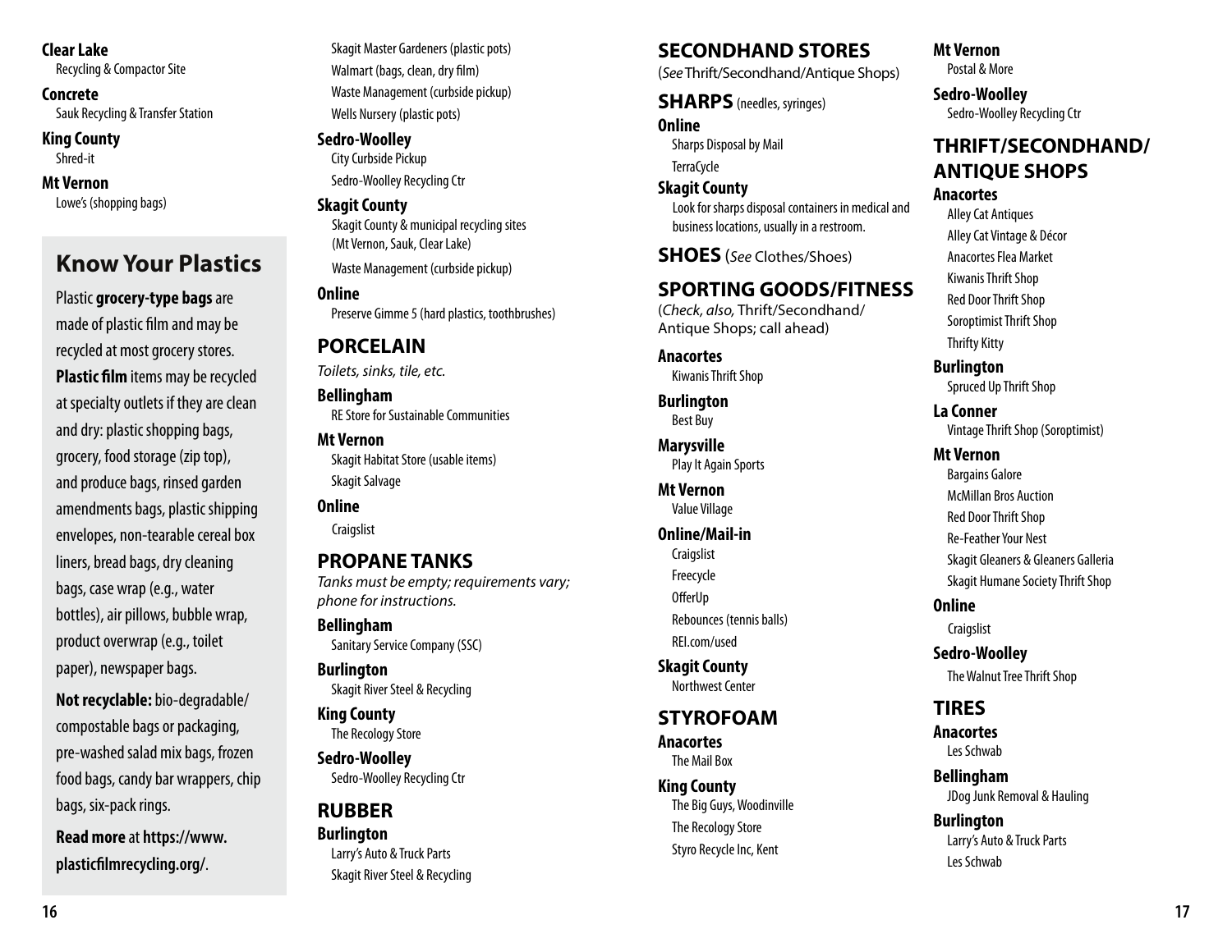**Clear Lake**
Recycling & Compactor Site

**Concrete**
Sauk Recycling & Transfer Station

**King County**
Shred-it

**Mt Vernon**
Lowe's (shopping bags)

## Know Your Plastics

Plastic **grocery-type bags** are made of plastic film and may be recycled at most grocery stores. **Plastic film** items may be recycled at specialty outlets if they are clean and dry: plastic shopping bags, grocery, food storage (zip top), and produce bags, rinsed garden amendments bags, plastic shipping envelopes, non-tearable cereal box liners, bread bags, dry cleaning bags, case wrap (e.g., water bottles), air pillows, bubble wrap, product overwrap (e.g., toilet paper), newspaper bags.

**Not recyclable:** bio-degradable/compostable bags or packaging, pre-washed salad mix bags, frozen food bags, candy bar wrappers, chip bags, six-pack rings.

**Read more** at **https://www.plasticfilmrecycling.org/**.

Skagit Master Gardeners (plastic pots)
Walmart (bags, clean, dry film)
Waste Management (curbside pickup)
Wells Nursery (plastic pots)

**Sedro-Woolley**
City Curbside Pickup
Sedro-Woolley Recycling Ctr

**Skagit County**
Skagit County & municipal recycling sites (Mt Vernon, Sauk, Clear Lake)
Waste Management (curbside pickup)

**Online**
Preserve Gimme 5 (hard plastics, toothbrushes)

## PORCELAIN

*Toilets, sinks, tile, etc.*

**Bellingham**
RE Store for Sustainable Communities

**Mt Vernon**
Skagit Habitat Store (usable items)
Skagit Salvage

**Online**
Craigslist

## PROPANE TANKS

*Tanks must be empty; requirements vary; phone for instructions.*

**Bellingham**
Sanitary Service Company (SSC)

**Burlington**
Skagit River Steel & Recycling

**King County**
The Recology Store

**Sedro-Woolley**
Sedro-Woolley Recycling Ctr

## RUBBER

**Burlington**
Larry's Auto & Truck Parts
Skagit River Steel & Recycling

## SECONDHAND STORES

(*See* Thrift/Secondhand/Antique Shops)

## SHARPS (needles, syringes)

**Online**
Sharps Disposal by Mail
TerraCycle

**Skagit County**
Look for sharps disposal containers in medical and business locations, usually in a restroom.

## SHOES (*See* Clothes/Shoes)

## SPORTING GOODS/FITNESS

(*Check, also,* Thrift/Secondhand/Antique Shops; call ahead)

**Anacortes**
Kiwanis Thrift Shop

**Burlington**
Best Buy

**Marysville**
Play It Again Sports

**Mt Vernon**
Value Village

**Online/Mail-in**
Craigslist
Freecycle
OfferUp
Rebounces (tennis balls)
REI.com/used

**Skagit County**
Northwest Center

## STYROFOAM

**Anacortes**
The Mail Box

**King County**
The Big Guys, Woodinville
The Recology Store
Styro Recycle Inc, Kent

**Mt Vernon**
Postal & More

**Sedro-Woolley**
Sedro-Woolley Recycling Ctr

## THRIFT/SECONDHAND/ANTIQUE SHOPS

**Anacortes**
Alley Cat Antiques
Alley Cat Vintage & Décor
Anacortes Flea Market
Kiwanis Thrift Shop
Red Door Thrift Shop
Soroptimist Thrift Shop
Thrifty Kitty

**Burlington**
Spruced Up Thrift Shop

**La Conner**
Vintage Thrift Shop (Soroptimist)

**Mt Vernon**
Bargains Galore
McMillan Bros Auction
Red Door Thrift Shop
Re-Feather Your Nest
Skagit Gleaners & Gleaners Galleria
Skagit Humane Society Thrift Shop

**Online**
Craigslist

**Sedro-Woolley**
The Walnut Tree Thrift Shop

## TIRES

**Anacortes**
Les Schwab

**Bellingham**
JDog Junk Removal & Hauling

**Burlington**
Larry's Auto & Truck Parts
Les Schwab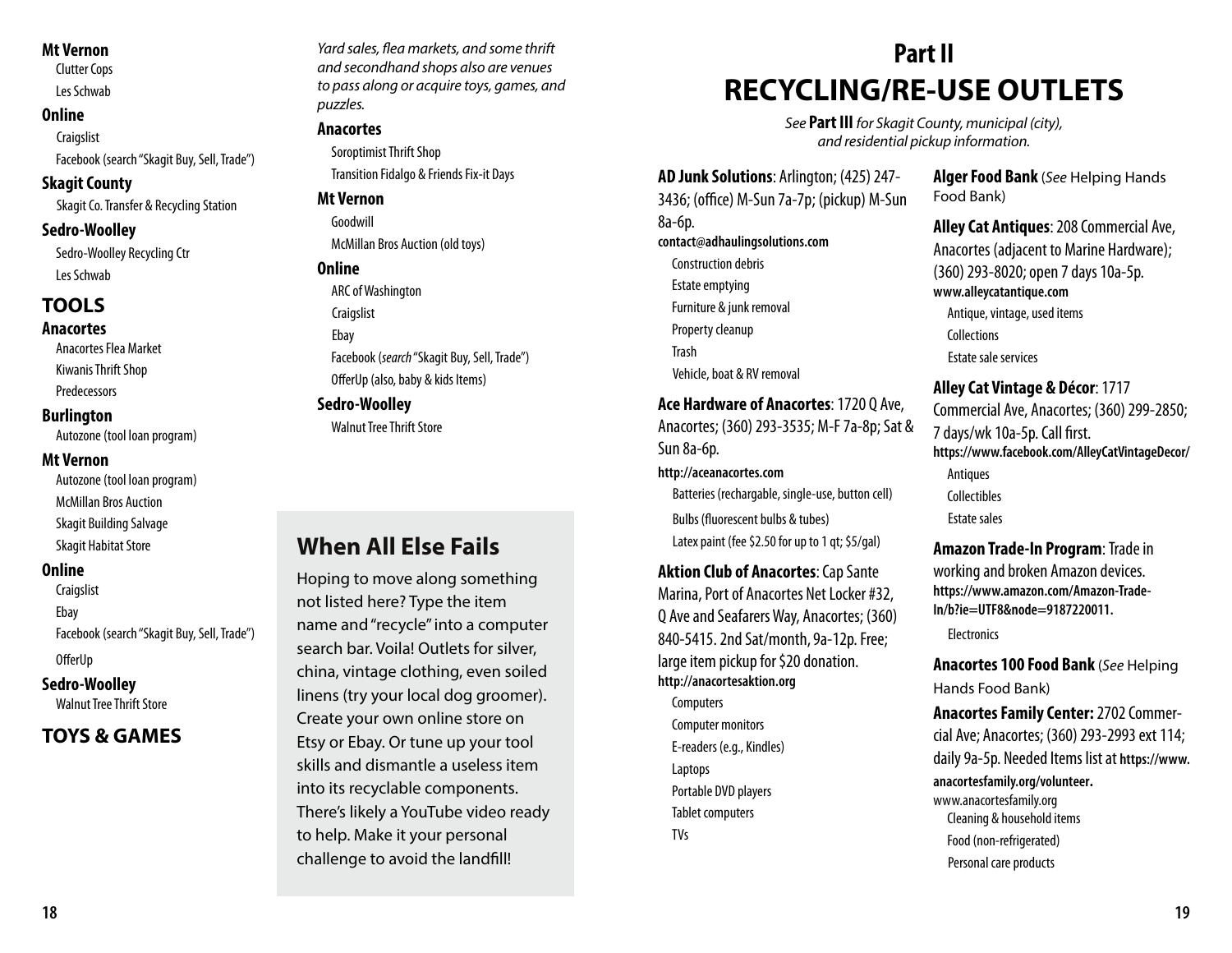**Mt Vernon**

Clutter Cops

Les Schwab

**Online**

Craigslist

Facebook (search "Skagit Buy, Sell, Trade")

**Skagit County**

Skagit Co. Transfer & Recycling Station

**Sedro-Woolley**

Sedro-Woolley Recycling Ctr

Les Schwab

## TOOLS

**Anacortes**

Anacortes Flea Market

Kiwanis Thrift Shop

Predecessors

**Burlington**

Autozone (tool loan program)

**Mt Vernon**

Autozone (tool loan program)

McMillan Bros Auction

Skagit Building Salvage

Skagit Habitat Store

**Online**

Craigslist

Ebay

Facebook (search "Skagit Buy, Sell, Trade")

OfferUp

**Sedro-Woolley**

Walnut Tree Thrift Store

## TOYS & GAMES

*Yard sales, flea markets, and some thrift and secondhand shops also are venues to pass along or acquire toys, games, and puzzles.*

**Anacortes**

Soroptimist Thrift Shop

Transition Fidalgo & Friends Fix-it Days

**Mt Vernon**

Goodwill

McMillan Bros Auction (old toys)

**Online**

ARC of Washington

Craigslist

Ebay

Facebook (*search* "Skagit Buy, Sell, Trade")

OfferUp (also, baby & kids Items)

**Sedro-Woolley**

Walnut Tree Thrift Store

### When All Else Fails

Hoping to move along something not listed here? Type the item name and "recycle" into a computer search bar. Voila! Outlets for silver, china, vintage clothing, even soiled linens (try your local dog groomer). Create your own online store on Etsy or Ebay. Or tune up your tool skills and dismantle a useless item into its recyclable components. There's likely a YouTube video ready to help. Make it your personal challenge to avoid the landfill!

# Part II
# RECYCLING/RE-USE OUTLETS

*See* **Part III** *for Skagit County, municipal (city), and residential pickup information.*

**AD Junk Solutions**: Arlington; (425) 247-3436; (office) M-Sun 7a-7p; (pickup) M-Sun 8a-6p.
**contact@adhaulingsolutions.com**

Construction debris

Estate emptying

Furniture & junk removal

Property cleanup

Trash

Vehicle, boat & RV removal

**Ace Hardware of Anacortes**: 1720 Q Ave, Anacortes; (360) 293-3535; M-F 7a-8p; Sat & Sun 8a-6p.
**http://aceanacortes.com**

Batteries (rechargable, single-use, button cell)

Bulbs (fluorescent bulbs & tubes)

Latex paint (fee $2.50 for up to 1 qt; $5/gal)

**Aktion Club of Anacortes**: Cap Sante Marina, Port of Anacortes Net Locker #32, Q Ave and Seafarers Way, Anacortes; (360) 840-5415. 2nd Sat/month, 9a-12p. Free; large item pickup for $20 donation.
**http://anacortesaktion.org**

Computers

Computer monitors

E-readers (e.g., Kindles)

Laptops

Portable DVD players

Tablet computers

TVs

**Alger Food Bank** (*See* Helping Hands Food Bank)

**Alley Cat Antiques**: 208 Commercial Ave, Anacortes (adjacent to Marine Hardware); (360) 293-8020; open 7 days 10a-5p.
**www.alleycatantique.com**

Antique, vintage, used items

Collections

Estate sale services

**Alley Cat Vintage & Décor**: 1717 Commercial Ave, Anacortes; (360) 299-2850; 7 days/wk 10a-5p. Call first.
**https://www.facebook.com/AlleyCatVintageDecor/**

Antiques

Collectibles

Estate sales

**Amazon Trade-In Program**: Trade in working and broken Amazon devices.
**https://www.amazon.com/Amazon-Trade-In/b?ie=UTF8&node=9187220011.**

Electronics

**Anacortes 100 Food Bank** (*See* Helping Hands Food Bank)

**Anacortes Family Center:** 2702 Commercial Ave; Anacortes; (360) 293-2993 ext 114; daily 9a-5p. Needed Items list at **https://www.anacortesfamily.org/volunteer.**
www.anacortesfamily.org

Cleaning & household items

Food (non-refrigerated)

Personal care products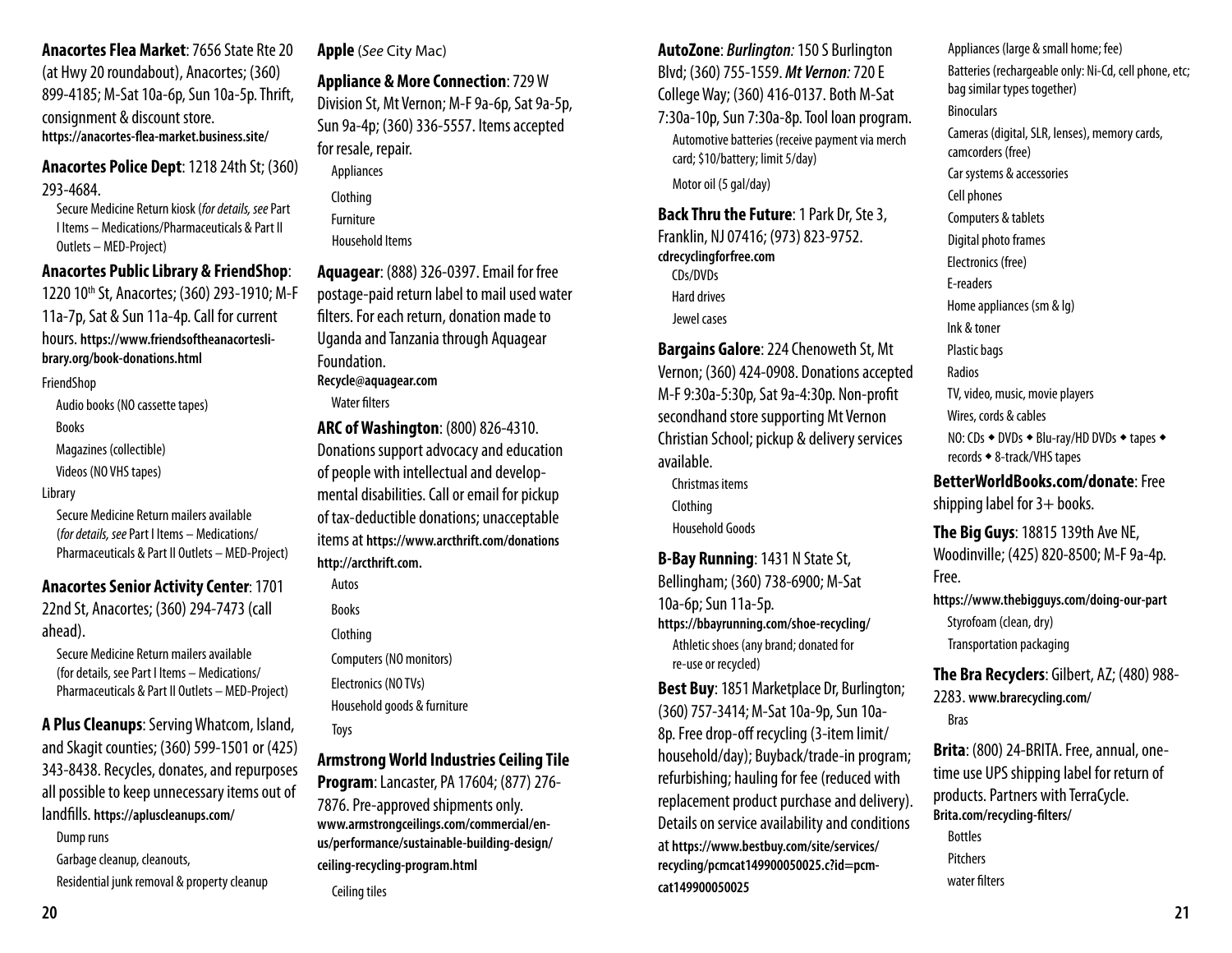**Anacortes Flea Market**: 7656 State Rte 20 (at Hwy 20 roundabout), Anacortes; (360) 899-4185; M-Sat 10a-6p, Sun 10a-5p. Thrift, consignment & discount store. **https://anacortes-flea-market.business.site/**

**Anacortes Police Dept**: 1218 24th St; (360) 293-4684.

- Secure Medicine Return kiosk (*for details, see* Part I Items – Medications/Pharmaceuticals & Part II Outlets – MED-Project)

**Anacortes Public Library & FriendShop**: 1220 10th St, Anacortes; (360) 293-1910; M-F 11a-7p, Sat & Sun 11a-4p. Call for current hours. **https://www.friendsoftheanacorteslibrary.org/book-donations.html**

FriendShop

- Audio books (NO cassette tapes)
- Books
- Magazines (collectible)
- Videos (NO VHS tapes)

Library

- Secure Medicine Return mailers available (*for details, see* Part I Items – Medications/ Pharmaceuticals & Part II Outlets – MED-Project)

**Anacortes Senior Activity Center**: 1701 22nd St, Anacortes; (360) 294-7473 (call ahead).

- Secure Medicine Return mailers available (for details, see Part I Items – Medications/ Pharmaceuticals & Part II Outlets – MED-Project)

**A Plus Cleanups**: Serving Whatcom, Island, and Skagit counties; (360) 599-1501 or (425) 343-8438. Recycles, donates, and repurposes all possible to keep unnecessary items out of landfills. **https://apluscleanups.com/**

- Dump runs
- Garbage cleanup, cleanouts,
- Residential junk removal & property cleanup

**Apple** (*See* City Mac)

**Appliance & More Connection**: 729 W Division St, Mt Vernon; M-F 9a-6p, Sat 9a-5p, Sun 9a-4p; (360) 336-5557. Items accepted for resale, repair.

- Appliances
- Clothing
- Furniture
- Household Items

**Aquagear**: (888) 326-0397. Email for free postage-paid return label to mail used water filters. For each return, donation made to Uganda and Tanzania through Aquagear Foundation. **Recycle@aquagear.com**

- Water filters

**ARC of Washington**: (800) 826-4310. Donations support advocacy and education of people with intellectual and developmental disabilities. Call or email for pickup of tax-deductible donations; unacceptable items at **https://www.arcthrift.com/donations http://arcthrift.com.**

- Autos
- Books
- Clothing
- Computers (NO monitors)
- Electronics (NO TVs)
- Household goods & furniture
- Toys

**Armstrong World Industries Ceiling Tile Program**: Lancaster, PA 17604; (877) 276-7876. Pre-approved shipments only. **www.armstrongceilings.com/commercial/en-us/performance/sustainable-building-design/ceiling-recycling-program.html**

- Ceiling tiles

**AutoZone**: ***Burlington:*** 150 S Burlington Blvd; (360) 755-1559. ***Mt Vernon:*** 720 E College Way; (360) 416-0137. Both M-Sat 7:30a-10p, Sun 7:30a-8p. Tool loan program.

- Automotive batteries (receive payment via merch card; $10/battery; limit 5/day)
- Motor oil (5 gal/day)

**Back Thru the Future**: 1 Park Dr, Ste 3, Franklin, NJ 07416; (973) 823-9752. **cdrecyclingforfree.com**

- CDs/DVDs
- Hard drives
- Jewel cases

**Bargains Galore**: 224 Chenoweth St, Mt Vernon; (360) 424-0908. Donations accepted M-F 9:30a-5:30p, Sat 9a-4:30p. Non-profit secondhand store supporting Mt Vernon Christian School; pickup & delivery services available.

- Christmas items
- Clothing
- Household Goods

**B-Bay Running**: 1431 N State St, Bellingham; (360) 738-6900; M-Sat 10a-6p; Sun 11a-5p. **https://bbayrunning.com/shoe-recycling/**

- Athletic shoes (any brand; donated for re-use or recycled)

**Best Buy**: 1851 Marketplace Dr, Burlington; (360) 757-3414; M-Sat 10a-9p, Sun 10a-8p. Free drop-off recycling (3-item limit/household/day); Buyback/trade-in program; refurbishing; hauling for fee (reduced with replacement product purchase and delivery). Details on service availability and conditions at **https://www.bestbuy.com/site/services/recycling/pcmcat149900050025.c?id=pcmcat149900050025**

- Appliances (large & small home; fee)
- Batteries (rechargeable only: Ni-Cd, cell phone, etc; bag similar types together)
- Binoculars
- Cameras (digital, SLR, lenses), memory cards, camcorders (free)
- Car systems & accessories
- Cell phones
- Computers & tablets
- Digital photo frames
- Electronics (free)
- E-readers
- Home appliances (sm & lg)
- Ink & toner
- Plastic bags
- Radios
- TV, video, music, movie players
- Wires, cords & cables
- NO: CDs ◆ DVDs ◆ Blu-ray/HD DVDs ◆ tapes ◆ records ◆ 8-track/VHS tapes

**BetterWorldBooks.com/donate**: Free shipping label for 3+ books.

**The Big Guys**: 18815 139th Ave NE, Woodinville; (425) 820-8500; M-F 9a-4p. Free. **https://www.thebigguys.com/doing-our-part**

- Styrofoam (clean, dry)
- Transportation packaging

**The Bra Recyclers**: Gilbert, AZ; (480) 988-2283. **www.brarecycling.com/**

- Bras

**Brita**: (800) 24-BRITA. Free, annual, one-time use UPS shipping label for return of products. Partners with TerraCycle. **Brita.com/recycling-filters/**

- Bottles
- Pitchers
- water filters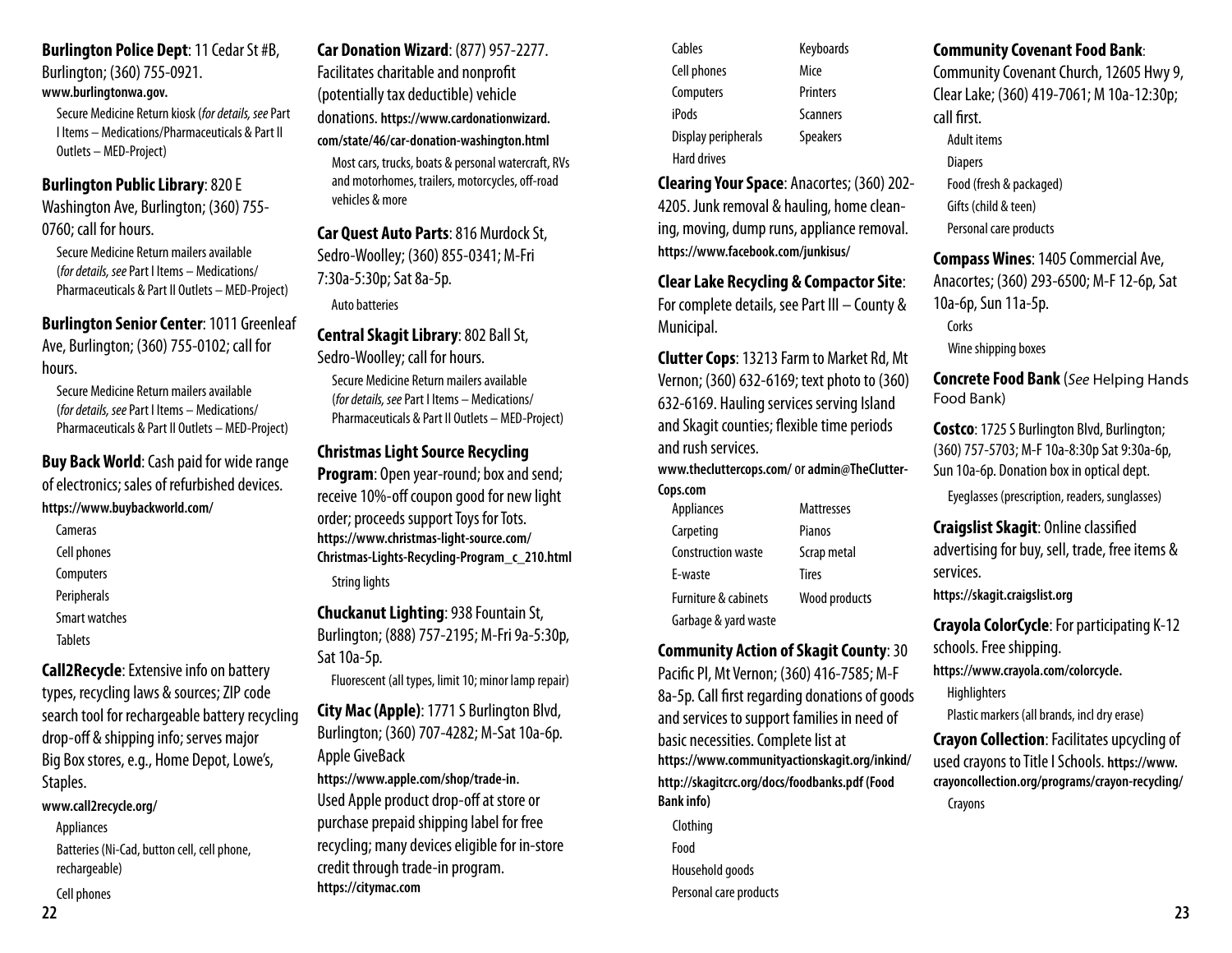**Burlington Police Dept**: 11 Cedar St #B, Burlington; (360) 755-0921. **www.burlingtonwa.gov.**

Secure Medicine Return kiosk (*for details, see* Part I Items – Medications/Pharmaceuticals & Part II Outlets – MED-Project)

**Burlington Public Library**: 820 E Washington Ave, Burlington; (360) 755-0760; call for hours.

Secure Medicine Return mailers available (*for details, see* Part I Items – Medications/ Pharmaceuticals & Part II Outlets – MED-Project)

**Burlington Senior Center**: 1011 Greenleaf Ave, Burlington; (360) 755-0102; call for hours.

Secure Medicine Return mailers available (*for details, see* Part I Items – Medications/ Pharmaceuticals & Part II Outlets – MED-Project)

**Buy Back World**: Cash paid for wide range of electronics; sales of refurbished devices. **https://www.buybackworld.com/**

- Cameras
- Cell phones
- Computers
- Peripherals
- Smart watches
- Tablets

**Call2Recycle**: Extensive info on battery types, recycling laws & sources; ZIP code search tool for rechargeable battery recycling drop-off & shipping info; serves major Big Box stores, e.g., Home Depot, Lowe's, Staples.

**www.call2recycle.org/**

- Appliances
- Batteries (Ni-Cad, button cell, cell phone, rechargeable)
- Cell phones
- Cables
- Cell phones
- Computers
- iPods
- Display peripherals
- Hard drives
- Keyboards
- Mice
- Printers
- Scanners
- Speakers

**Car Donation Wizard**: (877) 957-2277. Facilitates charitable and nonprofit (potentially tax deductible) vehicle donations. **https://www.cardonationwizard.com/state/46/car-donation-washington.html**

Most cars, trucks, boats & personal watercraft, RVs and motorhomes, trailers, motorcycles, off-road vehicles & more

**Car Quest Auto Parts**: 816 Murdock St, Sedro-Woolley; (360) 855-0341; M-Fri 7:30a-5:30p; Sat 8a-5p.

Auto batteries

**Central Skagit Library**: 802 Ball St, Sedro-Woolley; call for hours.

Secure Medicine Return mailers available (*for details, see* Part I Items – Medications/ Pharmaceuticals & Part II Outlets – MED-Project)

**Christmas Light Source Recycling Program**: Open year-round; box and send; receive 10%-off coupon good for new light order; proceeds support Toys for Tots. **https://www.christmas-light-source.com/Christmas-Lights-Recycling-Program_c_210.html**

String lights

**Chuckanut Lighting**: 938 Fountain St, Burlington; (888) 757-2195; M-Fri 9a-5:30p, Sat 10a-5p.

Fluorescent (all types, limit 10; minor lamp repair)

**City Mac (Apple)**: 1771 S Burlington Blvd, Burlington; (360) 707-4282; M-Sat 10a-6p. Apple GiveBack **https://www.apple.com/shop/trade-in.** Used Apple product drop-off at store or purchase prepaid shipping label for free recycling; many devices eligible for in-store credit through trade-in program. **https://citymac.com**

**Clearing Your Space**: Anacortes; (360) 202-4205. Junk removal & hauling, home cleaning, moving, dump runs, appliance removal. **https://www.facebook.com/junkisus/**

**Clear Lake Recycling & Compactor Site**: For complete details, see Part III – County & Municipal.

**Clutter Cops**: 13213 Farm to Market Rd, Mt Vernon; (360) 632-6169; text photo to (360) 632-6169. Hauling services serving Island and Skagit counties; flexible time periods and rush services.

**www.thecluttercops.com/** or **admin@TheClutter-Cops.com**

- Appliances
- Carpeting
- Construction waste
- E-waste
- Furniture & cabinets
- Garbage & yard waste
- Mattresses
- Pianos
- Scrap metal
- Tires
- Wood products

**Community Action of Skagit County**: 30 Pacific Pl, Mt Vernon; (360) 416-7585; M-F 8a-5p. Call first regarding donations of goods and services to support families in need of basic necessities. Complete list at **https://www.communityactionskagit.org/inkind/ http://skagitcrc.org/docs/foodbanks.pdf (Food Bank info)**

- Clothing
- Food
- Household goods
- Personal care products

**Community Covenant Food Bank**: Community Covenant Church, 12605 Hwy 9, Clear Lake; (360) 419-7061; M 10a-12:30p; call first.

- Adult items
- Diapers
- Food (fresh & packaged)
- Gifts (child & teen)
- Personal care products

**Compass Wines**: 1405 Commercial Ave, Anacortes; (360) 293-6500; M-F 12-6p, Sat 10a-6p, Sun 11a-5p.

- Corks
- Wine shipping boxes

**Concrete Food Bank** (*See* Helping Hands Food Bank)

**Costco**: 1725 S Burlington Blvd, Burlington; (360) 757-5703; M-F 10a-8:30p Sat 9:30a-6p, Sun 10a-6p. Donation box in optical dept.

Eyeglasses (prescription, readers, sunglasses)

**Craigslist Skagit**: Online classified advertising for buy, sell, trade, free items & services.

**https://skagit.craigslist.org**

**Crayola ColorCycle**: For participating K-12 schools. Free shipping.

**https://www.crayola.com/colorcycle.**

- Highlighters
- Plastic markers (all brands, incl dry erase)

**Crayon Collection**: Facilitates upcycling of used crayons to Title I Schools. **https://www.crayoncollection.org/programs/crayon-recycling/**

Crayons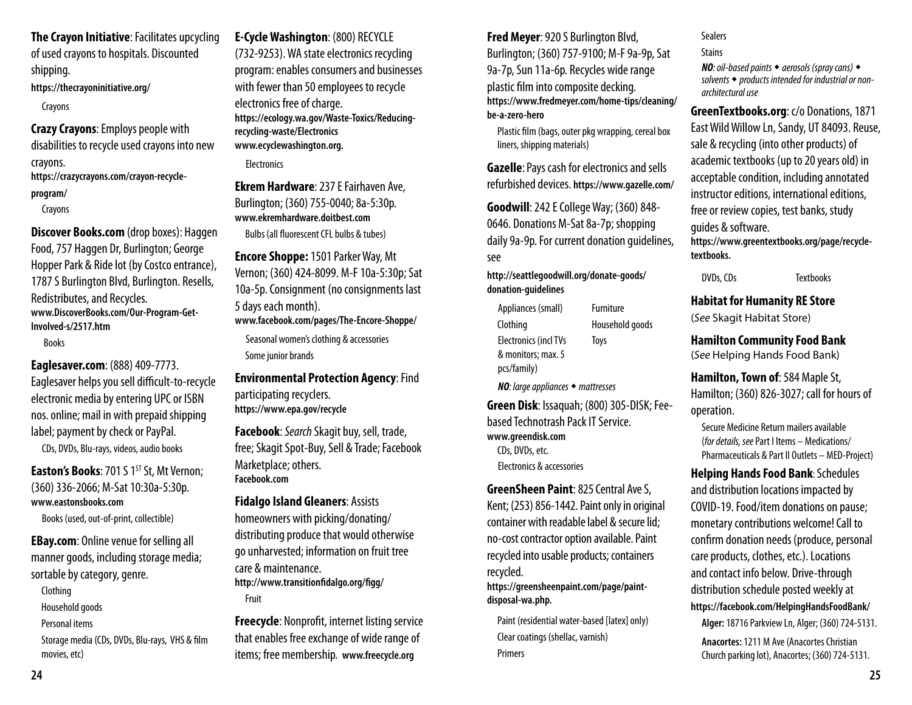**The Crayon Initiative**: Facilitates upcycling of used crayons to hospitals. Discounted shipping.
**https://thecrayoninitiative.org/**

Crayons

**Crazy Crayons**: Employs people with disabilities to recycle used crayons into new crayons.
**https://crazycrayons.com/crayon-recycle-program/**

Crayons

**Discover Books.com** (drop boxes): Haggen Food, 757 Haggen Dr, Burlington; George Hopper Park & Ride lot (by Costco entrance), 1787 S Burlington Blvd, Burlington. Resells, Redistributes, and Recycles.
**www.DiscoverBooks.com/Our-Program-Get-Involved-s/2517.htm**

Books

**Eaglesaver.com**: (888) 409-7773. Eaglesaver helps you sell difficult-to-recycle electronic media by entering UPC or ISBN nos. online; mail in with prepaid shipping label; payment by check or PayPal.

CDs, DVDs, Blu-rays, videos, audio books

**Easton's Books**: 701 S 1ST St, Mt Vernon; (360) 336-2066; M-Sat 10:30a-5:30p.
**www.eastonsbooks.com**

Books (used, out-of-print, collectible)

**EBay.com**: Online venue for selling all manner goods, including storage media; sortable by category, genre.

Clothing
Household goods
Personal items
Storage media (CDs, DVDs, Blu-rays, VHS & film movies, etc)

**E-Cycle Washington**: (800) RECYCLE (732-9253). WA state electronics recycling program: enables consumers and businesses with fewer than 50 employees to recycle electronics free of charge.
**https://ecology.wa.gov/Waste-Toxics/Reducing-recycling-waste/Electronics**
**www.ecyclewashington.org.**

Electronics

**Ekrem Hardware**: 237 E Fairhaven Ave, Burlington; (360) 755-0040; 8a-5:30p.
**www.ekremhardware.doitbest.com**

Bulbs (all fluorescent CFL bulbs & tubes)

**Encore Shoppe:** 1501 Parker Way, Mt Vernon; (360) 424-8099. M-F 10a-5:30p; Sat 10a-5p. Consignment (no consignments last 5 days each month).
**www.facebook.com/pages/The-Encore-Shoppe/**

Seasonal women's clothing & accessories
Some junior brands

**Environmental Protection Agency**: Find participating recyclers.
**https://www.epa.gov/recycle**

**Facebook**: *Search* Skagit buy, sell, trade, free; Skagit Spot-Buy, Sell & Trade; Facebook Marketplace; others.
**Facebook.com**

**Fidalgo Island Gleaners**: Assists homeowners with picking/donating/distributing produce that would otherwise go unharvested; information on fruit tree care & maintenance.
**http://www.transitionfidalgo.org/figg/**

Fruit

**Freecycle**: Nonprofit, internet listing service that enables free exchange of wide range of items; free membership. **www.freecycle.org**

**Fred Meyer**: 920 S Burlington Blvd, Burlington; (360) 757-9100; M-F 9a-9p, Sat 9a-7p, Sun 11a-6p. Recycles wide range plastic film into composite decking.
**https://www.fredmeyer.com/home-tips/cleaning/be-a-zero-hero**

Plastic film (bags, outer pkg wrapping, cereal box liners, shipping materials)

**Gazelle**: Pays cash for electronics and sells refurbished devices. **https://www.gazelle.com/**

**Goodwill**: 242 E College Way; (360) 848-0646. Donations M-Sat 8a-7p; shopping daily 9a-9p. For current donation guidelines, see

**http://seattlegoodwill.org/donate-goods/donation-guidelines**

Appliances (small)
Clothing
Electronics (incl TVs & monitors; max. 5 pcs/family)
Furniture
Household goods
Toys

***NO**: large appliances ◆ mattresses*

**Green Disk**: Issaquah; (800) 305-DISK; Fee-based Technotrash Pack IT Service.
**www.greendisk.com**

CDs, DVDs, etc.
Electronics & accessories

**GreenSheen Paint**: 825 Central Ave S, Kent; (253) 856-1442. Paint only in original container with readable label & secure lid; no-cost contractor option available. Paint recycled into usable products; containers recycled.
**https://greensheenpaint.com/page/paint-disposal-wa.php.**

Paint (residential water-based [latex] only)
Clear coatings (shellac, varnish)
Primers
Sealers
Stains

***NO**: oil-based paints ◆ aerosols (spray cans) ◆ solvents ◆ products intended for industrial or non-architectural use*

**GreenTextbooks.org**: c/o Donations, 1871 East Wild Willow Ln, Sandy, UT 84093. Reuse, sale & recycling (into other products) of academic textbooks (up to 20 years old) in acceptable condition, including annotated instructor editions, international editions, free or review copies, test banks, study guides & software.
**https://www.greentextbooks.org/page/recycle-textbooks.**

DVDs, CDs
Textbooks

**Habitat for Humanity RE Store**
(*See* Skagit Habitat Store)

**Hamilton Community Food Bank**
(*See* Helping Hands Food Bank)

**Hamilton, Town of**: 584 Maple St, Hamilton; (360) 826-3027; call for hours of operation.

Secure Medicine Return mailers available (*for details, see* Part I Items – Medications/Pharmaceuticals & Part II Outlets – MED-Project)

**Helping Hands Food Bank**: Schedules and distribution locations impacted by COVID-19. Food/item donations on pause; monetary contributions welcome! Call to confirm donation needs (produce, personal care products, clothes, etc.). Locations and contact info below. Drive-through distribution schedule posted weekly at
**https://facebook.com/HelpingHandsFoodBank/**

**Alger:** 18716 Parkview Ln, Alger; (360) 724-5131.

**Anacortes:** 1211 M Ave (Anacortes Christian Church parking lot), Anacortes; (360) 724-5131.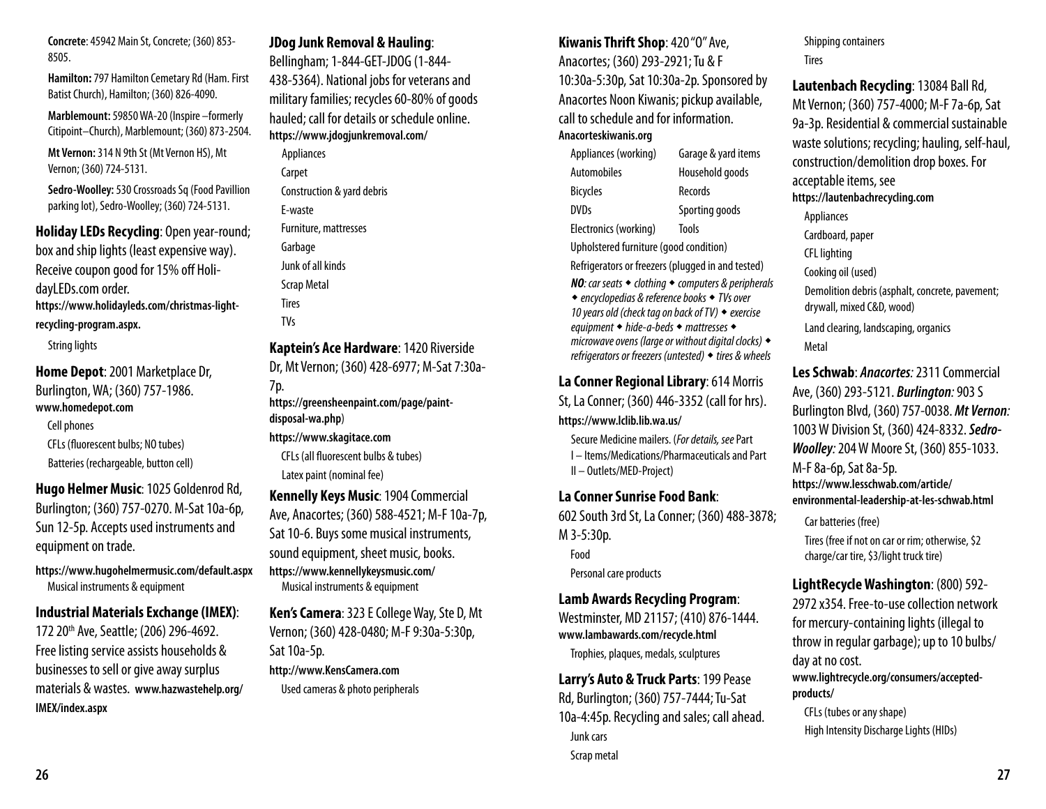**Concrete**: 45942 Main St, Concrete; (360) 853-8505.

**Hamilton:** 797 Hamilton Cemetary Rd (Ham. First Batist Church), Hamilton; (360) 826-4090.

**Marblemount:** 59850 WA-20 (Inspire –formerly Citipoint–Church), Marblemount; (360) 873-2504.

**Mt Vernon:** 314 N 9th St (Mt Vernon HS), Mt Vernon; (360) 724-5131.

**Sedro-Woolley:** 530 Crossroads Sq (Food Pavillion parking lot), Sedro-Woolley; (360) 724-5131.

**Holiday LEDs Recycling**: Open year-round; box and ship lights (least expensive way). Receive coupon good for 15% off HolidayLEDs.com order.
**https://www.holidayleds.com/christmas-light-recycling-program.aspx.**

- String lights

**Home Depot**: 2001 Marketplace Dr, Burlington, WA; (360) 757-1986.
**www.homedepot.com**

- Cell phones
- CFLs (fluorescent bulbs; NO tubes)
- Batteries (rechargeable, button cell)

**Hugo Helmer Music**: 1025 Goldenrod Rd, Burlington; (360) 757-0270. M-Sat 10a-6p, Sun 12-5p. Accepts used instruments and equipment on trade.

**https://www.hugohelmermusic.com/default.aspx**

- Musical instruments & equipment

**Industrial Materials Exchange (IMEX)**: 172 20th Ave, Seattle; (206) 296-4692. Free listing service assists households & businesses to sell or give away surplus materials & wastes. **www.hazwastehelp.org/IMEX/index.aspx**

**JDog Junk Removal & Hauling**: Bellingham; 1-844-GET-JDOG (1-844-438-5364). National jobs for veterans and military families; recycles 60-80% of goods hauled; call for details or schedule online.
**https://www.jdogjunkremoval.com/**

- Appliances
- Carpet
- Construction & yard debris
- E-waste
- Furniture, mattresses
- Garbage
- Junk of all kinds
- Scrap Metal
- Tires
- TVs

**Kaptein's Ace Hardware**: 1420 Riverside Dr, Mt Vernon; (360) 428-6977; M-Sat 7:30a-7p.
**https://greensheenpaint.com/page/paint-disposal-wa.php**)
**https://www.skagitace.com**

- CFLs (all fluorescent bulbs & tubes)
- Latex paint (nominal fee)

**Kennelly Keys Music**: 1904 Commercial Ave, Anacortes; (360) 588-4521; M-F 10a-7p, Sat 10-6. Buys some musical instruments, sound equipment, sheet music, books.
**https://www.kennellykeysmusic.com/**

- Musical instruments & equipment

**Ken's Camera**: 323 E College Way, Ste D, Mt Vernon; (360) 428-0480; M-F 9:30a-5:30p, Sat 10a-5p.
**http://www.KensCamera.com**

- Used cameras & photo peripherals

**Kiwanis Thrift Shop**: 420 "O" Ave, Anacortes; (360) 293-2921; Tu & F 10:30a-5:30p, Sat 10:30a-2p. Sponsored by Anacortes Noon Kiwanis; pickup available, call to schedule and for information.
**Anacorteskiwanis.org**

- Appliances (working)
- Automobiles
- Bicycles
- DVDs
- Electronics (working)
- Garage & yard items
- Household goods
- Records
- Sporting goods
- Tools
- Upholstered furniture (good condition)
- Refrigerators or freezers (plugged in and tested)

***NO****: car seats ◆ clothing ◆ computers & peripherals ◆ encyclopedias & reference books ◆ TVs over 10 years old (check tag on back of TV) ◆ exercise equipment ◆ hide-a-beds ◆ mattresses ◆ microwave ovens (large or without digital clocks) ◆ refrigerators or freezers (untested) ◆ tires & wheels*

**La Conner Regional Library**: 614 Morris St, La Conner; (360) 446-3352 (call for hrs).
**https://www.lclib.lib.wa.us/**

- Secure Medicine mailers. (*For details, see* Part I – Items/Medications/Pharmaceuticals and Part II – Outlets/MED-Project)

**La Conner Sunrise Food Bank**: 602 South 3rd St, La Conner; (360) 488-3878; M 3-5:30p.

- Food
- Personal care products

**Lamb Awards Recycling Program**: Westminster, MD 21157; (410) 876-1444.
**www.lambawards.com/recycle.html**

- Trophies, plaques, medals, sculptures

**Larry's Auto & Truck Parts**: 199 Pease Rd, Burlington; (360) 757-7444; Tu-Sat 10a-4:45p. Recycling and sales; call ahead.

- Junk cars
- Scrap metal
- Shipping containers
- Tires

**Lautenbach Recycling**: 13084 Ball Rd, Mt Vernon; (360) 757-4000; M-F 7a-6p, Sat 9a-3p. Residential & commercial sustainable waste solutions; recycling; hauling, self-haul, construction/demolition drop boxes. For acceptable items, see
**https://lautenbachrecycling.com**

- Appliances
- Cardboard, paper
- CFL lighting
- Cooking oil (used)
- Demolition debris (asphalt, concrete, pavement; drywall, mixed C&D, wood)
- Land clearing, landscaping, organics
- Metal

**Les Schwab**: ***Anacortes:*** 2311 Commercial Ave, (360) 293-5121. ***Burlington:*** 903 S Burlington Blvd, (360) 757-0038. ***Mt Vernon:*** 1003 W Division St, (360) 424-8332. ***Sedro-Woolley:*** 204 W Moore St, (360) 855-1033. M-F 8a-6p, Sat 8a-5p.
**https://www.lesschwab.com/article/environmental-leadership-at-les-schwab.html**

- Car batteries (free)
- Tires (free if not on car or rim; otherwise, $2 charge/car tire, $3/light truck tire)

**LightRecycle Washington**: (800) 592-2972 x354. Free-to-use collection network for mercury-containing lights (illegal to throw in regular garbage); up to 10 bulbs/day at no cost.
**www.lightrecycle.org/consumers/accepted-products/**

- CFLs (tubes or any shape)
- High Intensity Discharge Lights (HIDs)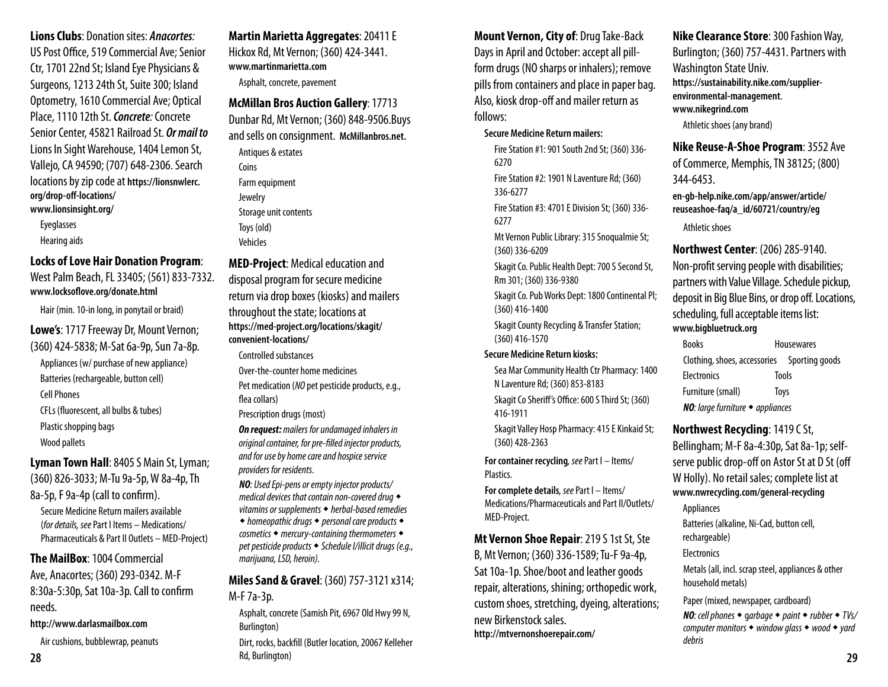**Lions Clubs**: Donation sites: ***Anacortes:*** US Post Office, 519 Commercial Ave; Senior Ctr, 1701 22nd St; Island Eye Physicians & Surgeons, 1213 24th St, Suite 300; Island Optometry, 1610 Commercial Ave; Optical Place, 1110 12th St. ***Concrete:*** Concrete Senior Center, 45821 Railroad St. ***Or mail to*** Lions In Sight Warehouse, 1404 Lemon St, Vallejo, CA 94590; (707) 648-2306. Search locations by zip code at **https://lionsnwlerc.org/drop-off-locations/**
**www.lionsinsight.org/**

- Eyeglasses
- Hearing aids

**Locks of Love Hair Donation Program**: West Palm Beach, FL 33405; (561) 833-7332. **www.locksoflove.org/donate.html**

- Hair (min. 10-in long, in ponytail or braid)

**Lowe's**: 1717 Freeway Dr, Mount Vernon; (360) 424-5838; M-Sat 6a-9p, Sun 7a-8p.

- Appliances (w/ purchase of new appliance)
- Batteries (rechargeable, button cell)
- Cell Phones
- CFLs (fluorescent, all bulbs & tubes)
- Plastic shopping bags
- Wood pallets

**Lyman Town Hall**: 8405 S Main St, Lyman; (360) 826-3033; M-Tu 9a-5p, W 8a-4p, Th 8a-5p, F 9a-4p (call to confirm).

Secure Medicine Return mailers available (*for details, see* Part I Items – Medications/ Pharmaceuticals & Part II Outlets – MED-Project)

**The MailBox**: 1004 Commercial Ave, Anacortes; (360) 293-0342. M-F 8:30a-5:30p, Sat 10a-3p. Call to confirm needs.

**http://www.darlasmailbox.com**

- Air cushions, bubblewrap, peanuts

**Martin Marietta Aggregates**: 20411 E Hickox Rd, Mt Vernon; (360) 424-3441. **www.martinmarietta.com**

- Asphalt, concrete, pavement

**McMillan Bros Auction Gallery**: 17713 Dunbar Rd, Mt Vernon; (360) 848-9506.Buys and sells on consignment. **McMillanbros.net.**

- Antiques & estates
- Coins
- Farm equipment
- Jewelry
- Storage unit contents
- Toys (old)
- Vehicles

**MED-Project**: Medical education and disposal program for secure medicine return via drop boxes (kiosks) and mailers throughout the state; locations at **https://med-project.org/locations/skagit/convenient-locations/**

- Controlled substances
- Over-the-counter home medicines
- Pet medication (*NO* pet pesticide products, e.g., flea collars)
- Prescription drugs (most)

***On request:*** *mailers for undamaged inhalers in original container, for pre-filled injector products, and for use by home care and hospice service providers for residents*.

***NO****: Used Epi-pens or empty injector products/ medical devices that contain non-covered drug ◆ vitamins or supplements ◆ herbal-based remedies ◆ homeopathic drugs ◆ personal care products ◆ cosmetics ◆ mercury-containing thermometers ◆ pet pesticide products ◆ Schedule I/illicit drugs (e.g., marijuana, LSD, heroin).*

**Miles Sand & Gravel**: (360) 757-3121 x314; M-F 7a-3p.

- Asphalt, concrete (Samish Pit, 6967 Old Hwy 99 N, Burlington)
- Dirt, rocks, backfill (Butler location, 20067 Kelleher Rd, Burlington)

**Mount Vernon, City of**: Drug Take-Back Days in April and October: accept all pill-form drugs (NO sharps or inhalers); remove pills from containers and place in paper bag. Also, kiosk drop-off and mailer return as follows:

**Secure Medicine Return mailers:**

- Fire Station #1: 901 South 2nd St; (360) 336-6270
- Fire Station #2: 1901 N Laventure Rd; (360) 336-6277
- Fire Station #3: 4701 E Division St; (360) 336-6277
- Mt Vernon Public Library: 315 Snoqualmie St; (360) 336-6209
- Skagit Co. Public Health Dept: 700 S Second St, Rm 301; (360) 336-9380
- Skagit Co. Pub Works Dept: 1800 Continental Pl; (360) 416-1400
- Skagit County Recycling & Transfer Station; (360) 416-1570

**Secure Medicine Return kiosks:**

- Sea Mar Community Health Ctr Pharmacy: 1400 N Laventure Rd; (360) 853-8183
- Skagit Co Sheriff's Office: 600 S Third St; (360) 416-1911
- Skagit Valley Hosp Pharmacy: 415 E Kinkaid St; (360) 428-2363

**For container recycling***, see* Part I – Items/ Plastics.

**For complete details***, see* Part I – Items/ Medications/Pharmaceuticals and Part II/Outlets/ MED-Project.

**Mt Vernon Shoe Repair**: 219 S 1st St, Ste B, Mt Vernon; (360) 336-1589; Tu-F 9a-4p, Sat 10a-1p. Shoe/boot and leather goods repair, alterations, shining; orthopedic work, custom shoes, stretching, dyeing, alterations; new Birkenstock sales.
**http://mtvernonshoerepair.com/**

**Nike Clearance Store**: 300 Fashion Way, Burlington; (360) 757-4431. Partners with Washington State Univ.
**https://sustainability.nike.com/supplier-environmental-management**.
**www.nikegrind.com**

- Athletic shoes (any brand)

**Nike Reuse-A-Shoe Program**: 3552 Ave of Commerce, Memphis, TN 38125; (800) 344-6453.

**en-gb-help.nike.com/app/answer/article/reuseashoe-faq/a_id/60721/country/eg**

- Athletic shoes

**Northwest Center**: (206) 285-9140. Non-profit serving people with disabilities; partners with Value Village. Schedule pickup, deposit in Big Blue Bins, or drop off. Locations, scheduling, full acceptable items list: **www.bigbluetruck.org**

- Books
- Clothing, shoes, accessories
- Electronics
- Furniture (small)
- Housewares
- Sporting goods
- Tools
- Toys

***NO****: large furniture ◆ appliances*

**Northwest Recycling**: 1419 C St, Bellingham; M-F 8a-4:30p, Sat 8a-1p; self-serve public drop-off on Astor St at D St (off W Holly). No retail sales; complete list at **www.nwrecycling.com/general-recycling**

- Appliances
- Batteries (alkaline, Ni-Cad, button cell, rechargeable)
- Electronics
- Metals (all, incl. scrap steel, appliances & other household metals)
- Paper (mixed, newspaper, cardboard)

***NO****: cell phones ◆ garbage ◆ paint ◆ rubber ◆ TVs/ computer monitors ◆ window glass ◆ wood ◆ yard debris*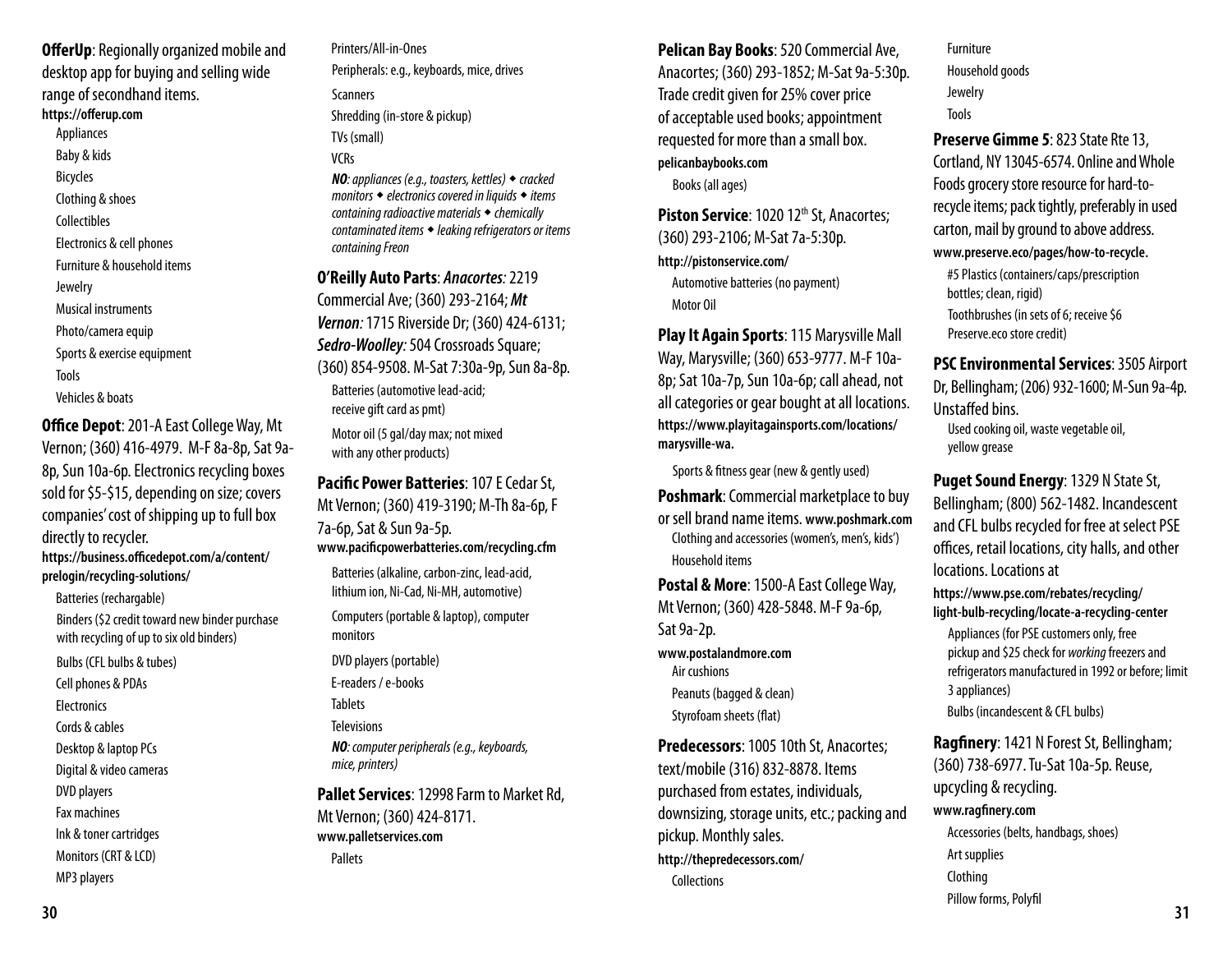**OfferUp**: Regionally organized mobile and desktop app for buying and selling wide range of secondhand items.
**https://offerup.com**

- Appliances
- Baby & kids
- Bicycles
- Clothing & shoes
- Collectibles
- Electronics & cell phones
- Furniture & household items
- Jewelry
- Musical instruments
- Photo/camera equip
- Sports & exercise equipment
- Tools
- Vehicles & boats

**Office Depot**: 201-A East College Way, Mt Vernon; (360) 416-4979. M-F 8a-8p, Sat 9a-8p, Sun 10a-6p. Electronics recycling boxes sold for \$5-\$15, depending on size; covers companies' cost of shipping up to full box directly to recycler.
**https://business.officedepot.com/a/content/prelogin/recycling-solutions/**

- Batteries (rechargable)
- Binders (\$2 credit toward new binder purchase with recycling of up to six old binders)
- Bulbs (CFL bulbs & tubes)
- Cell phones & PDAs
- Electronics
- Cords & cables
- Desktop & laptop PCs
- Digital & video cameras
- DVD players
- Fax machines
- Ink & toner cartridges
- Monitors (CRT & LCD)
- MP3 players
- Printers/All-in-Ones
- Peripherals: e.g., keyboards, mice, drives
- Scanners
- Shredding (in-store & pickup)
- TVs (small)
- VCRs

***NO**: appliances (e.g., toasters, kettles) ◆ cracked monitors ◆ electronics covered in liquids ◆ items containing radioactive materials ◆ chemically contaminated items ◆ leaking refrigerators or items containing Freon*

**O'Reilly Auto Parts**: ***Anacortes**:* 2219 Commercial Ave; (360) 293-2164; ***Mt Vernon**:* 1715 Riverside Dr; (360) 424-6131; ***Sedro-Woolley**:* 504 Crossroads Square; (360) 854-9508. M-Sat 7:30a-9p, Sun 8a-8p.

- Batteries (automotive lead-acid; receive gift card as pmt)
- Motor oil (5 gal/day max; not mixed with any other products)

**Pacific Power Batteries**: 107 E Cedar St, Mt Vernon; (360) 419-3190; M-Th 8a-6p, F 7a-6p, Sat & Sun 9a-5p.
**www.pacificpowerbatteries.com/recycling.cfm**

- Batteries (alkaline, carbon-zinc, lead-acid, lithium ion, Ni-Cad, Ni-MH, automotive)
- Computers (portable & laptop), computer monitors
- DVD players (portable)
- E-readers / e-books
- Tablets
- Televisions

***NO**: computer peripherals (e.g., keyboards, mice, printers)*

**Pallet Services**: 12998 Farm to Market Rd, Mt Vernon; (360) 424-8171.
**www.palletservices.com**

- Pallets

**Pelican Bay Books**: 520 Commercial Ave, Anacortes; (360) 293-1852; M-Sat 9a-5:30p. Trade credit given for 25% cover price of acceptable used books; appointment requested for more than a small box.
**pelicanbaybooks.com**

- Books (all ages)

**Piston Service**: 1020 12th St, Anacortes; (360) 293-2106; M-Sat 7a-5:30p.
**http://pistonservice.com/**

- Automotive batteries (no payment)
- Motor Oil

**Play It Again Sports**: 115 Marysville Mall Way, Marysville; (360) 653-9777. M-F 10a-8p; Sat 10a-7p, Sun 10a-6p; call ahead, not all categories or gear bought at all locations.
**https://www.playitagainsports.com/locations/marysville-wa.**

- Sports & fitness gear (new & gently used)

**Poshmark**: Commercial marketplace to buy or sell brand name items. **www.poshmark.com**

- Clothing and accessories (women's, men's, kids')
- Household items

**Postal & More**: 1500-A East College Way, Mt Vernon; (360) 428-5848. M-F 9a-6p, Sat 9a-2p.
**www.postalandmore.com**

- Air cushions
- Peanuts (bagged & clean)
- Styrofoam sheets (flat)

**Predecessors**: 1005 10th St, Anacortes; text/mobile (316) 832-8878. Items purchased from estates, individuals, downsizing, storage units, etc.; packing and pickup. Monthly sales.
**http://thepredecessors.com/**

- Collections
- Furniture
- Household goods
- Jewelry
- Tools

**Preserve Gimme 5**: 823 State Rte 13, Cortland, NY 13045-6574. Online and Whole Foods grocery store resource for hard-to-recycle items; pack tightly, preferably in used carton, mail by ground to above address.
**www.preserve.eco/pages/how-to-recycle.**

- #5 Plastics (containers/caps/prescription bottles; clean, rigid)
- Toothbrushes (in sets of 6; receive \$6 Preserve.eco store credit)

**PSC Environmental Services**: 3505 Airport Dr, Bellingham; (206) 932-1600; M-Sun 9a-4p. Unstaffed bins.

- Used cooking oil, waste vegetable oil, yellow grease

**Puget Sound Energy**: 1329 N State St, Bellingham; (800) 562-1482. Incandescent and CFL bulbs recycled for free at select PSE offices, retail locations, city halls, and other locations. Locations at
**https://www.pse.com/rebates/recycling/light-bulb-recycling/locate-a-recycling-center**

- Appliances (for PSE customers only, free pickup and \$25 check for *working* freezers and refrigerators manufactured in 1992 or before; limit 3 appliances)
- Bulbs (incandescent & CFL bulbs)

**Ragfinery**: 1421 N Forest St, Bellingham; (360) 738-6977. Tu-Sat 10a-5p. Reuse, upcycling & recycling.
**www.ragfinery.com**

- Accessories (belts, handbags, shoes)
- Art supplies
- Clothing
- Pillow forms, Polyfil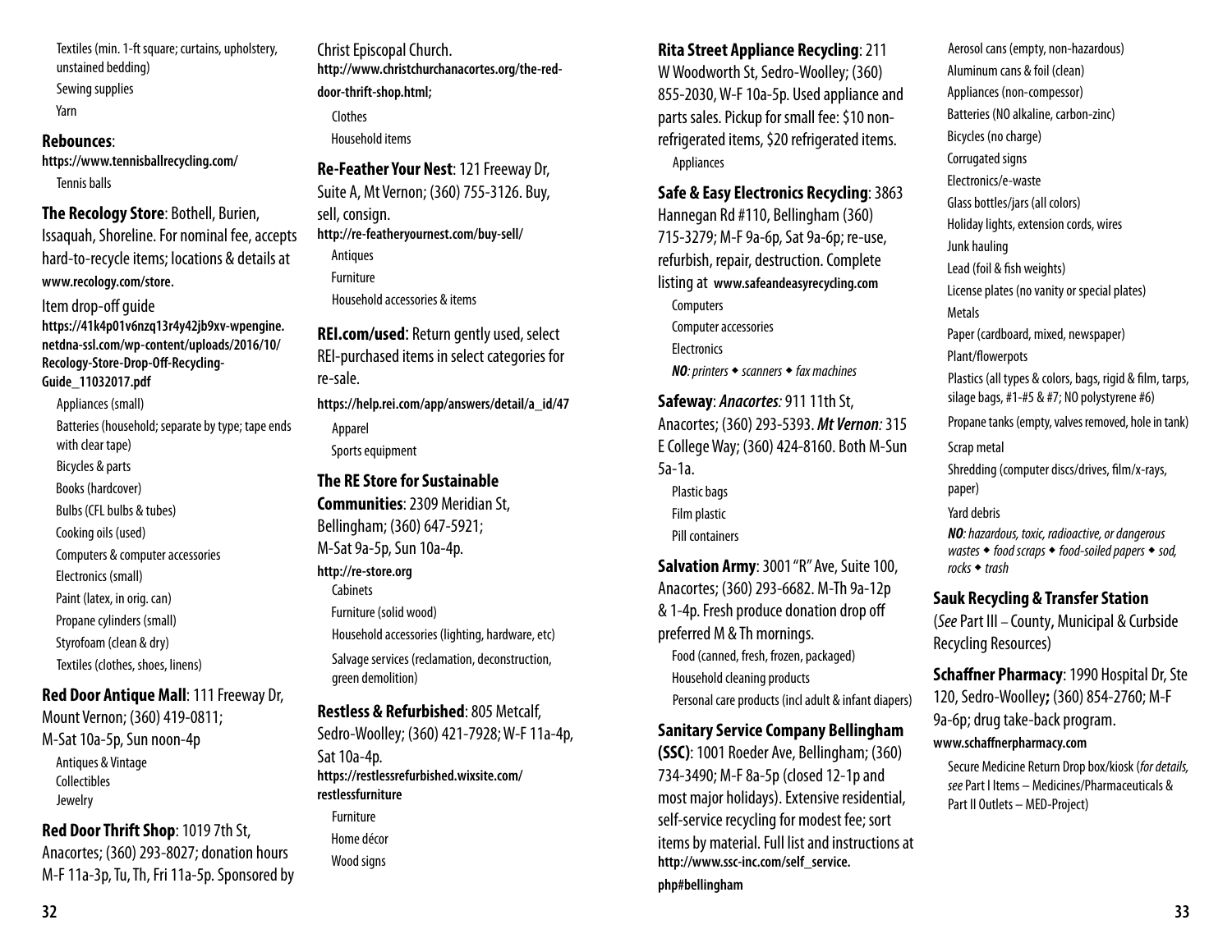Textiles (min. 1-ft square; curtains, upholstery, unstained bedding)
Sewing supplies
Yarn

**Rebounces**:
**https://www.tennisballrecycling.com/**
Tennis balls

**The Recology Store**: Bothell, Burien, Issaquah, Shoreline. For nominal fee, accepts hard-to-recycle items; locations & details at **www.recology.com/store.**

Item drop-off guide
**https://41k4p01v6nzq13r4y42jb9xv-wpengine.netdna-ssl.com/wp-content/uploads/2016/10/Recology-Store-Drop-Off-Recycling-Guide_11032017.pdf**

Appliances (small)
Batteries (household; separate by type; tape ends with clear tape)
Bicycles & parts
Books (hardcover)
Bulbs (CFL bulbs & tubes)
Cooking oils (used)
Computers & computer accessories
Electronics (small)
Paint (latex, in orig. can)
Propane cylinders (small)
Styrofoam (clean & dry)
Textiles (clothes, shoes, linens)

**Red Door Antique Mall**: 111 Freeway Dr, Mount Vernon; (360) 419-0811; M-Sat 10a-5p, Sun noon-4p
Antiques & Vintage
Collectibles
Jewelry

**Red Door Thrift Shop**: 1019 7th St, Anacortes; (360) 293-8027; donation hours M-F 11a-3p, Tu, Th, Fri 11a-5p. Sponsored by Christ Episcopal Church.
**http://www.christchurchanacortes.org/the-red-door-thrift-shop.html;**
Clothes
Household items

**Re-Feather Your Nest**: 121 Freeway Dr, Suite A, Mt Vernon; (360) 755-3126. Buy, sell, consign.
**http://re-featheryournest.com/buy-sell/**
Antiques
Furniture
Household accessories & items

**REI.com/used**: Return gently used, select REI-purchased items in select categories for re-sale.
**https://help.rei.com/app/answers/detail/a_id/47**
Apparel
Sports equipment

**The RE Store for Sustainable Communities**: 2309 Meridian St, Bellingham; (360) 647-5921; M-Sat 9a-5p, Sun 10a-4p.
**http://re-store.org**
Cabinets
Furniture (solid wood)
Household accessories (lighting, hardware, etc)
Salvage services (reclamation, deconstruction, green demolition)

**Restless & Refurbished**: 805 Metcalf, Sedro-Woolley; (360) 421-7928; W-F 11a-4p, Sat 10a-4p.
**https://restlessrefurbished.wixsite.com/restlessfurniture**
Furniture
Home décor
Wood signs

**Rita Street Appliance Recycling**: 211 W Woodworth St, Sedro-Woolley; (360) 855-2030, W-F 10a-5p. Used appliance and parts sales. Pickup for small fee: $10 non-refrigerated items, $20 refrigerated items.
Appliances

**Safe & Easy Electronics Recycling**: 3863 Hannegan Rd #110, Bellingham (360) 715-3279; M-F 9a-6p, Sat 9a-6p; re-use, refurbish, repair, destruction. Complete listing at **www.safeandeasyrecycling.com**
Computers
Computer accessories
Electronics
***NO****: printers ◆ scanners ◆ fax machines*

**Safeway**: ***Anacortes****:* 911 11th St, Anacortes; (360) 293-5393. ***Mt Vernon****:* 315 E College Way; (360) 424-8160. Both M-Sun 5a-1a.
Plastic bags
Film plastic
Pill containers

**Salvation Army**: 3001 "R" Ave, Suite 100, Anacortes; (360) 293-6682. M-Th 9a-12p & 1-4p. Fresh produce donation drop off preferred M & Th mornings.
Food (canned, fresh, frozen, packaged)
Household cleaning products
Personal care products (incl adult & infant diapers)

**Sanitary Service Company Bellingham (SSC)**: 1001 Roeder Ave, Bellingham; (360) 734-3490; M-F 8a-5p (closed 12-1p and most major holidays). Extensive residential, self-service recycling for modest fee; sort items by material. Full list and instructions at **http://www.ssc-inc.com/self_service.php#bellingham**
Aerosol cans (empty, non-hazardous)
Aluminum cans & foil (clean)
Appliances (non-compessor)
Batteries (NO alkaline, carbon-zinc)
Bicycles (no charge)
Corrugated signs
Electronics/e-waste
Glass bottles/jars (all colors)
Holiday lights, extension cords, wires
Junk hauling
Lead (foil & fish weights)
License plates (no vanity or special plates)
Metals
Paper (cardboard, mixed, newspaper)
Plant/flowerpots
Plastics (all types & colors, bags, rigid & film, tarps, silage bags, #1-#5 & #7; NO polystyrene #6)
Propane tanks (empty, valves removed, hole in tank)
Scrap metal
Shredding (computer discs/drives, film/x-rays, paper)
Yard debris
***NO****: hazardous, toxic, radioactive, or dangerous wastes ◆ food scraps ◆ food-soiled papers ◆ sod, rocks ◆ trash*

**Sauk Recycling & Transfer Station**
(*See* Part III – County, Municipal & Curbside Recycling Resources)

**Schaffner Pharmacy**: 1990 Hospital Dr, Ste 120, Sedro-Woolley**;** (360) 854-2760; M-F 9a-6p; drug take-back program.
**www.schaffnerpharmacy.com**
Secure Medicine Return Drop box/kiosk (*for details, see* Part I Items – Medicines/Pharmaceuticals & Part II Outlets – MED-Project)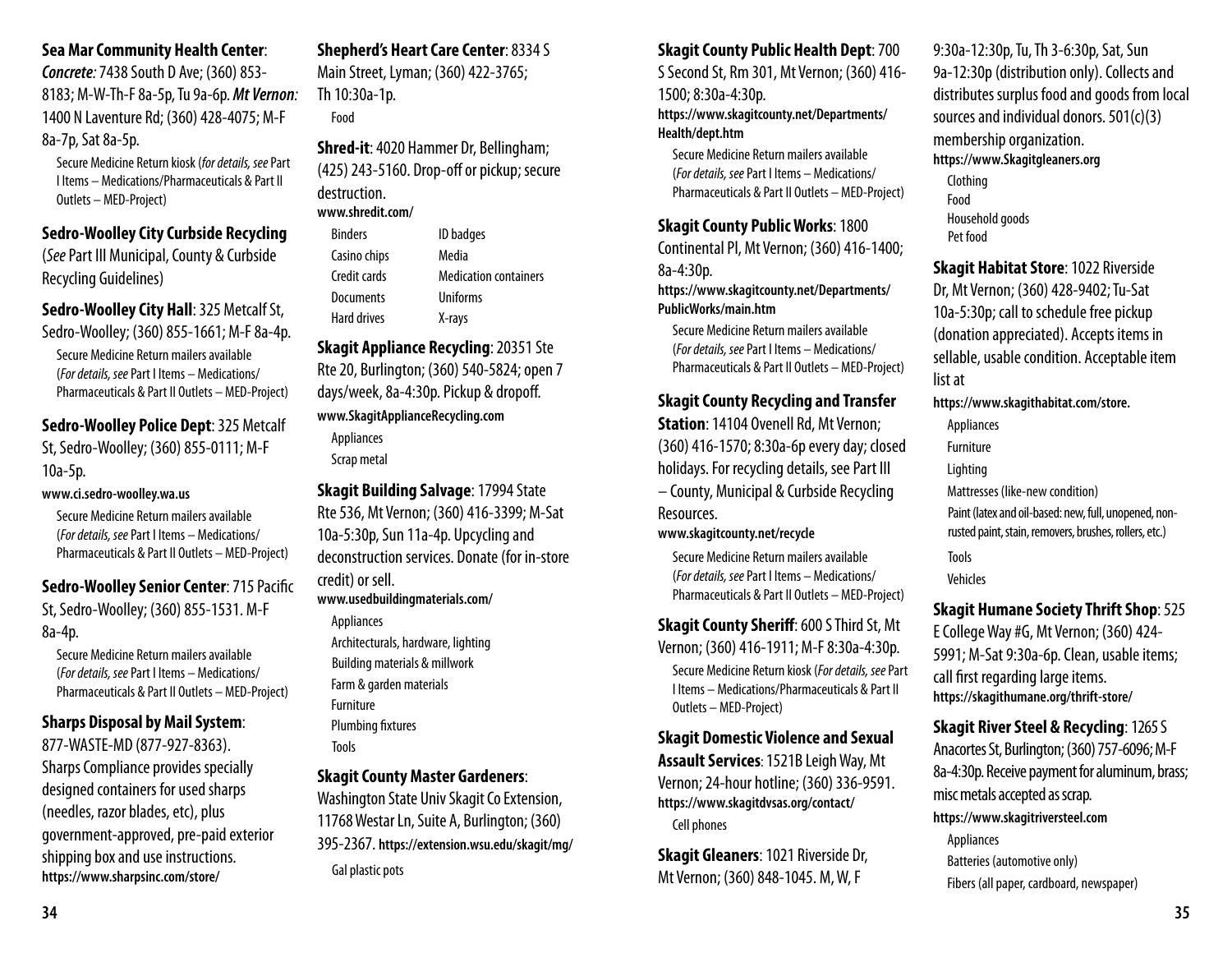**Sea Mar Community Health Center**: *Concrete:* 7438 South D Ave; (360) 853-8183; M-W-Th-F 8a-5p, Tu 9a-6p. ***Mt Vernon:*** 1400 N Laventure Rd; (360) 428-4075; M-F 8a-7p, Sat 8a-5p.

Secure Medicine Return kiosk (*for details, see* Part I Items – Medications/Pharmaceuticals & Part II Outlets – MED-Project)

**Sedro-Woolley City Curbside Recycling** (*See* Part III Municipal, County & Curbside Recycling Guidelines)

**Sedro-Woolley City Hall**: 325 Metcalf St, Sedro-Woolley; (360) 855-1661; M-F 8a-4p.

Secure Medicine Return mailers available (*For details, see* Part I Items – Medications/ Pharmaceuticals & Part II Outlets – MED-Project)

**Sedro-Woolley Police Dept**: 325 Metcalf St, Sedro-Woolley; (360) 855-0111; M-F 10a-5p.

**www.ci.sedro-woolley.wa.us**

Secure Medicine Return mailers available (*For details, see* Part I Items – Medications/ Pharmaceuticals & Part II Outlets – MED-Project)

**Sedro-Woolley Senior Center**: 715 Pacific St, Sedro-Woolley; (360) 855-1531. M-F 8a-4p.

Secure Medicine Return mailers available (*For details, see* Part I Items – Medications/ Pharmaceuticals & Part II Outlets – MED-Project)

**Sharps Disposal by Mail System**: 877-WASTE-MD (877-927-8363). Sharps Compliance provides specially designed containers for used sharps (needles, razor blades, etc), plus government-approved, pre-paid exterior shipping box and use instructions.
**https://www.sharpsinc.com/store/**

**Shepherd's Heart Care Center**: 8334 S Main Street, Lyman; (360) 422-3765; Th 10:30a-1p.

Food

**Shred-it**: 4020 Hammer Dr, Bellingham; (425) 243-5160. Drop-off or pickup; secure destruction.
**www.shredit.com/**

- Binders
- Casino chips
- Credit cards
- Documents
- Hard drives
- ID badges
- Media
- Medication containers
- Uniforms
- X-rays

**Skagit Appliance Recycling**: 20351 Ste Rte 20, Burlington; (360) 540-5824; open 7 days/week, 8a-4:30p. Pickup & dropoff.
**www.SkagitApplianceRecycling.com**

- Appliances
- Scrap metal

**Skagit Building Salvage**: 17994 State Rte 536, Mt Vernon; (360) 416-3399; M-Sat 10a-5:30p, Sun 11a-4p. Upcycling and deconstruction services. Donate (for in-store credit) or sell.
**www.usedbuildingmaterials.com/**

- Appliances
- Architecturals, hardware, lighting
- Building materials & millwork
- Farm & garden materials
- Furniture
- Plumbing fixtures
- Tools

**Skagit County Master Gardeners**: Washington State Univ Skagit Co Extension, 11768 Westar Ln, Suite A, Burlington; (360) 395-2367. **https://extension.wsu.edu/skagit/mg/**

Gal plastic pots

**Skagit County Public Health Dept**: 700 S Second St, Rm 301, Mt Vernon; (360) 416-1500; 8:30a-4:30p.
**https://www.skagitcounty.net/Departments/Health/dept.htm**

Secure Medicine Return mailers available (*For details, see* Part I Items – Medications/ Pharmaceuticals & Part II Outlets – MED-Project)

**Skagit County Public Works**: 1800 Continental Pl, Mt Vernon; (360) 416-1400; 8a-4:30p.
**https://www.skagitcounty.net/Departments/PublicWorks/main.htm**

Secure Medicine Return mailers available (*For details, see* Part I Items – Medications/ Pharmaceuticals & Part II Outlets – MED-Project)

**Skagit County Recycling and Transfer Station**: 14104 Ovenell Rd, Mt Vernon; (360) 416-1570; 8:30a-6p every day; closed holidays. For recycling details, see Part III – County, Municipal & Curbside Recycling Resources.
**www.skagitcounty.net/recycle**

Secure Medicine Return mailers available (*For details, see* Part I Items – Medications/ Pharmaceuticals & Part II Outlets – MED-Project)

**Skagit County Sheriff**: 600 S Third St, Mt Vernon; (360) 416-1911; M-F 8:30a-4:30p.

Secure Medicine Return kiosk (*For details, see* Part I Items – Medications/Pharmaceuticals & Part II Outlets – MED-Project)

**Skagit Domestic Violence and Sexual Assault Services**: 1521B Leigh Way, Mt Vernon; 24-hour hotline; (360) 336-9591.
**https://www.skagitdvsas.org/contact/**

Cell phones

**Skagit Gleaners**: 1021 Riverside Dr, Mt Vernon; (360) 848-1045. M, W, F 9:30a-12:30p, Tu, Th 3-6:30p, Sat, Sun 9a-12:30p (distribution only). Collects and distributes surplus food and goods from local sources and individual donors. 501(c)(3) membership organization.
**https://www.Skagitgleaners.org**

- Clothing
- Food
- Household goods
- Pet food

**Skagit Habitat Store**: 1022 Riverside Dr, Mt Vernon; (360) 428-9402; Tu-Sat 10a-5:30p; call to schedule free pickup (donation appreciated). Accepts items in sellable, usable condition. Acceptable item list at
**https://www.skagithabitat.com/store.**

- Appliances
- Furniture
- Lighting
- Mattresses (like-new condition)
- Paint (latex and oil-based: new, full, unopened, non-rusted paint, stain, removers, brushes, rollers, etc.)
- Tools
- Vehicles

**Skagit Humane Society Thrift Shop**: 525 E College Way #G, Mt Vernon; (360) 424-5991; M-Sat 9:30a-6p. Clean, usable items; call first regarding large items.
**https://skagithumane.org/thrift-store/**

**Skagit River Steel & Recycling**: 1265 S Anacortes St, Burlington; (360) 757-6096; M-F 8a-4:30p. Receive payment for aluminum, brass; misc metals accepted as scrap.
**https://www.skagitriversteel.com**

- Appliances
- Batteries (automotive only)
- Fibers (all paper, cardboard, newspaper)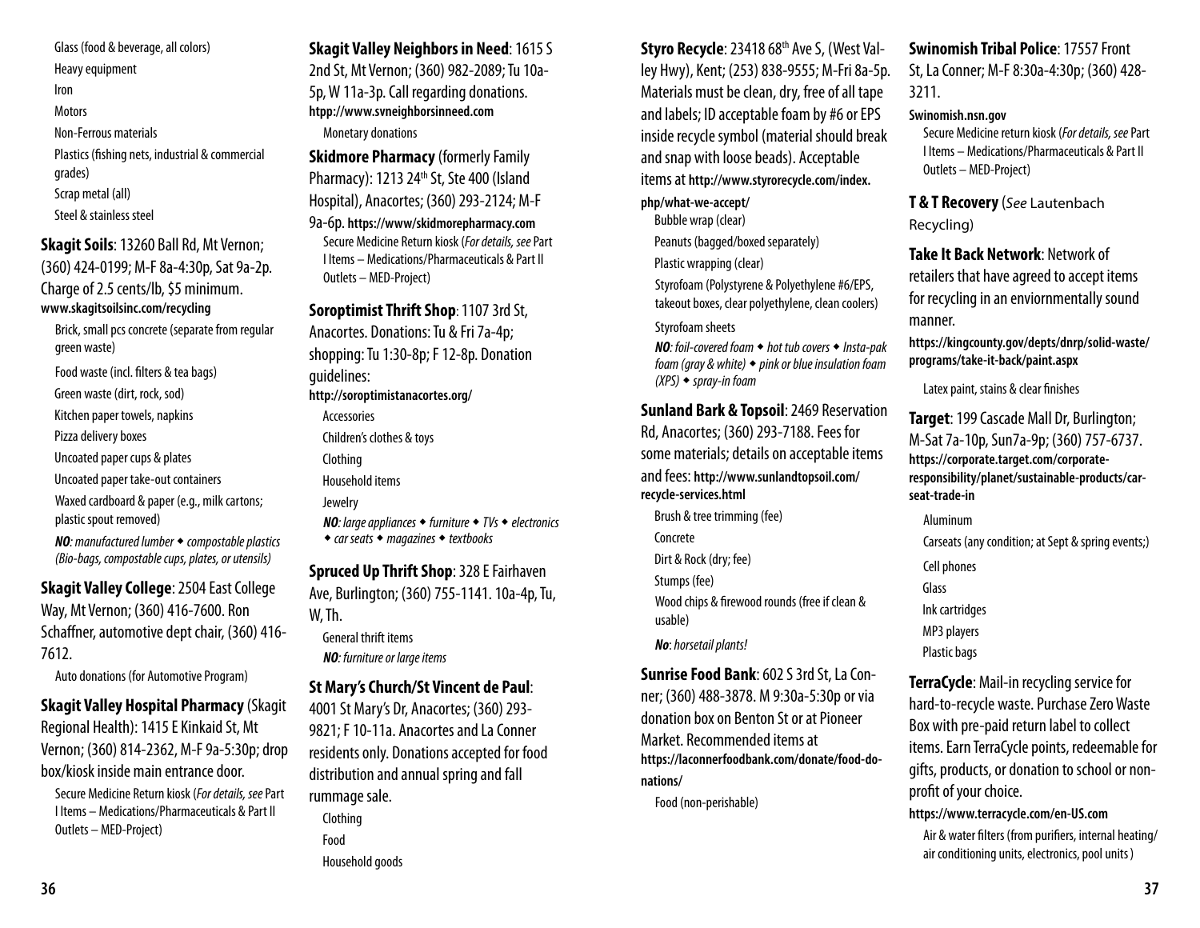- Glass (food & beverage, all colors)
- Heavy equipment
- Iron
- Motors
- Non-Ferrous materials
- Plastics (fishing nets, industrial & commercial grades)
- Scrap metal (all)
- Steel & stainless steel

**Skagit Soils**: 13260 Ball Rd, Mt Vernon; (360) 424-0199; M-F 8a-4:30p, Sat 9a-2p. Charge of 2.5 cents/lb, $5 minimum. **www.skagitsoilsinc.com/recycling**

- Brick, small pcs concrete (separate from regular green waste)
- Food waste (incl. filters & tea bags)
- Green waste (dirt, rock, sod)
- Kitchen paper towels, napkins
- Pizza delivery boxes
- Uncoated paper cups & plates
- Uncoated paper take-out containers
- Waxed cardboard & paper (e.g., milk cartons; plastic spout removed)

***NO**: manufactured lumber ◆ compostable plastics (Bio-bags, compostable cups, plates, or utensils)*

**Skagit Valley College**: 2504 East College Way, Mt Vernon; (360) 416-7600. Ron Schaffner, automotive dept chair, (360) 416-7612.

- Auto donations (for Automotive Program)

**Skagit Valley Hospital Pharmacy** (Skagit Regional Health): 1415 E Kinkaid St, Mt Vernon; (360) 814-2362, M-F 9a-5:30p; drop box/kiosk inside main entrance door.

- Secure Medicine Return kiosk (*For details, see* Part I Items – Medications/Pharmaceuticals & Part II Outlets – MED-Project)

**Skagit Valley Neighbors in Need**: 1615 S 2nd St, Mt Vernon; (360) 982-2089; Tu 10a-5p, W 11a-3p. Call regarding donations. **htpp://www.svneighborsinneed.com**

- Monetary donations

**Skidmore Pharmacy** (formerly Family Pharmacy): 1213 24th St, Ste 400 (Island Hospital), Anacortes; (360) 293-2124; M-F 9a-6p. **https://www/skidmorepharmacy.com**

- Secure Medicine Return kiosk (*For details, see* Part I Items – Medications/Pharmaceuticals & Part II Outlets – MED-Project)

**Soroptimist Thrift Shop**: 1107 3rd St, Anacortes. Donations: Tu & Fri 7a-4p; shopping: Tu 1:30-8p; F 12-8p. Donation guidelines: **http://soroptimistanacortes.org/**

- Accessories
- Children's clothes & toys
- Clothing
- Household items
- Jewelry

***NO**: large appliances ◆ furniture ◆ TVs ◆ electronics ◆ car seats ◆ magazines ◆ textbooks*

**Spruced Up Thrift Shop**: 328 E Fairhaven Ave, Burlington; (360) 755-1141. 10a-4p, Tu, W, Th.

- General thrift items

***NO**: furniture or large items*

**St Mary's Church/St Vincent de Paul**: 4001 St Mary's Dr, Anacortes; (360) 293-9821; F 10-11a. Anacortes and La Conner residents only. Donations accepted for food distribution and annual spring and fall rummage sale.

- Clothing
- Food
- Household goods

**Styro Recycle**: 23418 68th Ave S, (West Valley Hwy), Kent; (253) 838-9555; M-Fri 8a-5p. Materials must be clean, dry, free of all tape and labels; ID acceptable foam by #6 or EPS inside recycle symbol (material should break and snap with loose beads). Acceptable items at **http://www.styrorecycle.com/index.php/what-we-accept/**

- Bubble wrap (clear)
- Peanuts (bagged/boxed separately)
- Plastic wrapping (clear)
- Styrofoam (Polystyrene & Polyethylene #6/EPS, takeout boxes, clear polyethylene, clean coolers)
- Styrofoam sheets

***NO**: foil-covered foam ◆ hot tub covers ◆ Insta-pak foam (gray & white) ◆ pink or blue insulation foam (XPS) ◆ spray-in foam*

**Sunland Bark & Topsoil**: 2469 Reservation Rd, Anacortes; (360) 293-7188. Fees for some materials; details on acceptable items and fees: **http://www.sunlandtopsoil.com/recycle-services.html**

- Brush & tree trimming (fee)
- Concrete
- Dirt & Rock (dry; fee)
- Stumps (fee)
- Wood chips & firewood rounds (free if clean & usable)

***No**: horsetail plants!*

**Sunrise Food Bank**: 602 S 3rd St, La Conner; (360) 488-3878. M 9:30a-5:30p or via donation box on Benton St or at Pioneer Market. Recommended items at **https://laconnerfoodbank.com/donate/food-donations/**

- Food (non-perishable)

**Swinomish Tribal Police**: 17557 Front St, La Conner; M-F 8:30a-4:30p; (360) 428-3211.

**Swinomish.nsn.gov**

- Secure Medicine return kiosk (*For details, see* Part I Items – Medications/Pharmaceuticals & Part II Outlets – MED-Project)

**T & T Recovery** (*See* Lautenbach Recycling)

**Take It Back Network**: Network of retailers that have agreed to accept items for recycling in an enviornmentally sound manner.

**https://kingcounty.gov/depts/dnrp/solid-waste/programs/take-it-back/paint.aspx**

- Latex paint, stains & clear finishes

**Target**: 199 Cascade Mall Dr, Burlington; M-Sat 7a-10p, Sun7a-9p; (360) 757-6737. **https://corporate.target.com/corporate-responsibility/planet/sustainable-products/car-seat-trade-in**

- Aluminum
- Carseats (any condition; at Sept & spring events;)
- Cell phones
- Glass
- Ink cartridges
- MP3 players
- Plastic bags

**TerraCycle**: Mail-in recycling service for hard-to-recycle waste. Purchase Zero Waste Box with pre-paid return label to collect items. Earn TerraCycle points, redeemable for gifts, products, or donation to school or non-profit of your choice.

**https://www.terracycle.com/en-US.com**

- Air & water filters (from purifiers, internal heating/air conditioning units, electronics, pool units)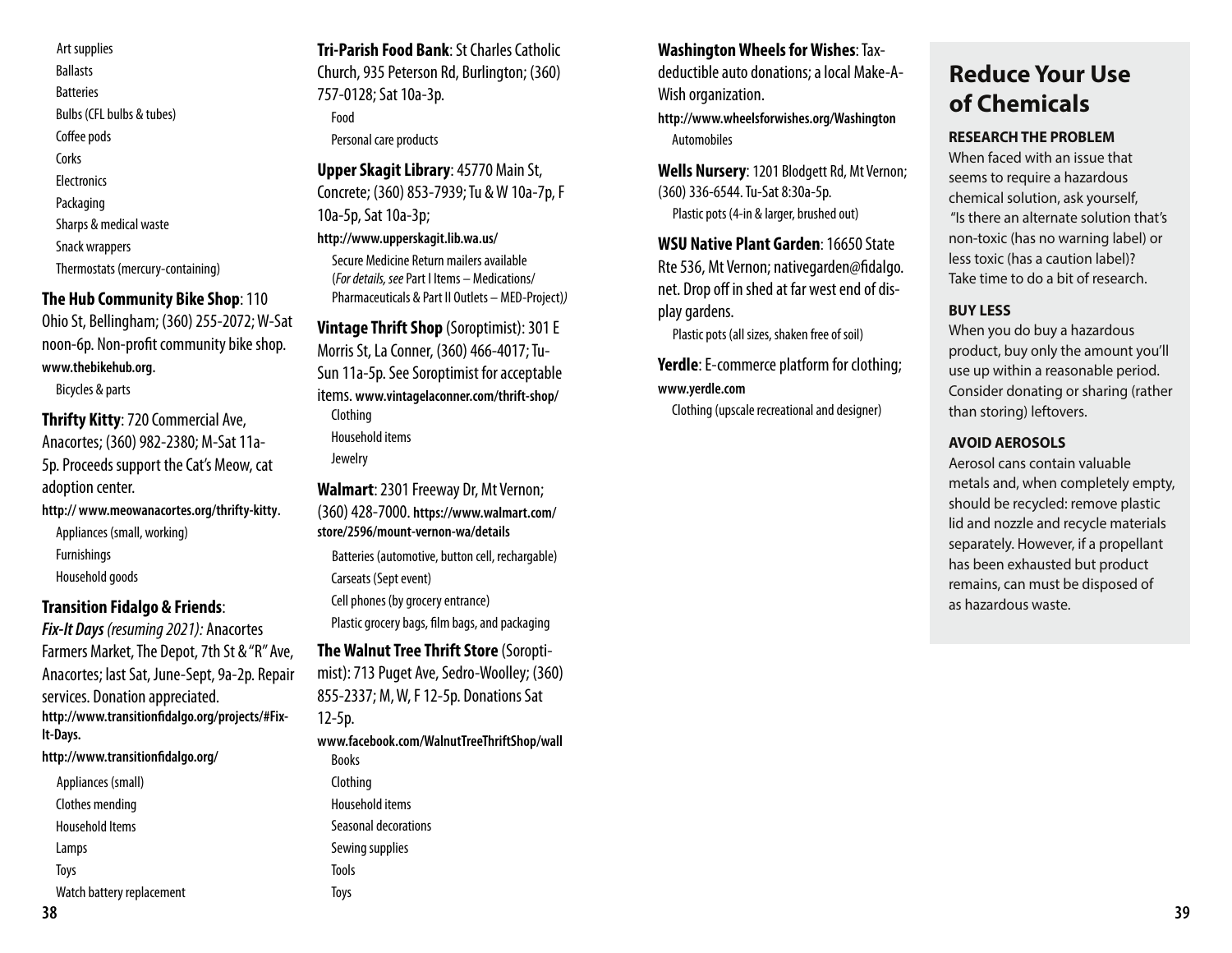Art supplies

Ballasts

Batteries

Bulbs (CFL bulbs & tubes)

Coffee pods

Corks

Electronics

Packaging

Sharps & medical waste

Snack wrappers

Thermostats (mercury-containing)

**The Hub Community Bike Shop**: 110 Ohio St, Bellingham; (360) 255-2072; W-Sat noon-6p. Non-profit community bike shop. **www.thebikehub.org.**

Bicycles & parts

**Thrifty Kitty**: 720 Commercial Ave, Anacortes; (360) 982-2380; M-Sat 11a-5p. Proceeds support the Cat's Meow, cat adoption center.

**http:// www.meowanacortes.org/thrifty-kitty.**

Appliances (small, working)

Furnishings

Household goods

**Transition Fidalgo & Friends**:

***Fix-It Days*** *(resuming 2021):* Anacortes Farmers Market, The Depot, 7th St & "R" Ave, Anacortes; last Sat, June-Sept, 9a-2p. Repair services. Donation appreciated. **http://www.transitionfidalgo.org/projects/#Fix-It-Days.**

**http://www.transitionfidalgo.org/**

Appliances (small)

Clothes mending

Household Items

Lamps

Toys

Watch battery replacement

**Tri-Parish Food Bank**: St Charles Catholic Church, 935 Peterson Rd, Burlington; (360) 757-0128; Sat 10a-3p.

Food

Personal care products

**Upper Skagit Library**: 45770 Main St, Concrete; (360) 853-7939; Tu & W 10a-7p, F 10a-5p, Sat 10a-3p;

**http://www.upperskagit.lib.wa.us/**

Secure Medicine Return mailers available (*For details, see* Part I Items – Medications/ Pharmaceuticals & Part II Outlets – MED-Project)

**Vintage Thrift Shop** (Soroptimist): 301 E Morris St, La Conner, (360) 466-4017; Tu-Sun 11a-5p. See Soroptimist for acceptable items. **www.vintagelaconner.com/thrift-shop/**

Clothing

Household items

Jewelry

**Walmart**: 2301 Freeway Dr, Mt Vernon; (360) 428-7000. **https://www.walmart.com/store/2596/mount-vernon-wa/details**

Batteries (automotive, button cell, rechargable)

Carseats (Sept event)

Cell phones (by grocery entrance)

Plastic grocery bags, film bags, and packaging

**The Walnut Tree Thrift Store** (Soroptimist): 713 Puget Ave, Sedro-Woolley; (360) 855-2337; M, W, F 12-5p. Donations Sat 12-5p.

**www.facebook.com/WalnutTreeThriftShop/wall**

Books

Clothing

Household items

Seasonal decorations

Sewing supplies

Tools

Toys

**Washington Wheels for Wishes**: Tax-deductible auto donations; a local Make-A-Wish organization.

**http://www.wheelsforwishes.org/Washington**

Automobiles

**Wells Nursery**: 1201 Blodgett Rd, Mt Vernon; (360) 336-6544. Tu-Sat 8:30a-5p.

Plastic pots (4-in & larger, brushed out)

**WSU Native Plant Garden**: 16650 State Rte 536, Mt Vernon; nativegarden@fidalgo.net. Drop off in shed at far west end of display gardens.

Plastic pots (all sizes, shaken free of soil)

**Yerdle**: E-commerce platform for clothing; **www.yerdle.com**

Clothing (upscale recreational and designer)

## Reduce Your Use of Chemicals

### RESEARCH THE PROBLEM

When faced with an issue that seems to require a hazardous chemical solution, ask yourself, "Is there an alternate solution that's non-toxic (has no warning label) or less toxic (has a caution label)? Take time to do a bit of research.

### BUY LESS

When you do buy a hazardous product, buy only the amount you'll use up within a reasonable period. Consider donating or sharing (rather than storing) leftovers.

### AVOID AEROSOLS

Aerosol cans contain valuable metals and, when completely empty, should be recycled: remove plastic lid and nozzle and recycle materials separately. However, if a propellant has been exhausted but product remains, can must be disposed of as hazardous waste.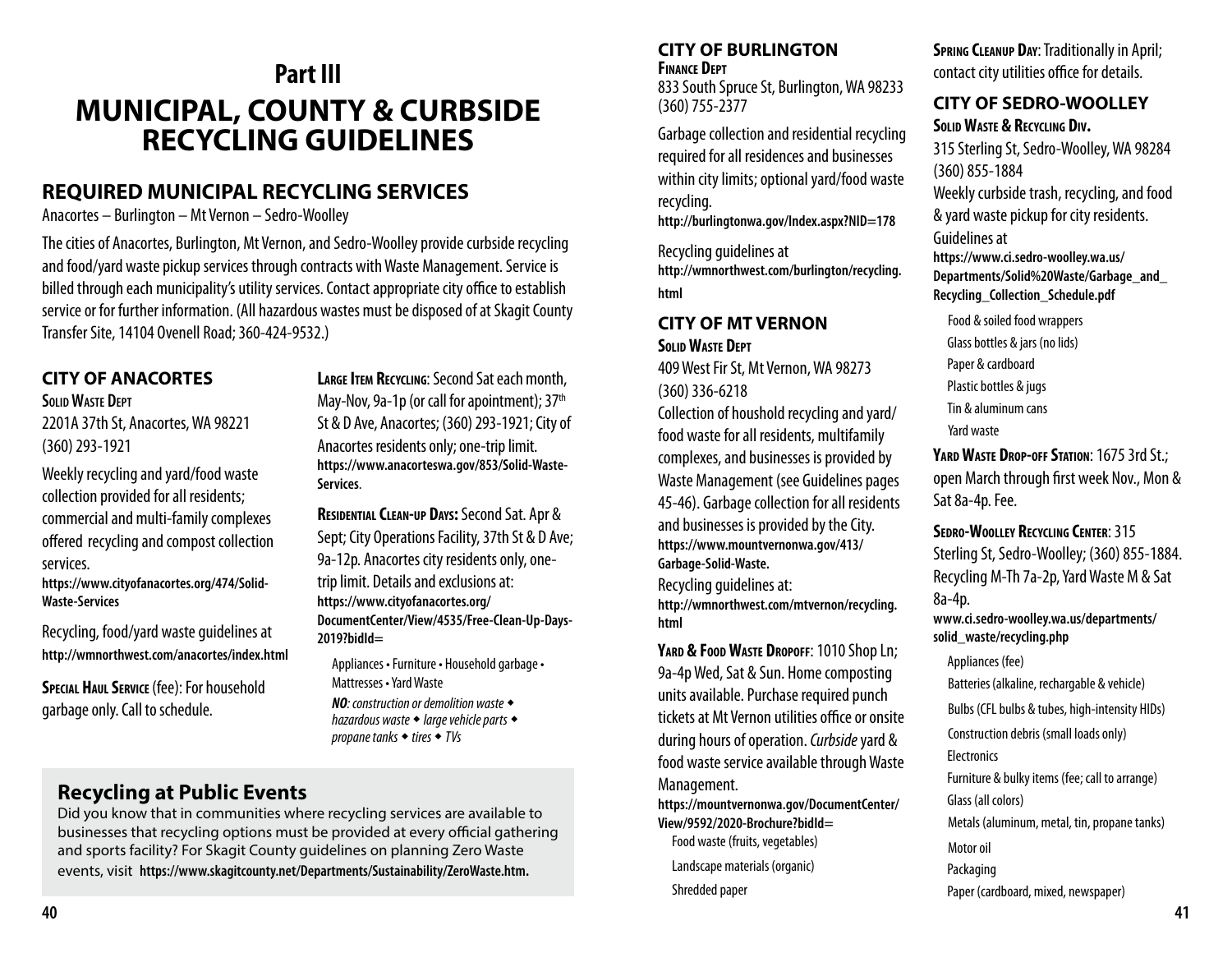# Part III

# MUNICIPAL, COUNTY & CURBSIDE RECYCLING GUIDELINES

## REQUIRED MUNICIPAL RECYCLING SERVICES

Anacortes – Burlington – Mt Vernon – Sedro-Woolley

The cities of Anacortes, Burlington, Mt Vernon, and Sedro-Woolley provide curbside recycling and food/yard waste pickup services through contracts with Waste Management. Service is billed through each municipality's utility services. Contact appropriate city office to establish service or for further information. (All hazardous wastes must be disposed of at Skagit County Transfer Site, 14104 Ovenell Road; 360-424-9532.)

### CITY OF ANACORTES

**Solid Waste Dept**
2201A 37th St, Anacortes, WA 98221
(360) 293-1921

Weekly recycling and yard/food waste collection provided for all residents; commercial and multi-family complexes offered recycling and compost collection services.
**https://www.cityofanacortes.org/474/Solid-Waste-Services**

Recycling, food/yard waste guidelines at **http://wmnorthwest.com/anacortes/index.html**

**Special Haul Service** (fee): For household garbage only. Call to schedule.

**Large Item Recycling**: Second Sat each month, May-Nov, 9a-1p (or call for apointment); 37th St & D Ave, Anacortes; (360) 293-1921; City of Anacortes residents only; one-trip limit. **https://www.anacorteswa.gov/853/Solid-Waste-Services**.

**Residential Clean-up Days:** Second Sat. Apr & Sept; City Operations Facility, 37th St & D Ave; 9a-12p. Anacortes city residents only, one-trip limit. Details and exclusions at: **https://www.cityofanacortes.org/DocumentCenter/View/4535/Free-Clean-Up-Days-2019?bidId=**

Appliances • Furniture • Household garbage • Mattresses • Yard Waste

***NO**: construction or demolition waste ◆ hazardous waste ◆ large vehicle parts ◆ propane tanks ◆ tires ◆ TVs*

## Recycling at Public Events

Did you know that in communities where recycling services are available to businesses that recycling options must be provided at every official gathering and sports facility? For Skagit County guidelines on planning Zero Waste events, visit **https://www.skagitcounty.net/Departments/Sustainability/ZeroWaste.htm.**

### CITY OF BURLINGTON

**Finance Dept**
833 South Spruce St, Burlington, WA 98233
(360) 755-2377

Garbage collection and residential recycling required for all residences and businesses within city limits; optional yard/food waste recycling.
**http://burlingtonwa.gov/Index.aspx?NID=178**

Recycling guidelines at **http://wmnorthwest.com/burlington/recycling.html**

### CITY OF MT VERNON

**Solid Waste Dept**
409 West Fir St, Mt Vernon, WA 98273
(360) 336-6218

Collection of houshold recycling and yard/food waste for all residents, multifamily complexes, and businesses is provided by Waste Management (see Guidelines pages 45-46). Garbage collection for all residents and businesses is provided by the City.
**https://www.mountvernonwa.gov/413/Garbage-Solid-Waste.**

Recycling guidelines at:
**http://wmnorthwest.com/mtvernon/recycling.html**

**Yard & Food Waste Dropoff**: 1010 Shop Ln; 9a-4p Wed, Sat & Sun. Home composting units available. Purchase required punch tickets at Mt Vernon utilities office or onsite during hours of operation. *Curbside* yard & food waste service available through Waste Management.
**https://mountvernonwa.gov/DocumentCenter/View/9592/2020-Brochure?bidId=**

- Food waste (fruits, vegetables)
- Landscape materials (organic)
- Shredded paper

**Spring Cleanup Day**: Traditionally in April; contact city utilities office for details.

### CITY OF SEDRO-WOOLLEY

**Solid Waste & Recycling Div.**
315 Sterling St, Sedro-Woolley, WA 98284
(360) 855-1884
Weekly curbside trash, recycling, and food & yard waste pickup for city residents.
Guidelines at
**https://www.ci.sedro-woolley.wa.us/Departments/Solid%20Waste/Garbage_and_Recycling_Collection_Schedule.pdf**

- Food & soiled food wrappers
- Glass bottles & jars (no lids)
- Paper & cardboard
- Plastic bottles & jugs
- Tin & aluminum cans
- Yard waste

**Yard Waste Drop-off Station**: 1675 3rd St.; open March through first week Nov., Mon & Sat 8a-4p. Fee.

**Sedro-Woolley Recycling Center**: 315 Sterling St, Sedro-Woolley; (360) 855-1884. Recycling M-Th 7a-2p, Yard Waste M & Sat 8a-4p.
**www.ci.sedro-woolley.wa.us/departments/solid_waste/recycling.php**

- Appliances (fee)
- Batteries (alkaline, rechargable & vehicle)
- Bulbs (CFL bulbs & tubes, high-intensity HIDs)
- Construction debris (small loads only)
- Electronics
- Furniture & bulky items (fee; call to arrange)
- Glass (all colors)
- Metals (aluminum, metal, tin, propane tanks)
- Motor oil
- Packaging
- Paper (cardboard, mixed, newspaper)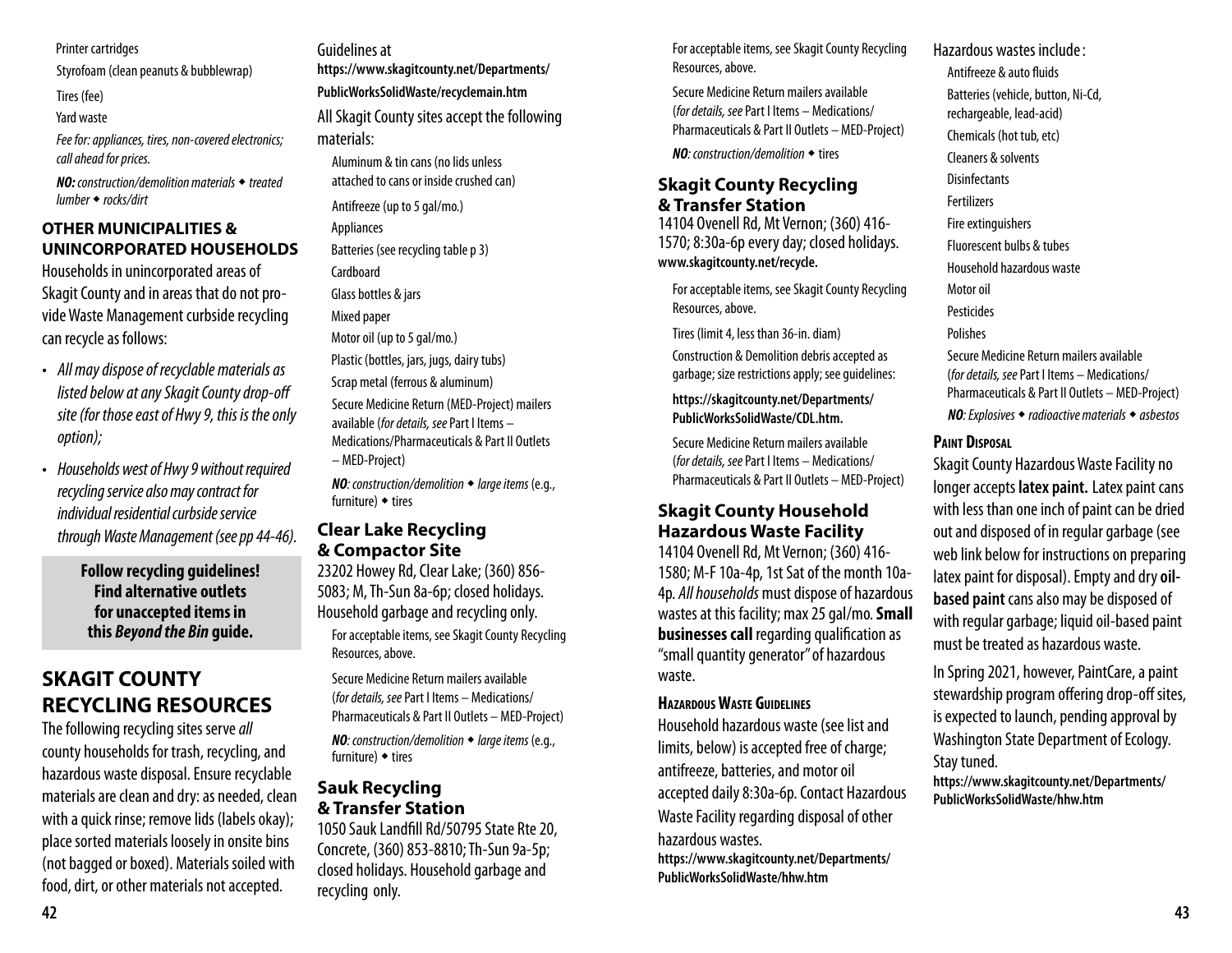Printer cartridges

Styrofoam (clean peanuts & bubblewrap)

Tires (fee)

Yard waste

*Fee for: appliances, tires, non-covered electronics; call ahead for prices.*

***NO:** construction/demolition materials ◆ treated lumber ◆ rocks/dirt*

### OTHER MUNICIPALITIES & UNINCORPORATED HOUSEHOLDS

Households in unincorporated areas of Skagit County and in areas that do not provide Waste Management curbside recycling can recycle as follows:

- *All may dispose of recyclable materials as listed below at any Skagit County drop-off site (for those east of Hwy 9, this is the only option);*
- *Households west of Hwy 9 without required recycling service also may contract for individual residential curbside service through Waste Management (see pp 44-46).*

**Follow recycling guidelines! Find alternative outlets for unaccepted items in this *Beyond the Bin* guide.**

## SKAGIT COUNTY RECYCLING RESOURCES

The following recycling sites serve *all* county households for trash, recycling, and hazardous waste disposal. Ensure recyclable materials are clean and dry: as needed, clean with a quick rinse; remove lids (labels okay); place sorted materials loosely in onsite bins (not bagged or boxed). Materials soiled with food, dirt, or other materials not accepted.

Guidelines at **https://www.skagitcounty.net/Departments/PublicWorksSolidWaste/recyclemain.htm**

All Skagit County sites accept the following materials:

Aluminum & tin cans (no lids unless attached to cans or inside crushed can)

Antifreeze (up to 5 gal/mo.)

Appliances

Batteries (see recycling table p 3)

Cardboard

Glass bottles & jars

Mixed paper

Motor oil (up to 5 gal/mo.)

Plastic (bottles, jars, jugs, dairy tubs)

Scrap metal (ferrous & aluminum)

Secure Medicine Return (MED-Project) mailers available (*for details, see* Part I Items – Medications/Pharmaceuticals & Part II Outlets – MED-Project)

***NO**: construction/demolition ◆ large items* (e.g., furniture) ◆ tires

### Clear Lake Recycling & Compactor Site

23202 Howey Rd, Clear Lake; (360) 856-5083; M, Th-Sun 8a-6p; closed holidays. Household garbage and recycling only.

For acceptable items, see Skagit County Recycling Resources, above.

Secure Medicine Return mailers available (*for details, see* Part I Items – Medications/Pharmaceuticals & Part II Outlets – MED-Project)

***NO**: construction/demolition ◆ large items* (e.g., furniture) ◆ tires

### Sauk Recycling & Transfer Station

1050 Sauk Landfill Rd/50795 State Rte 20, Concrete, (360) 853-8810; Th-Sun 9a-5p; closed holidays. Household garbage and recycling only.

For acceptable items, see Skagit County Recycling Resources, above.

Secure Medicine Return mailers available (*for details, see* Part I Items – Medications/Pharmaceuticals & Part II Outlets – MED-Project)

***NO**: construction/demolition* ◆ tires

### Skagit County Recycling & Transfer Station

14104 Ovenell Rd, Mt Vernon; (360) 416-1570; 8:30a-6p every day; closed holidays. **www.skagitcounty.net/recycle.**

For acceptable items, see Skagit County Recycling Resources, above.

Tires (limit 4, less than 36-in. diam)

Construction & Demolition debris accepted as garbage; size restrictions apply; see guidelines:

**https://skagitcounty.net/Departments/PublicWorksSolidWaste/CDL.htm.**

Secure Medicine Return mailers available (*for details, see* Part I Items – Medications/Pharmaceuticals & Part II Outlets – MED-Project)

### Skagit County Household Hazardous Waste Facility

14104 Ovenell Rd, Mt Vernon; (360) 416-1580; M-F 10a-4p, 1st Sat of the month 10a-4p. *All households* must dispose of hazardous wastes at this facility; max 25 gal/mo. **Small businesses call** regarding qualification as "small quantity generator" of hazardous waste.

#### Hazardous Waste Guidelines

Household hazardous waste (see list and limits, below) is accepted free of charge; antifreeze, batteries, and motor oil accepted daily 8:30a-6p. Contact Hazardous Waste Facility regarding disposal of other hazardous wastes.

**https://www.skagitcounty.net/Departments/PublicWorksSolidWaste/hhw.htm**

Hazardous wastes include:

Antifreeze & auto fluids

Batteries (vehicle, button, Ni-Cd, rechargeable, lead-acid)

Chemicals (hot tub, etc)

Cleaners & solvents

Disinfectants

Fertilizers

Fire extinguishers

Fluorescent bulbs & tubes

Household hazardous waste

Motor oil

Pesticides

Polishes

Secure Medicine Return mailers available (*for details, see* Part I Items – Medications/Pharmaceuticals & Part II Outlets – MED-Project)

***NO**: Explosives ◆ radioactive materials ◆ asbestos*

#### Paint Disposal

Skagit County Hazardous Waste Facility no longer accepts **latex paint.** Latex paint cans with less than one inch of paint can be dried out and disposed of in regular garbage (see web link below for instructions on preparing latex paint for disposal). Empty and dry **oil-based paint** cans also may be disposed of with regular garbage; liquid oil-based paint must be treated as hazardous waste.

In Spring 2021, however, PaintCare, a paint stewardship program offering drop-off sites, is expected to launch, pending approval by Washington State Department of Ecology. Stay tuned.

**https://www.skagitcounty.net/Departments/PublicWorksSolidWaste/hhw.htm**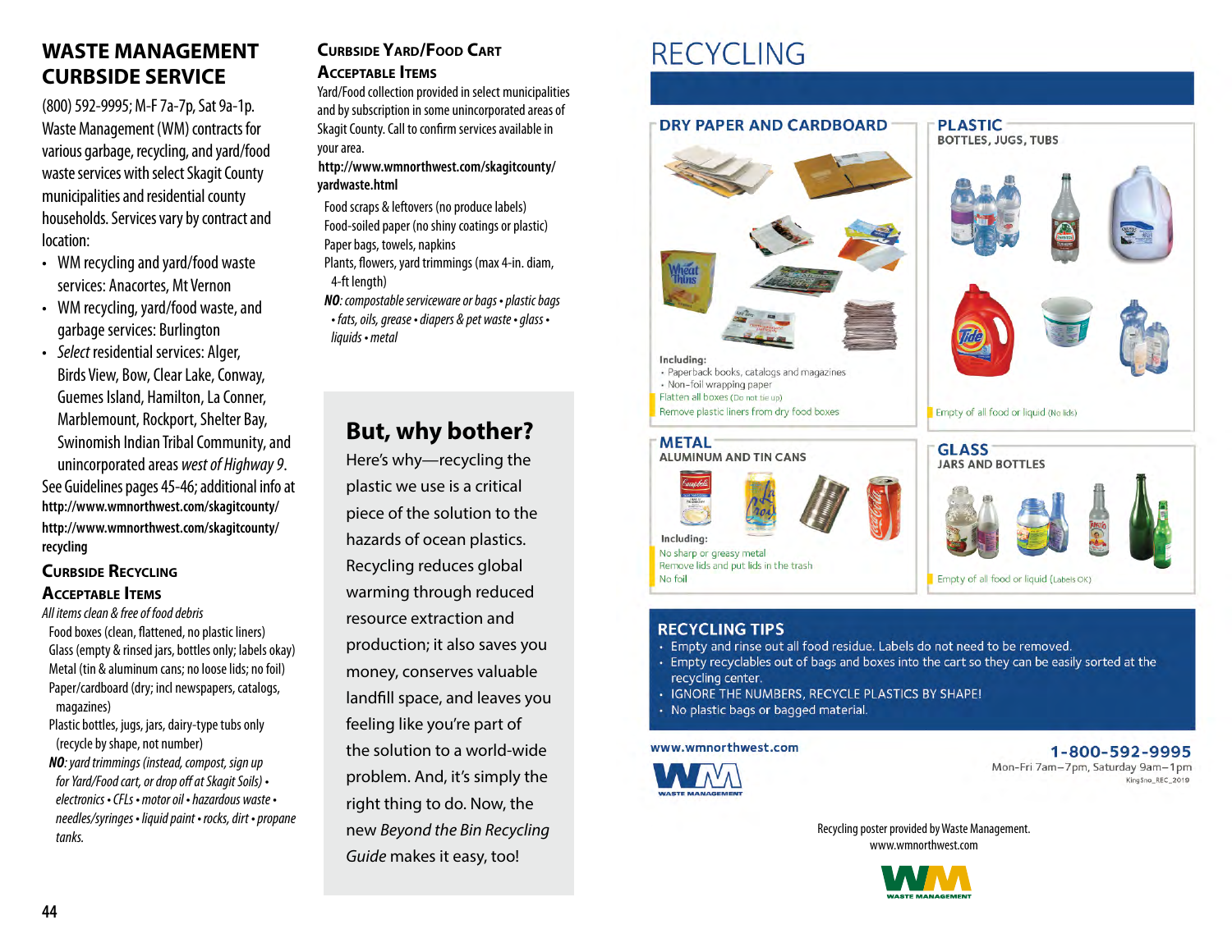## WASTE MANAGEMENT CURBSIDE SERVICE

(800) 592-9995; M-F 7a-7p, Sat 9a-1p.
Waste Management (WM) contracts for various garbage, recycling, and yard/food waste services with select Skagit County municipalities and residential county households. Services vary by contract and location:

- WM recycling and yard/food waste services: Anacortes, Mt Vernon
- WM recycling, yard/food waste, and garbage services: Burlington
- *Select* residential services: Alger, Birds View, Bow, Clear Lake, Conway, Guemes Island, Hamilton, La Conner, Marblemount, Rockport, Shelter Bay, Swinomish Indian Tribal Community, and unincorporated areas *west of Highway 9*.

See Guidelines pages 45-46; additional info at
**http://www.wmnorthwest.com/skagitcounty/**
**http://www.wmnorthwest.com/skagitcounty/recycling**

### Curbside Recycling Acceptable Items

*All items clean & free of food debris*

Food boxes (clean, flattened, no plastic liners)
Glass (empty & rinsed jars, bottles only; labels okay)
Metal (tin & aluminum cans; no loose lids; no foil)
Paper/cardboard (dry; incl newspapers, catalogs, magazines)
Plastic bottles, jugs, jars, dairy-type tubs only (recycle by shape, not number)

***NO**: yard trimmings (instead, compost, sign up for Yard/Food cart, or drop off at Skagit Soils) • electronics • CFLs • motor oil • hazardous waste • needles/syringes • liquid paint • rocks, dirt • propane tanks.*

### Curbside Yard/Food Cart Acceptable Items

Yard/Food collection provided in select municipalities and by subscription in some unincorporated areas of Skagit County. Call to confirm services available in your area.
**http://www.wmnorthwest.com/skagitcounty/yardwaste.html**

Food scraps & leftovers (no produce labels)
Food-soiled paper (no shiny coatings or plastic)
Paper bags, towels, napkins
Plants, flowers, yard trimmings (max 4-in. diam, 4-ft length)

***NO**: compostable serviceware or bags • plastic bags • fats, oils, grease • diapers & pet waste • glass • liquids • metal*

## But, why bother?

Here's why—recycling the plastic we use is a critical piece of the solution to the hazards of ocean plastics. Recycling reduces global warming through reduced resource extraction and production; it also saves you money, conserves valuable landfill space, and leaves you feeling like you're part of the solution to a world-wide problem. And, it's simply the right thing to do. Now, the new *Beyond the Bin Recycling Guide* makes it easy, too!

# RECYCLING

### DRY PAPER AND CARDBOARD

Including:
- Paperback books, catalogs and magazines
- Non-foil wrapping paper

Flatten all boxes (Do not tie up)
Remove plastic liners from dry food boxes

### PLASTIC
BOTTLES, JUGS, TUBS

Empty of all food or liquid (No lids)

### METAL
ALUMINUM AND TIN CANS

Including:
No sharp or greasy metal
Remove lids and put lids in the trash
No foil

### GLASS
JARS AND BOTTLES

Empty of all food or liquid (Labels OK)

### RECYCLING TIPS

- Empty and rinse out all food residue. Labels do not need to be removed.
- Empty recyclables out of bags and boxes into the cart so they can be easily sorted at the recycling center.
- IGNORE THE NUMBERS, RECYCLE PLASTICS BY SHAPE!
- No plastic bags or bagged material.

www.wmnorthwest.com

WASTE MANAGEMENT

1-800-592-9995
Mon-Fri 7am–7pm, Saturday 9am–1pm
KingSno_REC_2019

Recycling poster provided by Waste Management.
www.wmnorthwest.com

WASTE MANAGEMENT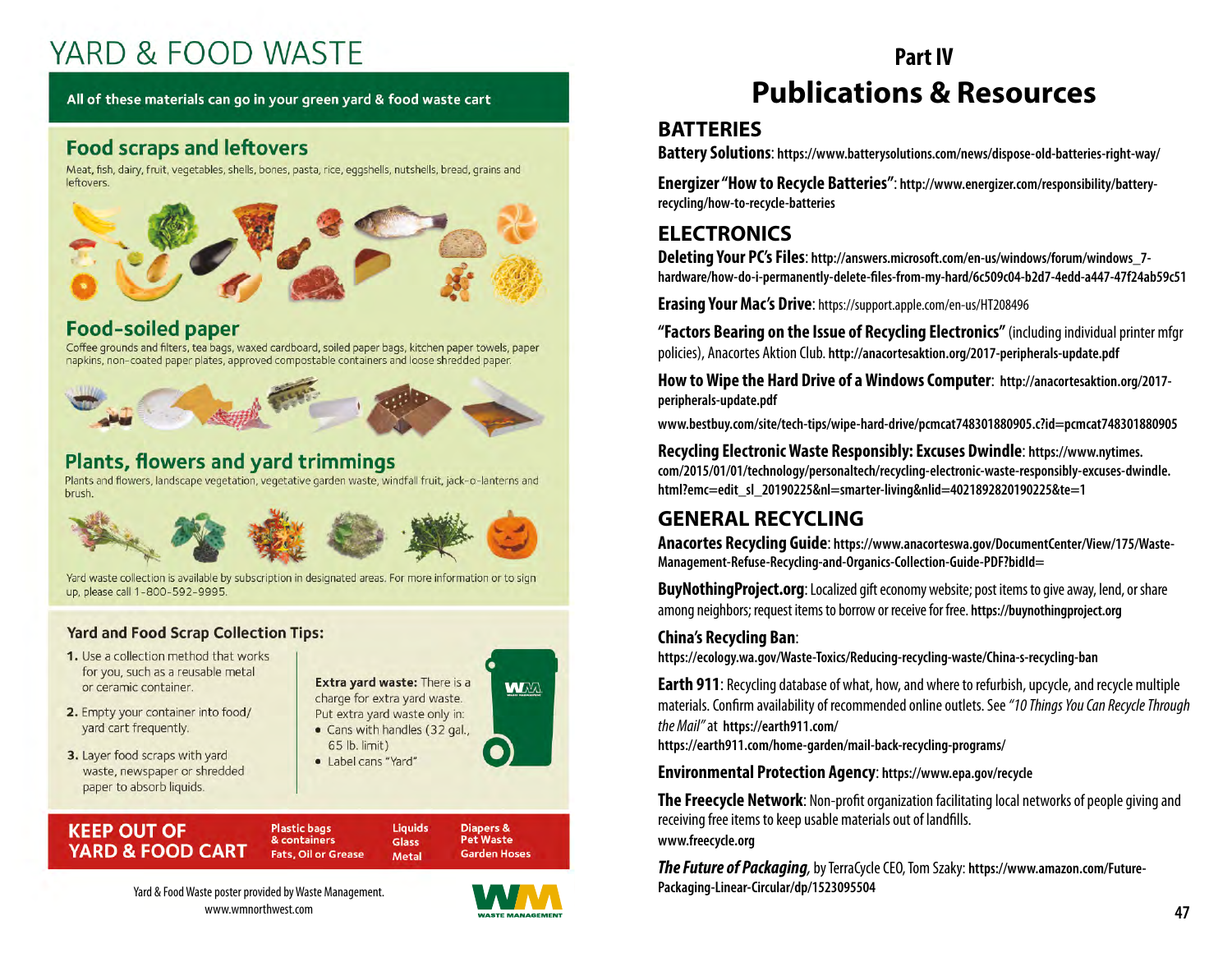# YARD & FOOD WASTE

**All of these materials can go in your green yard & food waste cart**

## Food scraps and leftovers

Meat, fish, dairy, fruit, vegetables, shells, bones, pasta, rice, eggshells, nutshells, bread, grains and leftovers.

## Food-soiled paper

Coffee grounds and filters, tea bags, waxed cardboard, soiled paper bags, kitchen paper towels, paper napkins, non-coated paper plates, approved compostable containers and loose shredded paper.

## Plants, flowers and yard trimmings

Plants and flowers, landscape vegetation, vegetative garden waste, windfall fruit, jack-o-lanterns and brush.

Yard waste collection is available by subscription in designated areas. For more information or to sign up, please call 1-800-592-9995.

### Yard and Food Scrap Collection Tips:

1. Use a collection method that works for you, such as a reusable metal or ceramic container.
2. Empty your container into food/yard cart frequently.
3. Layer food scraps with yard waste, newspaper or shredded paper to absorb liquids.

**Extra yard waste:** There is a charge for extra yard waste. Put extra yard waste only in:

- Cans with handles (32 gal., 65 lb. limit)
- Label cans "Yard"

**KEEP OUT OF YARD & FOOD CART**

Plastic bags & containers, Fats, Oil or Grease, Liquids, Glass, Metal, Diapers & Pet Waste, Garden Hoses

Yard & Food Waste poster provided by Waste Management.
www.wmnorthwest.com

# Part IV
# Publications & Resources

## BATTERIES

**Battery Solutions**: https://www.batterysolutions.com/news/dispose-old-batteries-right-way/

**Energizer "How to Recycle Batteries"**: http://www.energizer.com/responsibility/battery-recycling/how-to-recycle-batteries

## ELECTRONICS

**Deleting Your PC's Files**: http://answers.microsoft.com/en-us/windows/forum/windows_7-hardware/how-do-i-permanently-delete-files-from-my-hard/6c509c04-b2d7-4edd-a447-47f24ab59c51

**Erasing Your Mac's Drive**: https://support.apple.com/en-us/HT208496

**"Factors Bearing on the Issue of Recycling Electronics"** (including individual printer mfgr policies), Anacortes Aktion Club. http://anacortesaktion.org/2017-peripherals-update.pdf

**How to Wipe the Hard Drive of a Windows Computer**: http://anacortesaktion.org/2017-peripherals-update.pdf

www.bestbuy.com/site/tech-tips/wipe-hard-drive/pcmcat748301880905.c?id=pcmcat748301880905

**Recycling Electronic Waste Responsibly: Excuses Dwindle**: https://www.nytimes.com/2015/01/01/technology/personaltech/recycling-electronic-waste-responsibly-excuses-dwindle.html?emc=edit_sl_20190225&nl=smarter-living&nlid=4021892820190225&te=1

## GENERAL RECYCLING

**Anacortes Recycling Guide**: https://www.anacorteswa.gov/DocumentCenter/View/175/Waste-Management-Refuse-Recycling-and-Organics-Collection-Guide-PDF?bidId=

**BuyNothingProject.org**: Localized gift economy website; post items to give away, lend, or share among neighbors; request items to borrow or receive for free. https://buynothingproject.org

**China's Recycling Ban**: https://ecology.wa.gov/Waste-Toxics/Reducing-recycling-waste/China-s-recycling-ban

**Earth 911**: Recycling database of what, how, and where to refurbish, upcycle, and recycle multiple materials. Confirm availability of recommended online outlets. See *"10 Things You Can Recycle Through the Mail"* at https://earth911.com/ https://earth911.com/home-garden/mail-back-recycling-programs/

**Environmental Protection Agency**: https://www.epa.gov/recycle

**The Freecycle Network**: Non-profit organization facilitating local networks of people giving and receiving free items to keep usable materials out of landfills. www.freecycle.org

***The Future of Packaging***, by TerraCycle CEO, Tom Szaky: https://www.amazon.com/Future-Packaging-Linear-Circular/dp/1523095504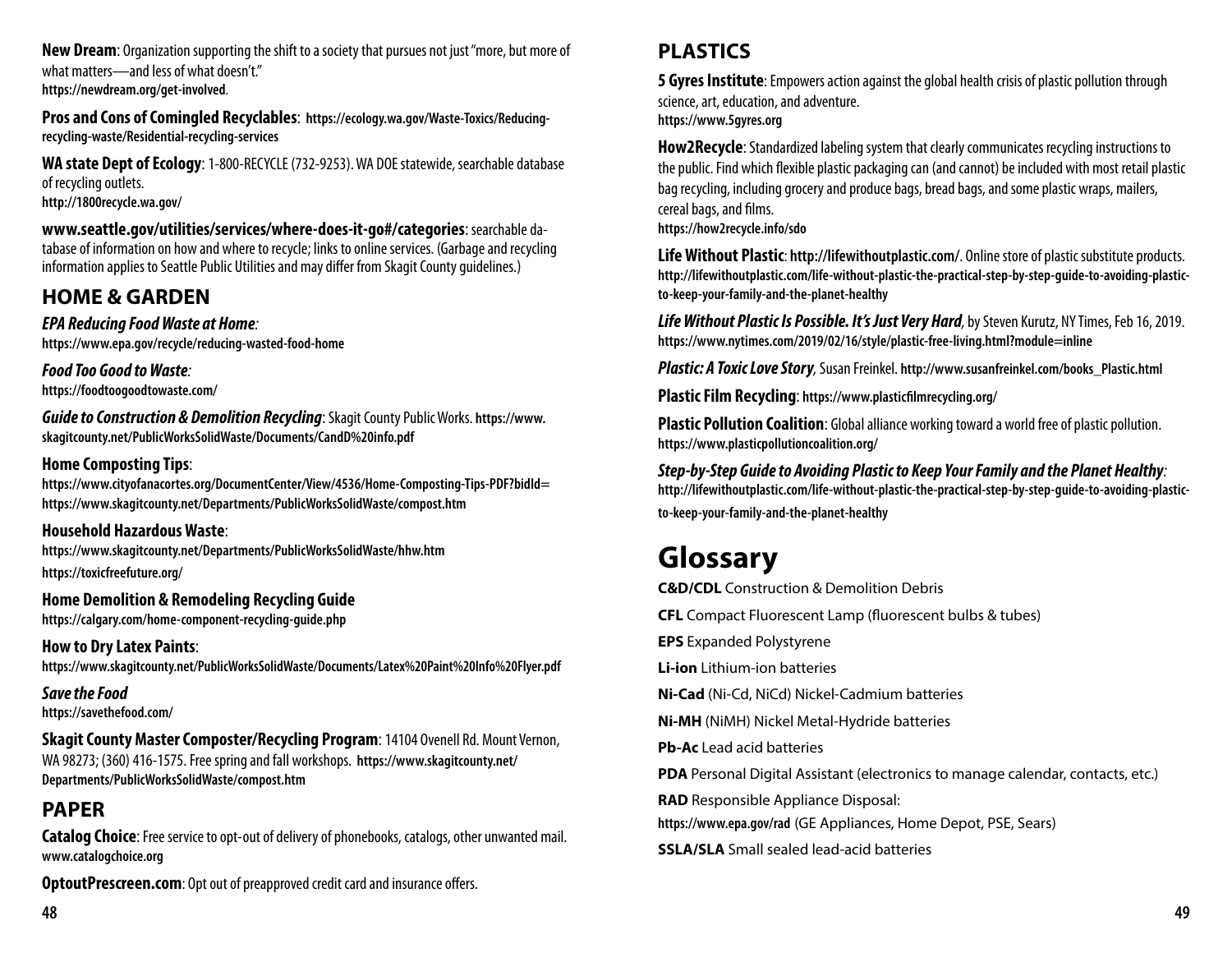**New Dream**: Organization supporting the shift to a society that pursues not just "more, but more of what matters—and less of what doesn't." **https://newdream.org/get-involved**.

**Pros and Cons of Comingled Recyclables**: **https://ecology.wa.gov/Waste-Toxics/Reducing-recycling-waste/Residential-recycling-services**

**WA state Dept of Ecology**: 1-800-RECYCLE (732-9253). WA DOE statewide, searchable database of recycling outlets. **http://1800recycle.wa.gov/**

**www.seattle.gov/utilities/services/where-does-it-go#/categories**: searchable database of information on how and where to recycle; links to online services. (Garbage and recycling information applies to Seattle Public Utilities and may differ from Skagit County guidelines.)

## HOME & GARDEN

***EPA Reducing Food Waste at Home***: **https://www.epa.gov/recycle/reducing-wasted-food-home**

***Food Too Good to Waste***: **https://foodtoogoodtowaste.com/**

***Guide to Construction & Demolition Recycling***: Skagit County Public Works. **https://www.skagitcounty.net/PublicWorksSolidWaste/Documents/CandD%20info.pdf**

**Home Composting Tips**:
**https://www.cityofanacortes.org/DocumentCenter/View/4536/Home-Composting-Tips-PDF?bidId=**
**https://www.skagitcounty.net/Departments/PublicWorksSolidWaste/compost.htm**

**Household Hazardous Waste**:
**https://www.skagitcounty.net/Departments/PublicWorksSolidWaste/hhw.htm**
**https://toxicfreefuture.org/**

**Home Demolition & Remodeling Recycling Guide**
**https://calgary.com/home-component-recycling-guide.php**

**How to Dry Latex Paints**:
**https://www.skagitcounty.net/PublicWorksSolidWaste/Documents/Latex%20Paint%20Info%20Flyer.pdf**

***Save the Food***
**https://savethefood.com/**

**Skagit County Master Composter/Recycling Program**: 14104 Ovenell Rd. Mount Vernon, WA 98273; (360) 416-1575. Free spring and fall workshops. **https://www.skagitcounty.net/Departments/PublicWorksSolidWaste/compost.htm**

## PAPER

**Catalog Choice**: Free service to opt-out of delivery of phonebooks, catalogs, other unwanted mail. **www.catalogchoice.org**

**OptoutPrescreen.com**: Opt out of preapproved credit card and insurance offers.

## PLASTICS

**5 Gyres Institute**: Empowers action against the global health crisis of plastic pollution through science, art, education, and adventure. **https://www.5gyres.org**

**How2Recycle**: Standardized labeling system that clearly communicates recycling instructions to the public. Find which flexible plastic packaging can (and cannot) be included with most retail plastic bag recycling, including grocery and produce bags, bread bags, and some plastic wraps, mailers, cereal bags, and films. **https://how2recycle.info/sdo**

**Life Without Plastic**: **http://lifewithoutplastic.com/**. Online store of plastic substitute products. **http://lifewithoutplastic.com/life-without-plastic-the-practical-step-by-step-guide-to-avoiding-plastic-to-keep-your-family-and-the-planet-healthy**

***Life Without Plastic Is Possible. It's Just Very Hard***, by Steven Kurutz, NY Times, Feb 16, 2019. **https://www.nytimes.com/2019/02/16/style/plastic-free-living.html?module=inline**

***Plastic: A Toxic Love Story***, Susan Freinkel. **http://www.susanfreinkel.com/books_Plastic.html**

**Plastic Film Recycling**: **https://www.plasticfilmrecycling.org/**

**Plastic Pollution Coalition**: Global alliance working toward a world free of plastic pollution. **https://www.plasticpollutioncoalition.org/**

***Step-by-Step Guide to Avoiding Plastic to Keep Your Family and the Planet Healthy***: **http://lifewithoutplastic.com/life-without-plastic-the-practical-step-by-step-guide-to-avoiding-plastic-to-keep-your-family-and-the-planet-healthy**

# Glossary

**C&D/CDL** Construction & Demolition Debris

**CFL** Compact Fluorescent Lamp (fluorescent bulbs & tubes)

**EPS** Expanded Polystyrene

**Li-ion** Lithium-ion batteries

**Ni-Cad** (Ni-Cd, NiCd) Nickel-Cadmium batteries

**Ni-MH** (NiMH) Nickel Metal-Hydride batteries

**Pb-Ac** Lead acid batteries

**PDA** Personal Digital Assistant (electronics to manage calendar, contacts, etc.)

**RAD** Responsible Appliance Disposal: **https://www.epa.gov/rad** (GE Appliances, Home Depot, PSE, Sears)

**SSLA/SLA** Small sealed lead-acid batteries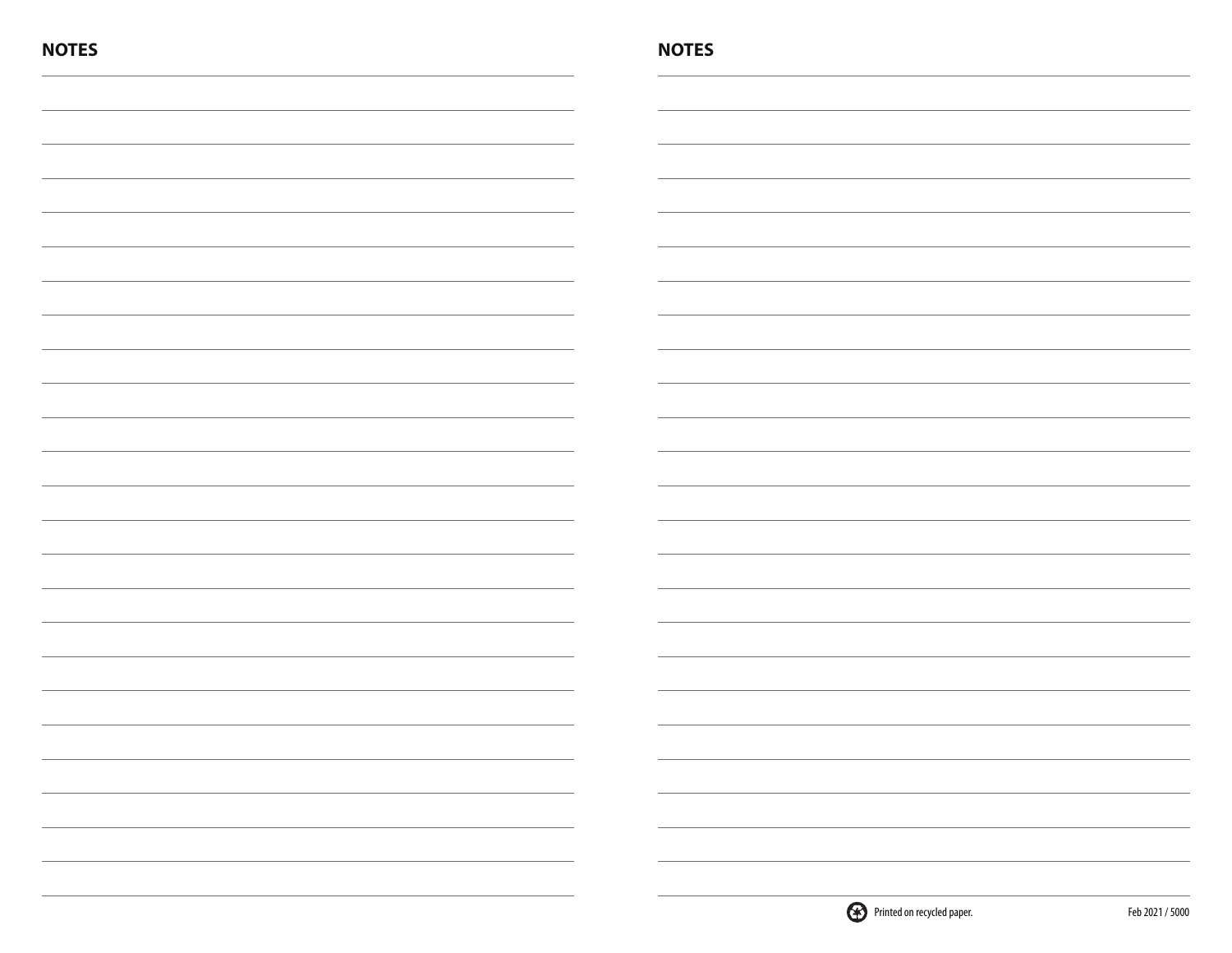## NOTES

## NOTES

Printed on recycled paper.

Feb 2021 / 5000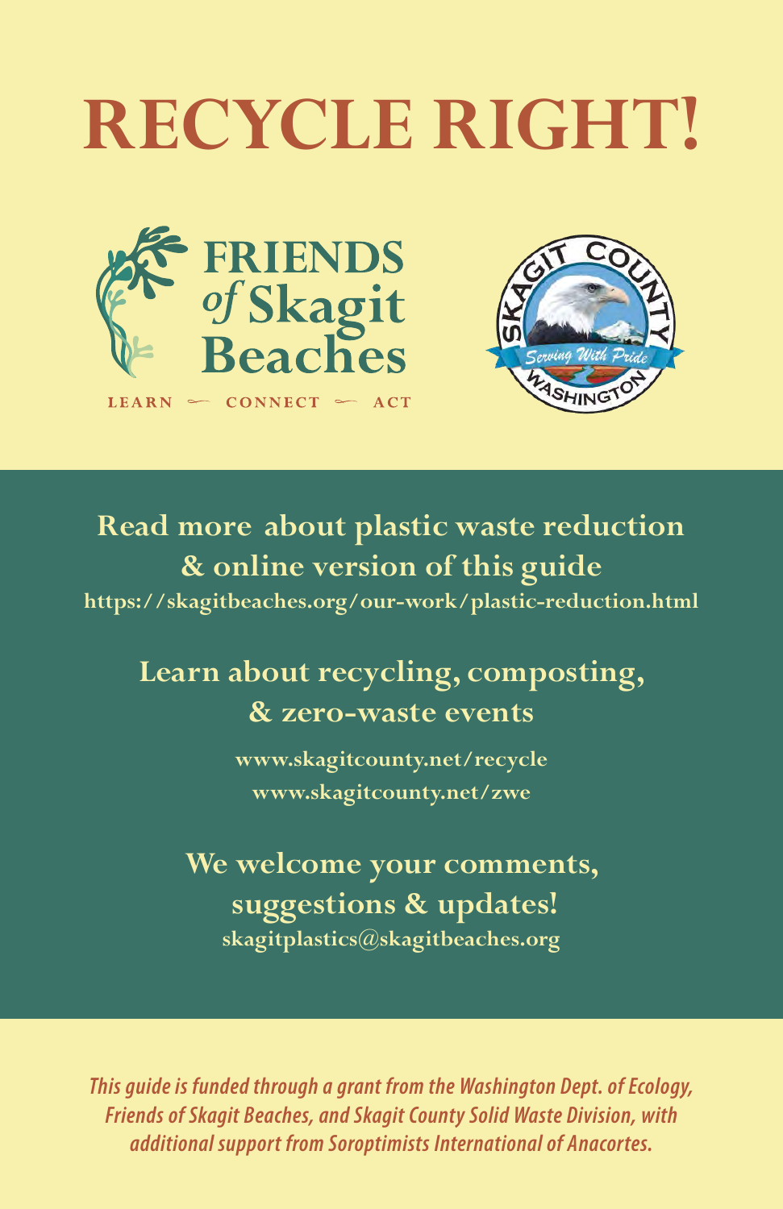# RECYCLE RIGHT!

FRIENDS *of* Skagit Beaches

LEARN ~ CONNECT ~ ACT

SKAGIT COUNTY WASHINGTON

Serving With Pride

**Read more about plastic waste reduction & online version of this guide**

**https://skagitbeaches.org/our-work/plastic-reduction.html**

**Learn about recycling, composting, & zero-waste events**

**www.skagitcounty.net/recycle**

**www.skagitcounty.net/zwe**

**We welcome your comments, suggestions & updates!**

**skagitplastics@skagitbeaches.org**

*This guide is funded through a grant from the Washington Dept. of Ecology, Friends of Skagit Beaches, and Skagit County Solid Waste Division, with additional support from Soroptimists International of Anacortes.*